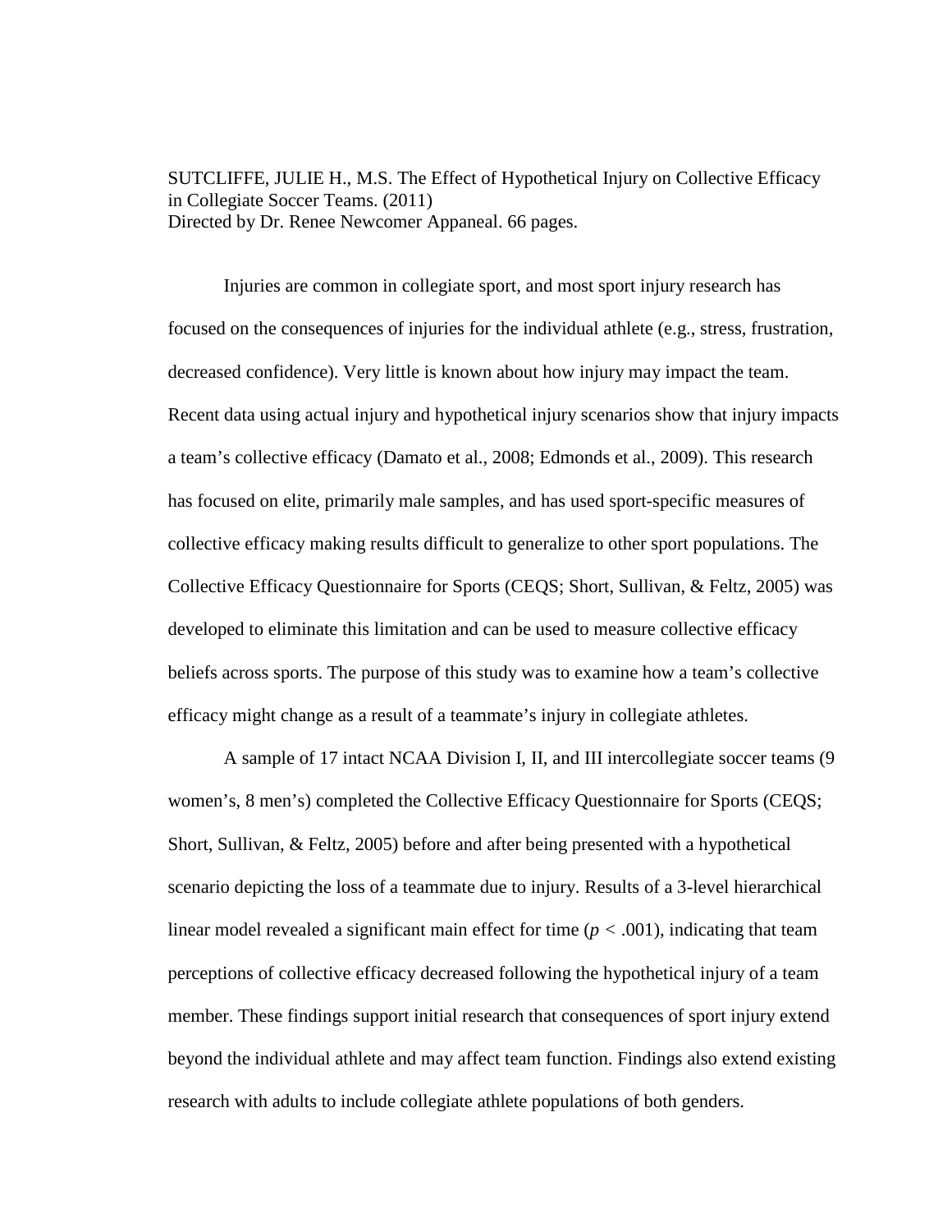SUTCLIFFE, JULIE H., M.S. The Effect of Hypothetical Injury on Collective Efficacy in Collegiate Soccer Teams. (2011)
Directed by Dr. Renee Newcomer Appaneal. 66 pages.

Injuries are common in collegiate sport, and most sport injury research has focused on the consequences of injuries for the individual athlete (e.g., stress, frustration, decreased confidence). Very little is known about how injury may impact the team. Recent data using actual injury and hypothetical injury scenarios show that injury impacts a team's collective efficacy (Damato et al., 2008; Edmonds et al., 2009). This research has focused on elite, primarily male samples, and has used sport-specific measures of collective efficacy making results difficult to generalize to other sport populations. The Collective Efficacy Questionnaire for Sports (CEQS; Short, Sullivan, & Feltz, 2005) was developed to eliminate this limitation and can be used to measure collective efficacy beliefs across sports. The purpose of this study was to examine how a team's collective efficacy might change as a result of a teammate's injury in collegiate athletes.

A sample of 17 intact NCAA Division I, II, and III intercollegiate soccer teams (9 women's, 8 men's) completed the Collective Efficacy Questionnaire for Sports (CEQS; Short, Sullivan, & Feltz, 2005) before and after being presented with a hypothetical scenario depicting the loss of a teammate due to injury. Results of a 3-level hierarchical linear model revealed a significant main effect for time ($p < .001$), indicating that team perceptions of collective efficacy decreased following the hypothetical injury of a team member. These findings support initial research that consequences of sport injury extend beyond the individual athlete and may affect team function. Findings also extend existing research with adults to include collegiate athlete populations of both genders.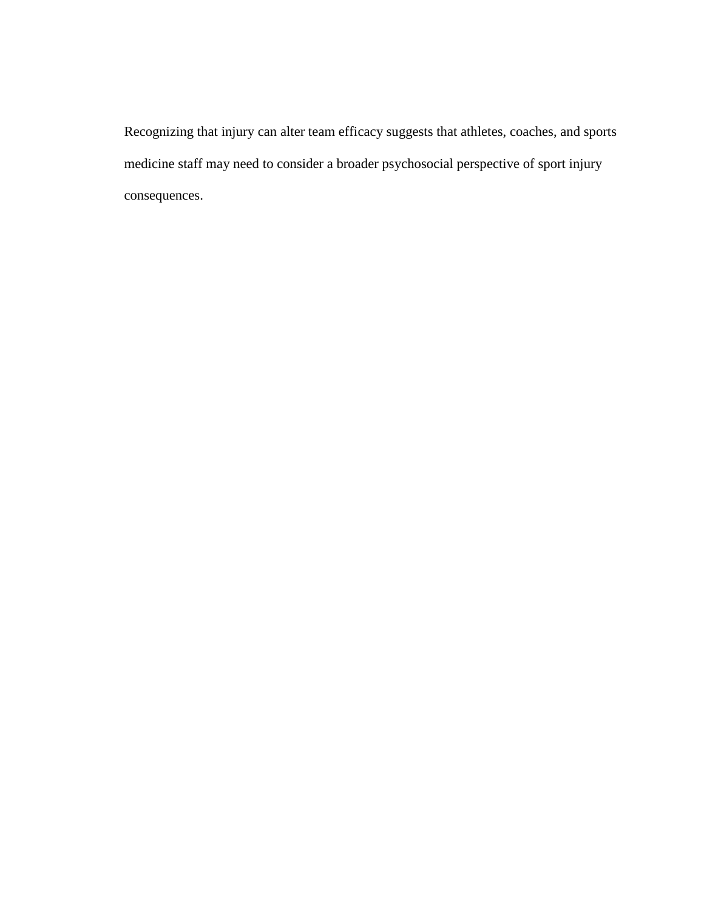Recognizing that injury can alter team efficacy suggests that athletes, coaches, and sports medicine staff may need to consider a broader psychosocial perspective of sport injury consequences.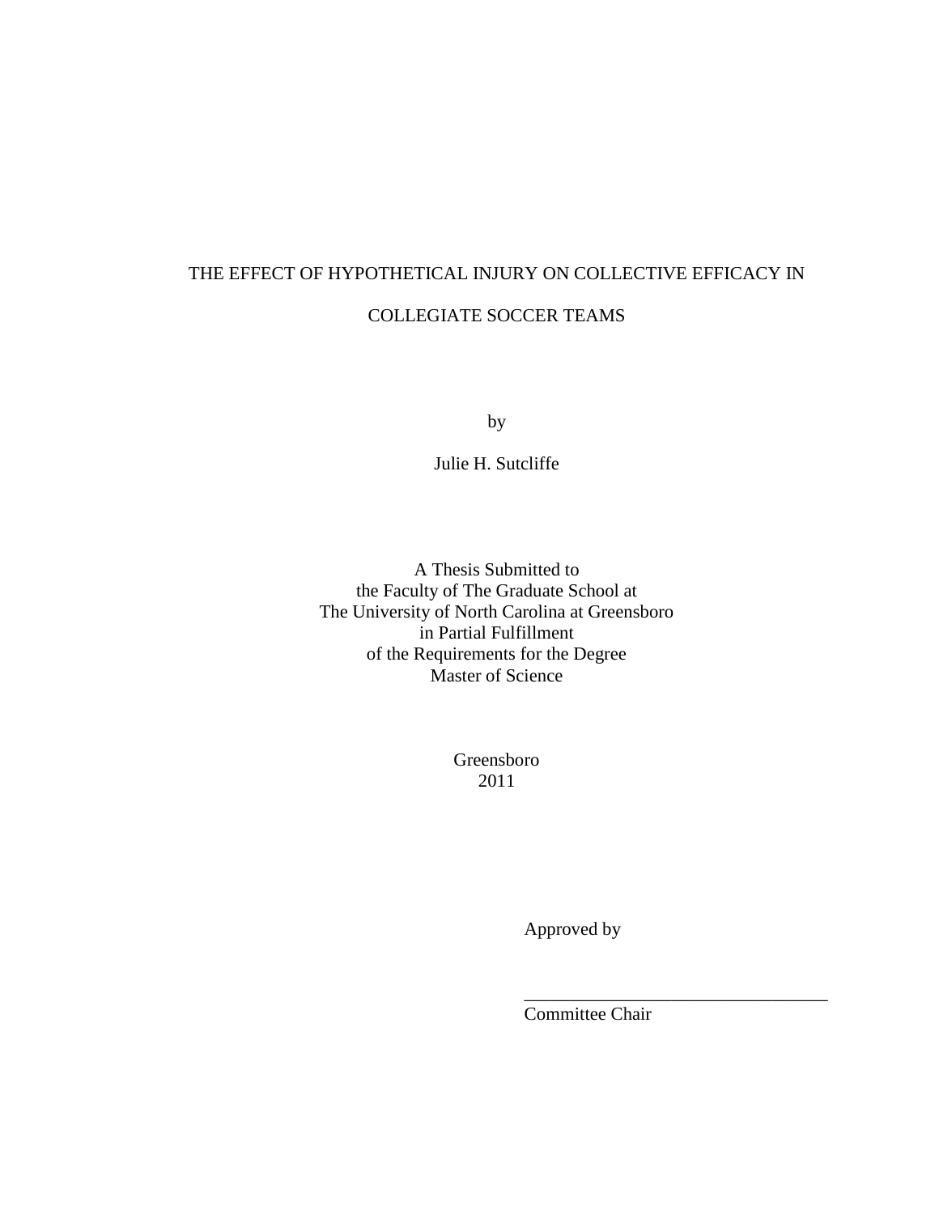THE EFFECT OF HYPOTHETICAL INJURY ON COLLECTIVE EFFICACY IN

COLLEGIATE SOCCER TEAMS

by

Julie H. Sutcliffe

A Thesis Submitted to
the Faculty of The Graduate School at
The University of North Carolina at Greensboro
in Partial Fulfillment
of the Requirements for the Degree
Master of Science

Greensboro
2011

Approved by

___________________________________
Committee Chair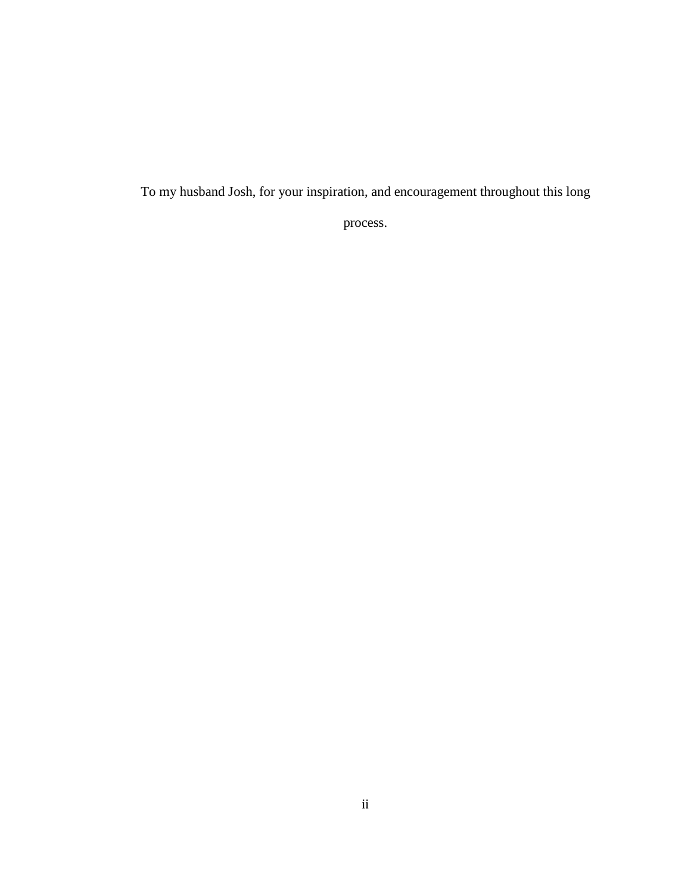To my husband Josh, for your inspiration, and encouragement throughout this long process.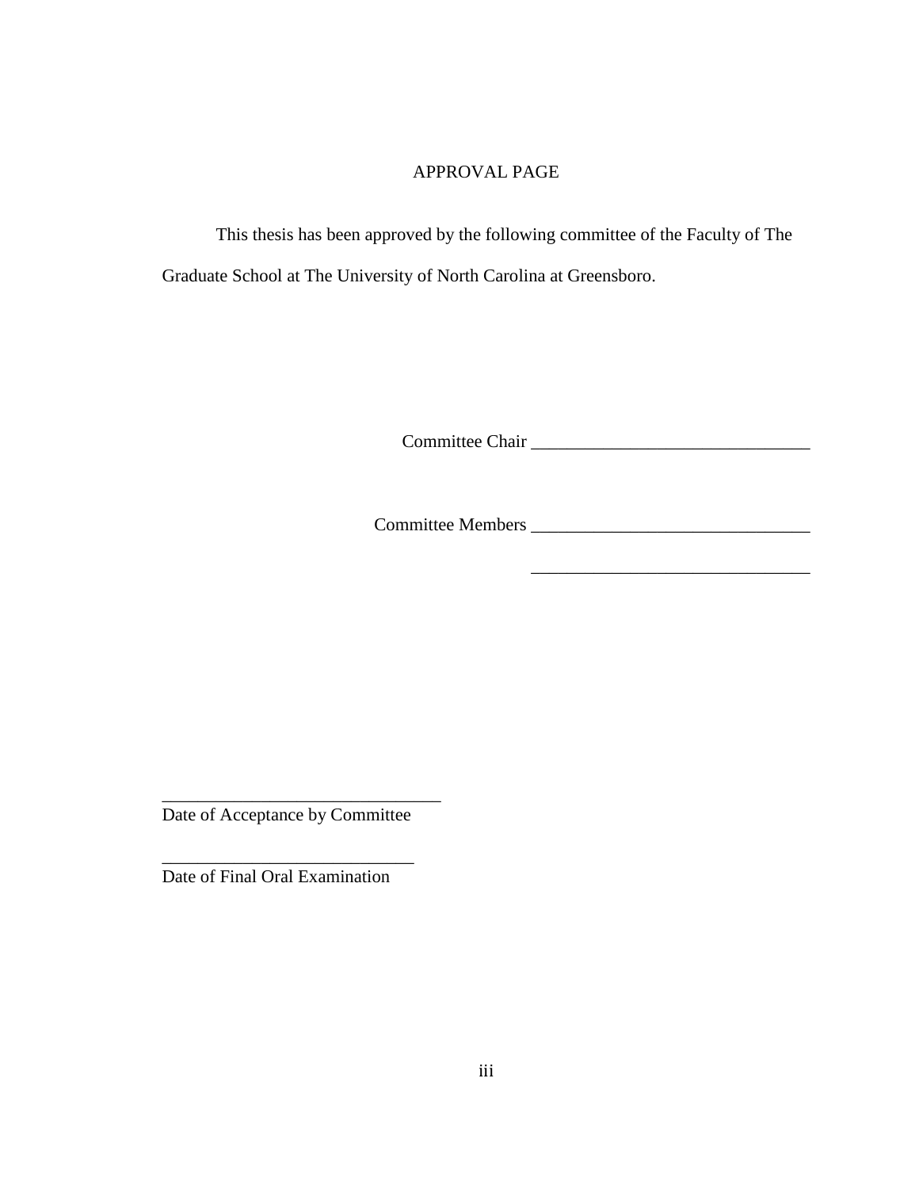# APPROVAL PAGE

This thesis has been approved by the following committee of the Faculty of The Graduate School at The University of North Carolina at Greensboro.

Committee Chair _______________________________

Committee Members _______________________________

_______________________________

_______________________________
Date of Acceptance by Committee

_______________________________
Date of Final Oral Examination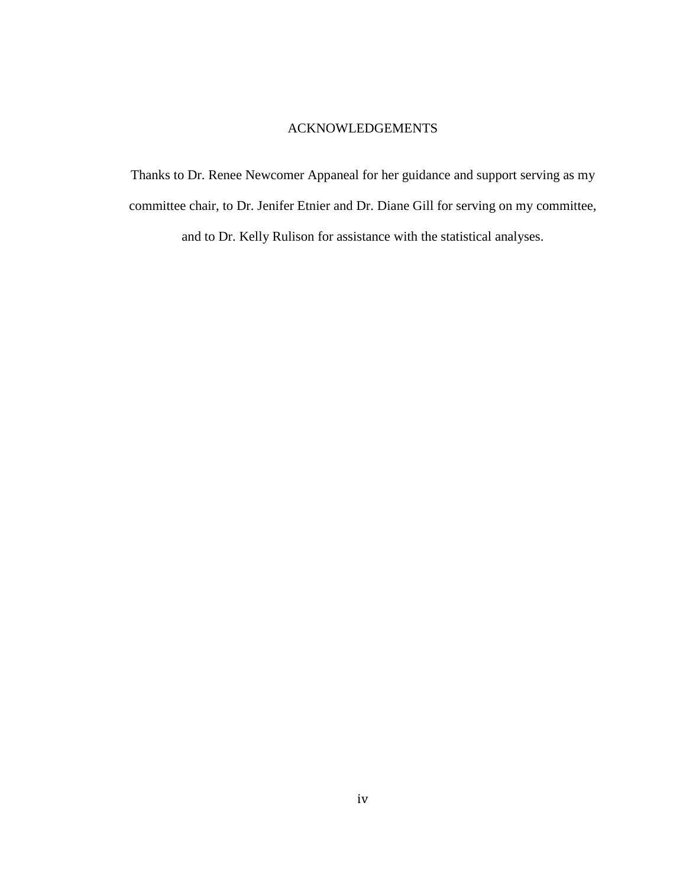# ACKNOWLEDGEMENTS

Thanks to Dr. Renee Newcomer Appaneal for her guidance and support serving as my committee chair, to Dr. Jenifer Etnier and Dr. Diane Gill for serving on my committee, and to Dr. Kelly Rulison for assistance with the statistical analyses.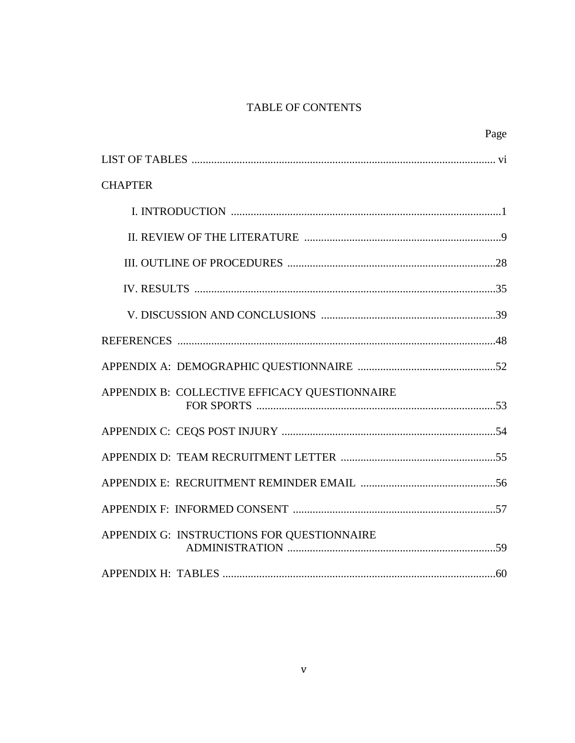# TABLE OF CONTENTS

| | Page |
|---|---|
| LIST OF TABLES | vi |
| CHAPTER | |
| I. INTRODUCTION | 1 |
| II. REVIEW OF THE LITERATURE | 9 |
| III. OUTLINE OF PROCEDURES | 28 |
| IV. RESULTS | 35 |
| V. DISCUSSION AND CONCLUSIONS | 39 |
| REFERENCES | 48 |
| APPENDIX A: DEMOGRAPHIC QUESTIONNAIRE | 52 |
| APPENDIX B: COLLECTIVE EFFICACY QUESTIONNAIRE FOR SPORTS | 53 |
| APPENDIX C: CEQS POST INJURY | 54 |
| APPENDIX D: TEAM RECRUITMENT LETTER | 55 |
| APPENDIX E: RECRUITMENT REMINDER EMAIL | 56 |
| APPENDIX F: INFORMED CONSENT | 57 |
| APPENDIX G: INSTRUCTIONS FOR QUESTIONNAIRE ADMINISTRATION | 59 |
| APPENDIX H: TABLES | 60 |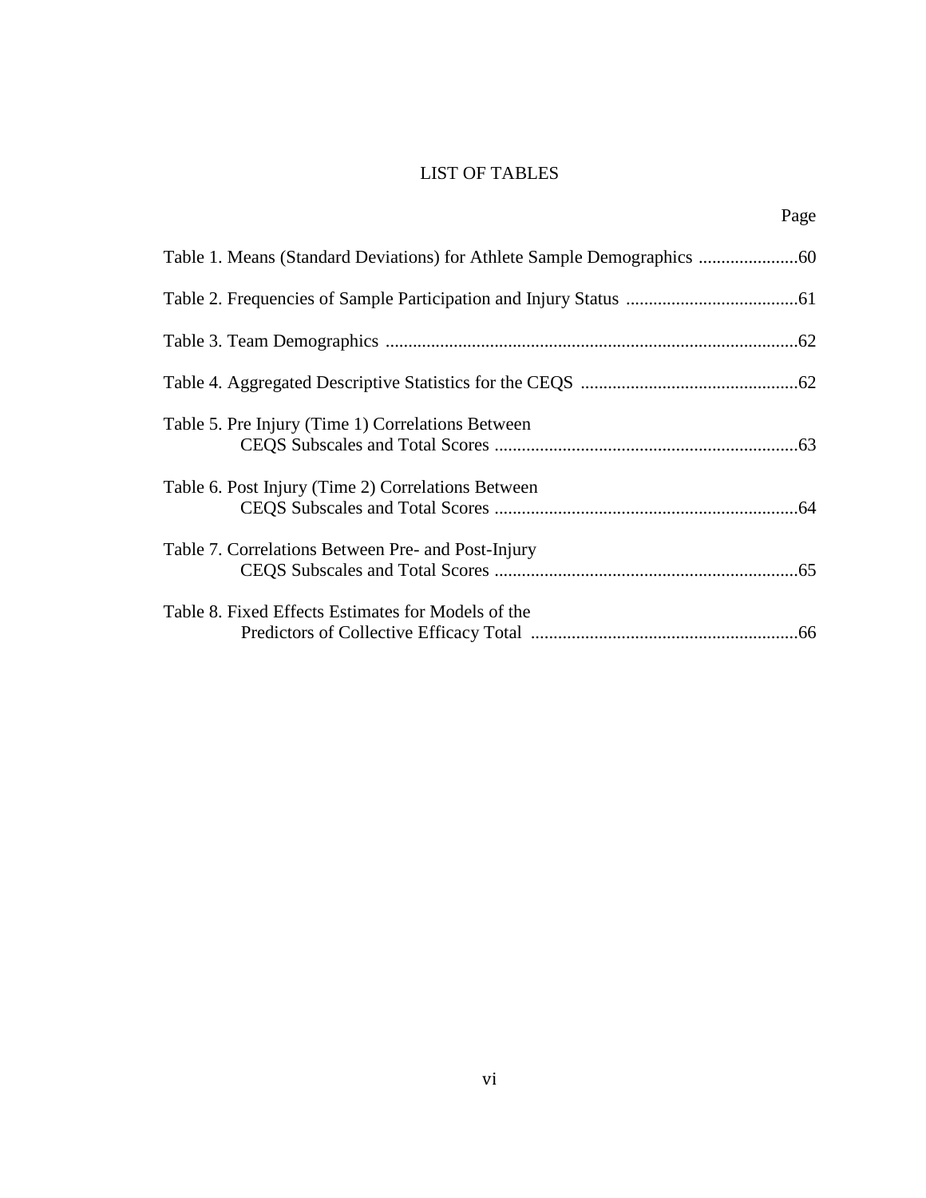# LIST OF TABLES

| | Page |
|---|---|
| Table 1. Means (Standard Deviations) for Athlete Sample Demographics | 60 |
| Table 2. Frequencies of Sample Participation and Injury Status | 61 |
| Table 3. Team Demographics | 62 |
| Table 4. Aggregated Descriptive Statistics for the CEQS | 62 |
| Table 5. Pre Injury (Time 1) Correlations Between CEQS Subscales and Total Scores | 63 |
| Table 6. Post Injury (Time 2) Correlations Between CEQS Subscales and Total Scores | 64 |
| Table 7. Correlations Between Pre- and Post-Injury CEQS Subscales and Total Scores | 65 |
| Table 8. Fixed Effects Estimates for Models of the Predictors of Collective Efficacy Total | 66 |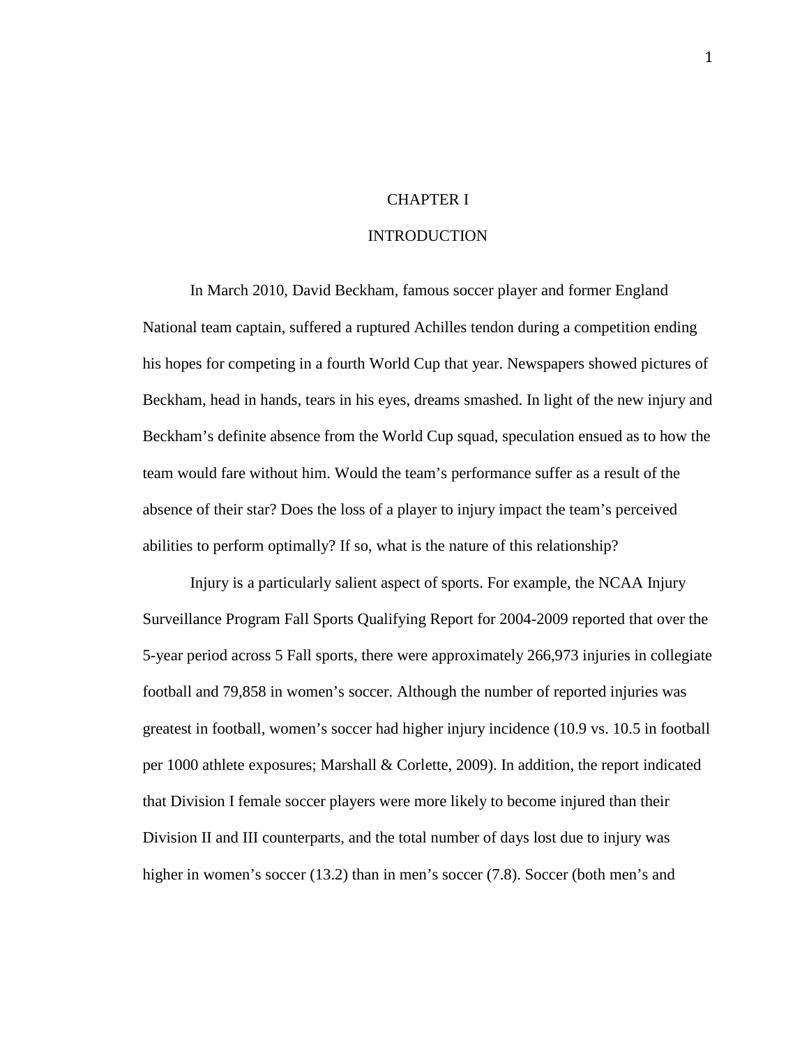# CHAPTER I

# INTRODUCTION

In March 2010, David Beckham, famous soccer player and former England National team captain, suffered a ruptured Achilles tendon during a competition ending his hopes for competing in a fourth World Cup that year. Newspapers showed pictures of Beckham, head in hands, tears in his eyes, dreams smashed. In light of the new injury and Beckham's definite absence from the World Cup squad, speculation ensued as to how the team would fare without him. Would the team's performance suffer as a result of the absence of their star? Does the loss of a player to injury impact the team's perceived abilities to perform optimally? If so, what is the nature of this relationship?

Injury is a particularly salient aspect of sports. For example, the NCAA Injury Surveillance Program Fall Sports Qualifying Report for 2004-2009 reported that over the 5-year period across 5 Fall sports, there were approximately 266,973 injuries in collegiate football and 79,858 in women's soccer. Although the number of reported injuries was greatest in football, women's soccer had higher injury incidence (10.9 vs. 10.5 in football per 1000 athlete exposures; Marshall & Corlette, 2009). In addition, the report indicated that Division I female soccer players were more likely to become injured than their Division II and III counterparts, and the total number of days lost due to injury was higher in women's soccer (13.2) than in men's soccer (7.8). Soccer (both men's and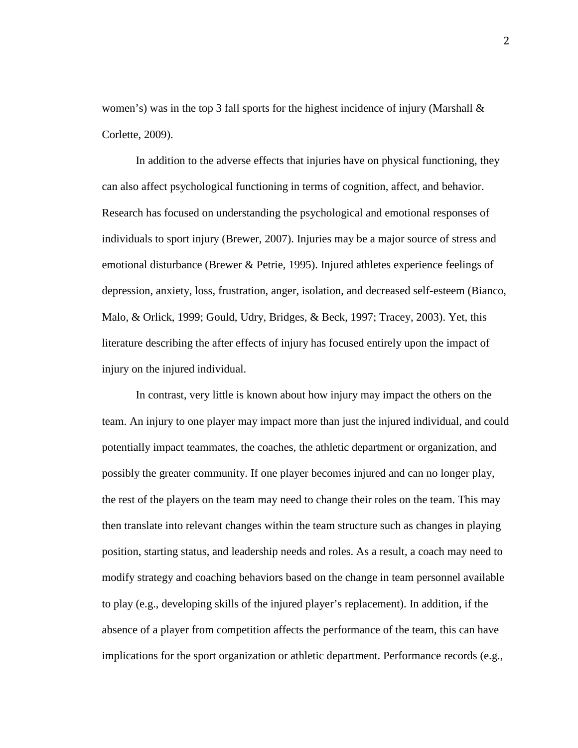women's) was in the top 3 fall sports for the highest incidence of injury (Marshall & Corlette, 2009).

In addition to the adverse effects that injuries have on physical functioning, they can also affect psychological functioning in terms of cognition, affect, and behavior. Research has focused on understanding the psychological and emotional responses of individuals to sport injury (Brewer, 2007). Injuries may be a major source of stress and emotional disturbance (Brewer & Petrie, 1995). Injured athletes experience feelings of depression, anxiety, loss, frustration, anger, isolation, and decreased self-esteem (Bianco, Malo, & Orlick, 1999; Gould, Udry, Bridges, & Beck, 1997; Tracey, 2003). Yet, this literature describing the after effects of injury has focused entirely upon the impact of injury on the injured individual.

In contrast, very little is known about how injury may impact the others on the team. An injury to one player may impact more than just the injured individual, and could potentially impact teammates, the coaches, the athletic department or organization, and possibly the greater community. If one player becomes injured and can no longer play, the rest of the players on the team may need to change their roles on the team. This may then translate into relevant changes within the team structure such as changes in playing position, starting status, and leadership needs and roles. As a result, a coach may need to modify strategy and coaching behaviors based on the change in team personnel available to play (e.g., developing skills of the injured player's replacement). In addition, if the absence of a player from competition affects the performance of the team, this can have implications for the sport organization or athletic department. Performance records (e.g.,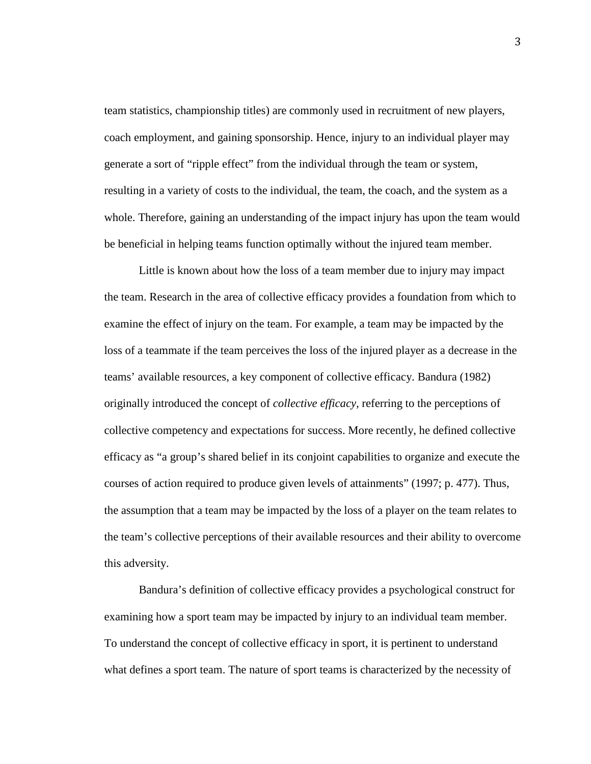team statistics, championship titles) are commonly used in recruitment of new players, coach employment, and gaining sponsorship. Hence, injury to an individual player may generate a sort of "ripple effect" from the individual through the team or system, resulting in a variety of costs to the individual, the team, the coach, and the system as a whole. Therefore, gaining an understanding of the impact injury has upon the team would be beneficial in helping teams function optimally without the injured team member.

Little is known about how the loss of a team member due to injury may impact the team. Research in the area of collective efficacy provides a foundation from which to examine the effect of injury on the team. For example, a team may be impacted by the loss of a teammate if the team perceives the loss of the injured player as a decrease in the teams' available resources, a key component of collective efficacy. Bandura (1982) originally introduced the concept of *collective efficacy,* referring to the perceptions of collective competency and expectations for success. More recently, he defined collective efficacy as "a group's shared belief in its conjoint capabilities to organize and execute the courses of action required to produce given levels of attainments" (1997; p. 477). Thus, the assumption that a team may be impacted by the loss of a player on the team relates to the team's collective perceptions of their available resources and their ability to overcome this adversity.

Bandura's definition of collective efficacy provides a psychological construct for examining how a sport team may be impacted by injury to an individual team member. To understand the concept of collective efficacy in sport, it is pertinent to understand what defines a sport team. The nature of sport teams is characterized by the necessity of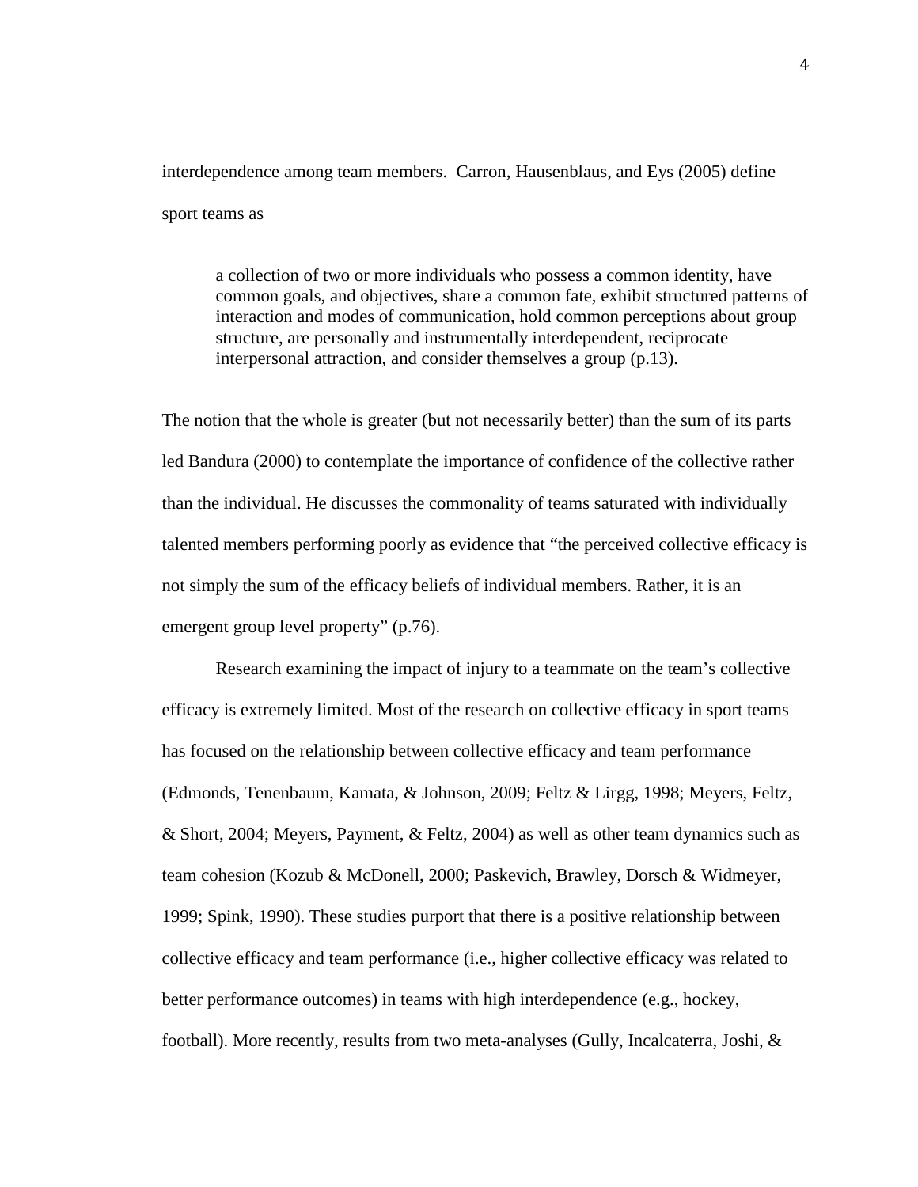interdependence among team members. Carron, Hausenblaus, and Eys (2005) define sport teams as

> a collection of two or more individuals who possess a common identity, have common goals, and objectives, share a common fate, exhibit structured patterns of interaction and modes of communication, hold common perceptions about group structure, are personally and instrumentally interdependent, reciprocate interpersonal attraction, and consider themselves a group (p.13).

The notion that the whole is greater (but not necessarily better) than the sum of its parts led Bandura (2000) to contemplate the importance of confidence of the collective rather than the individual. He discusses the commonality of teams saturated with individually talented members performing poorly as evidence that "the perceived collective efficacy is not simply the sum of the efficacy beliefs of individual members. Rather, it is an emergent group level property" (p.76).

Research examining the impact of injury to a teammate on the team's collective efficacy is extremely limited. Most of the research on collective efficacy in sport teams has focused on the relationship between collective efficacy and team performance (Edmonds, Tenenbaum, Kamata, & Johnson, 2009; Feltz & Lirgg, 1998; Meyers, Feltz, & Short, 2004; Meyers, Payment, & Feltz, 2004) as well as other team dynamics such as team cohesion (Kozub & McDonell, 2000; Paskevich, Brawley, Dorsch & Widmeyer, 1999; Spink, 1990). These studies purport that there is a positive relationship between collective efficacy and team performance (i.e., higher collective efficacy was related to better performance outcomes) in teams with high interdependence (e.g., hockey, football). More recently, results from two meta-analyses (Gully, Incalcaterra, Joshi, &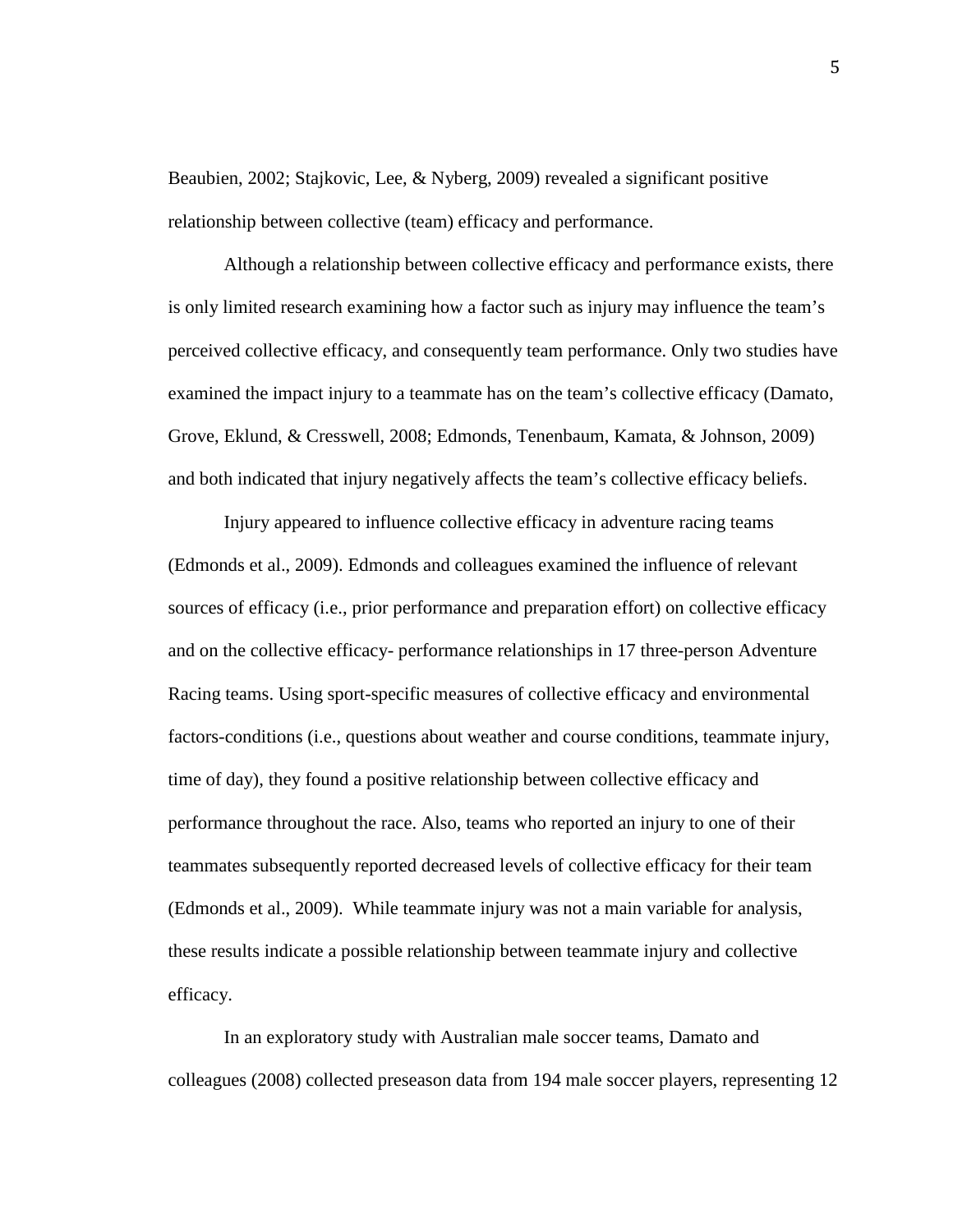Beaubien, 2002; Stajkovic, Lee, & Nyberg, 2009) revealed a significant positive relationship between collective (team) efficacy and performance.

Although a relationship between collective efficacy and performance exists, there is only limited research examining how a factor such as injury may influence the team's perceived collective efficacy, and consequently team performance. Only two studies have examined the impact injury to a teammate has on the team's collective efficacy (Damato, Grove, Eklund, & Cresswell, 2008; Edmonds, Tenenbaum, Kamata, & Johnson, 2009) and both indicated that injury negatively affects the team's collective efficacy beliefs.

Injury appeared to influence collective efficacy in adventure racing teams (Edmonds et al., 2009). Edmonds and colleagues examined the influence of relevant sources of efficacy (i.e., prior performance and preparation effort) on collective efficacy and on the collective efficacy- performance relationships in 17 three-person Adventure Racing teams. Using sport-specific measures of collective efficacy and environmental factors-conditions (i.e., questions about weather and course conditions, teammate injury, time of day), they found a positive relationship between collective efficacy and performance throughout the race. Also, teams who reported an injury to one of their teammates subsequently reported decreased levels of collective efficacy for their team (Edmonds et al., 2009). While teammate injury was not a main variable for analysis, these results indicate a possible relationship between teammate injury and collective efficacy.

In an exploratory study with Australian male soccer teams, Damato and colleagues (2008) collected preseason data from 194 male soccer players, representing 12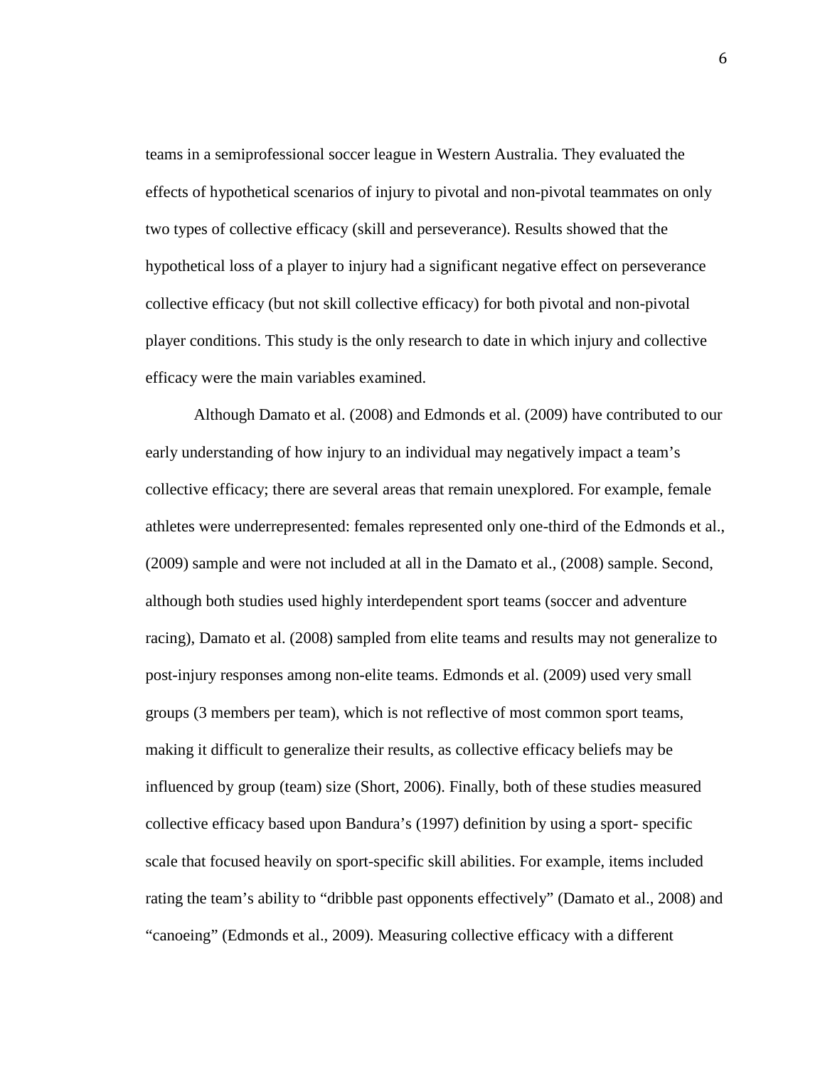teams in a semiprofessional soccer league in Western Australia. They evaluated the effects of hypothetical scenarios of injury to pivotal and non-pivotal teammates on only two types of collective efficacy (skill and perseverance). Results showed that the hypothetical loss of a player to injury had a significant negative effect on perseverance collective efficacy (but not skill collective efficacy) for both pivotal and non-pivotal player conditions. This study is the only research to date in which injury and collective efficacy were the main variables examined.

Although Damato et al. (2008) and Edmonds et al. (2009) have contributed to our early understanding of how injury to an individual may negatively impact a team's collective efficacy; there are several areas that remain unexplored. For example, female athletes were underrepresented: females represented only one-third of the Edmonds et al., (2009) sample and were not included at all in the Damato et al., (2008) sample. Second, although both studies used highly interdependent sport teams (soccer and adventure racing), Damato et al. (2008) sampled from elite teams and results may not generalize to post-injury responses among non-elite teams. Edmonds et al. (2009) used very small groups (3 members per team), which is not reflective of most common sport teams, making it difficult to generalize their results, as collective efficacy beliefs may be influenced by group (team) size (Short, 2006). Finally, both of these studies measured collective efficacy based upon Bandura's (1997) definition by using a sport- specific scale that focused heavily on sport-specific skill abilities. For example, items included rating the team's ability to "dribble past opponents effectively" (Damato et al., 2008) and "canoeing" (Edmonds et al., 2009). Measuring collective efficacy with a different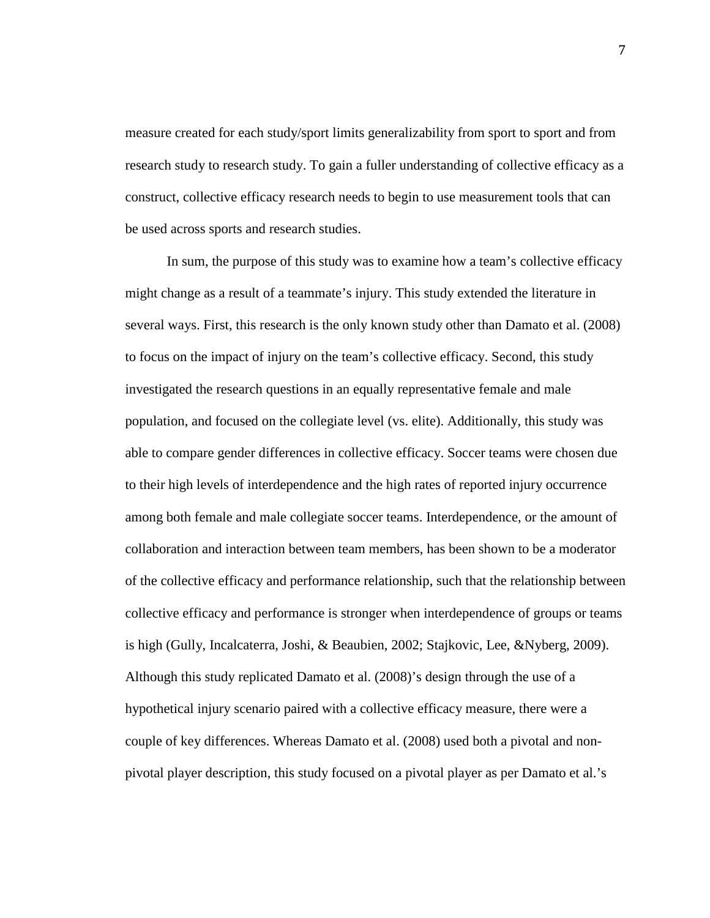measure created for each study/sport limits generalizability from sport to sport and from research study to research study. To gain a fuller understanding of collective efficacy as a construct, collective efficacy research needs to begin to use measurement tools that can be used across sports and research studies.

In sum, the purpose of this study was to examine how a team's collective efficacy might change as a result of a teammate's injury. This study extended the literature in several ways. First, this research is the only known study other than Damato et al. (2008) to focus on the impact of injury on the team's collective efficacy. Second, this study investigated the research questions in an equally representative female and male population, and focused on the collegiate level (vs. elite). Additionally, this study was able to compare gender differences in collective efficacy. Soccer teams were chosen due to their high levels of interdependence and the high rates of reported injury occurrence among both female and male collegiate soccer teams. Interdependence, or the amount of collaboration and interaction between team members, has been shown to be a moderator of the collective efficacy and performance relationship, such that the relationship between collective efficacy and performance is stronger when interdependence of groups or teams is high (Gully, Incalcaterra, Joshi, & Beaubien, 2002; Stajkovic, Lee, &Nyberg, 2009). Although this study replicated Damato et al. (2008)'s design through the use of a hypothetical injury scenario paired with a collective efficacy measure, there were a couple of key differences. Whereas Damato et al. (2008) used both a pivotal and non-pivotal player description, this study focused on a pivotal player as per Damato et al.'s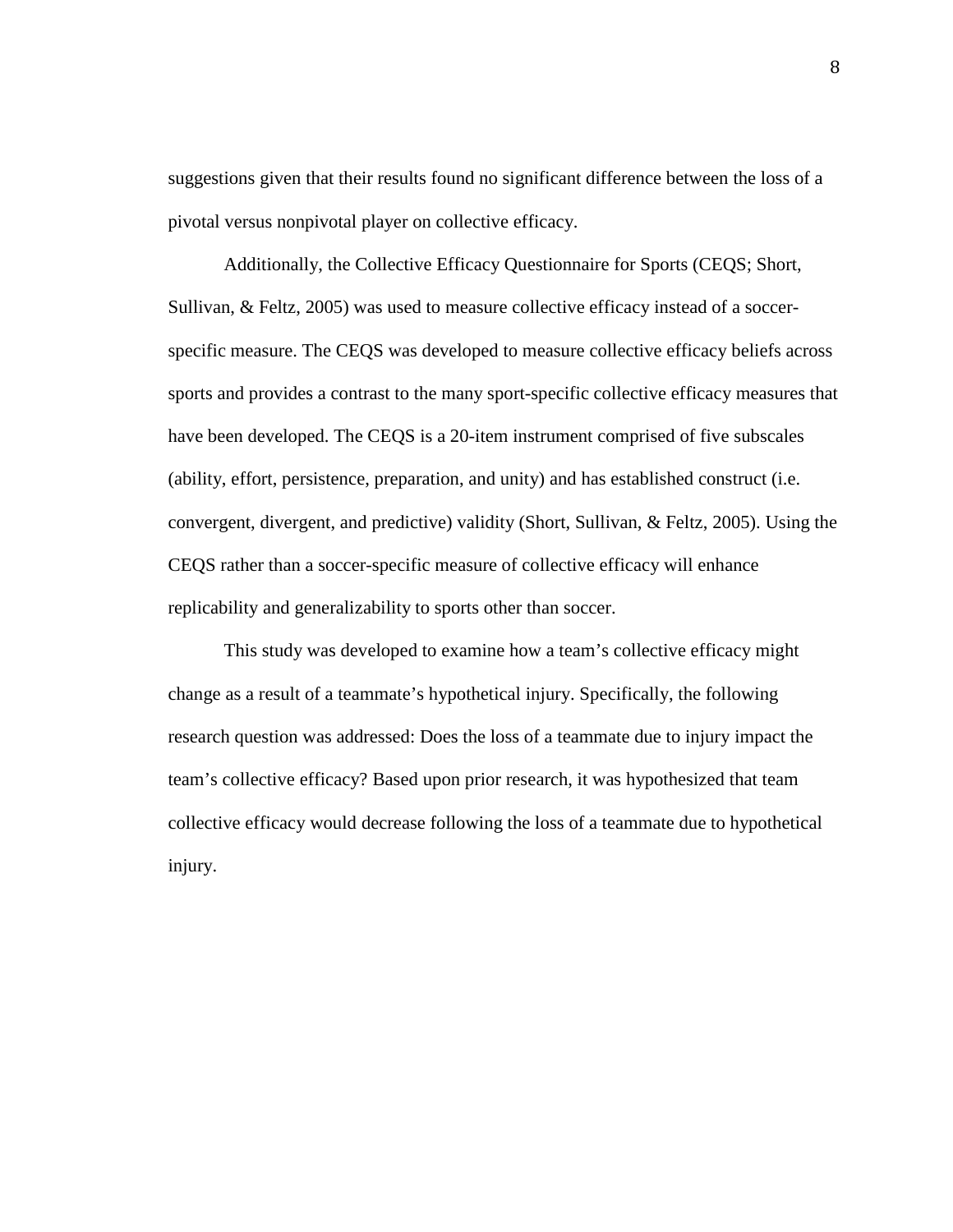suggestions given that their results found no significant difference between the loss of a pivotal versus nonpivotal player on collective efficacy.

Additionally, the Collective Efficacy Questionnaire for Sports (CEQS; Short, Sullivan, & Feltz, 2005) was used to measure collective efficacy instead of a soccer-specific measure. The CEQS was developed to measure collective efficacy beliefs across sports and provides a contrast to the many sport-specific collective efficacy measures that have been developed. The CEQS is a 20-item instrument comprised of five subscales (ability, effort, persistence, preparation, and unity) and has established construct (i.e. convergent, divergent, and predictive) validity (Short, Sullivan, & Feltz, 2005). Using the CEQS rather than a soccer-specific measure of collective efficacy will enhance replicability and generalizability to sports other than soccer.

This study was developed to examine how a team's collective efficacy might change as a result of a teammate's hypothetical injury. Specifically, the following research question was addressed: Does the loss of a teammate due to injury impact the team's collective efficacy? Based upon prior research, it was hypothesized that team collective efficacy would decrease following the loss of a teammate due to hypothetical injury.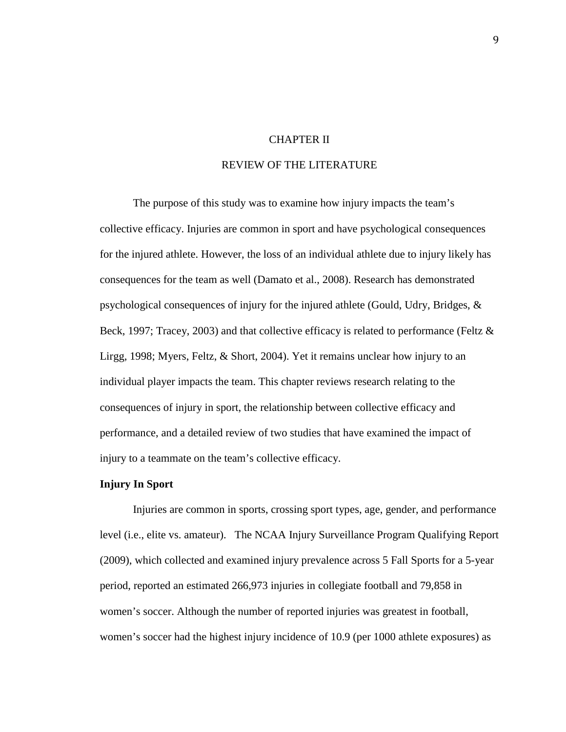# CHAPTER II

# REVIEW OF THE LITERATURE

The purpose of this study was to examine how injury impacts the team's collective efficacy. Injuries are common in sport and have psychological consequences for the injured athlete. However, the loss of an individual athlete due to injury likely has consequences for the team as well (Damato et al., 2008). Research has demonstrated psychological consequences of injury for the injured athlete (Gould, Udry, Bridges, & Beck, 1997; Tracey, 2003) and that collective efficacy is related to performance (Feltz & Lirgg, 1998; Myers, Feltz, & Short, 2004). Yet it remains unclear how injury to an individual player impacts the team. This chapter reviews research relating to the consequences of injury in sport, the relationship between collective efficacy and performance, and a detailed review of two studies that have examined the impact of injury to a teammate on the team's collective efficacy.

**Injury In Sport**

Injuries are common in sports, crossing sport types, age, gender, and performance level (i.e., elite vs. amateur). The NCAA Injury Surveillance Program Qualifying Report (2009), which collected and examined injury prevalence across 5 Fall Sports for a 5-year period, reported an estimated 266,973 injuries in collegiate football and 79,858 in women's soccer. Although the number of reported injuries was greatest in football, women's soccer had the highest injury incidence of 10.9 (per 1000 athlete exposures) as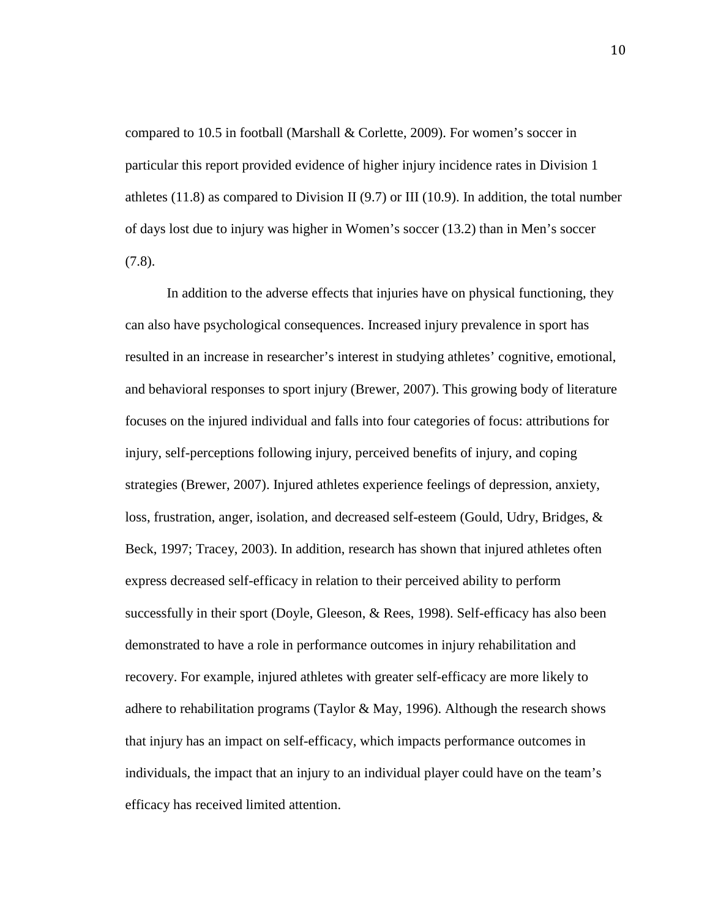compared to 10.5 in football (Marshall & Corlette, 2009). For women's soccer in particular this report provided evidence of higher injury incidence rates in Division 1 athletes (11.8) as compared to Division II (9.7) or III (10.9). In addition, the total number of days lost due to injury was higher in Women's soccer (13.2) than in Men's soccer (7.8).

In addition to the adverse effects that injuries have on physical functioning, they can also have psychological consequences. Increased injury prevalence in sport has resulted in an increase in researcher's interest in studying athletes' cognitive, emotional, and behavioral responses to sport injury (Brewer, 2007). This growing body of literature focuses on the injured individual and falls into four categories of focus: attributions for injury, self-perceptions following injury, perceived benefits of injury, and coping strategies (Brewer, 2007). Injured athletes experience feelings of depression, anxiety, loss, frustration, anger, isolation, and decreased self-esteem (Gould, Udry, Bridges, & Beck, 1997; Tracey, 2003). In addition, research has shown that injured athletes often express decreased self-efficacy in relation to their perceived ability to perform successfully in their sport (Doyle, Gleeson, & Rees, 1998). Self-efficacy has also been demonstrated to have a role in performance outcomes in injury rehabilitation and recovery. For example, injured athletes with greater self-efficacy are more likely to adhere to rehabilitation programs (Taylor & May, 1996). Although the research shows that injury has an impact on self-efficacy, which impacts performance outcomes in individuals, the impact that an injury to an individual player could have on the team's efficacy has received limited attention.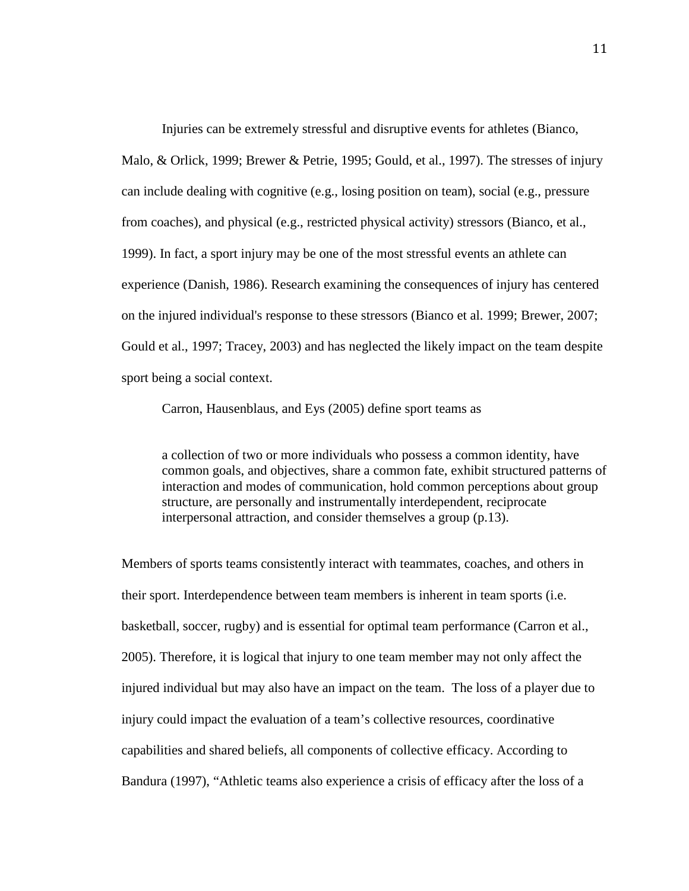Injuries can be extremely stressful and disruptive events for athletes (Bianco, Malo, & Orlick, 1999; Brewer & Petrie, 1995; Gould, et al., 1997). The stresses of injury can include dealing with cognitive (e.g., losing position on team), social (e.g., pressure from coaches), and physical (e.g., restricted physical activity) stressors (Bianco, et al., 1999). In fact, a sport injury may be one of the most stressful events an athlete can experience (Danish, 1986). Research examining the consequences of injury has centered on the injured individual's response to these stressors (Bianco et al. 1999; Brewer, 2007; Gould et al., 1997; Tracey, 2003) and has neglected the likely impact on the team despite sport being a social context.

Carron, Hausenblaus, and Eys (2005) define sport teams as

> a collection of two or more individuals who possess a common identity, have common goals, and objectives, share a common fate, exhibit structured patterns of interaction and modes of communication, hold common perceptions about group structure, are personally and instrumentally interdependent, reciprocate interpersonal attraction, and consider themselves a group (p.13).

Members of sports teams consistently interact with teammates, coaches, and others in their sport. Interdependence between team members is inherent in team sports (i.e. basketball, soccer, rugby) and is essential for optimal team performance (Carron et al., 2005). Therefore, it is logical that injury to one team member may not only affect the injured individual but may also have an impact on the team. The loss of a player due to injury could impact the evaluation of a team's collective resources, coordinative capabilities and shared beliefs, all components of collective efficacy. According to Bandura (1997), "Athletic teams also experience a crisis of efficacy after the loss of a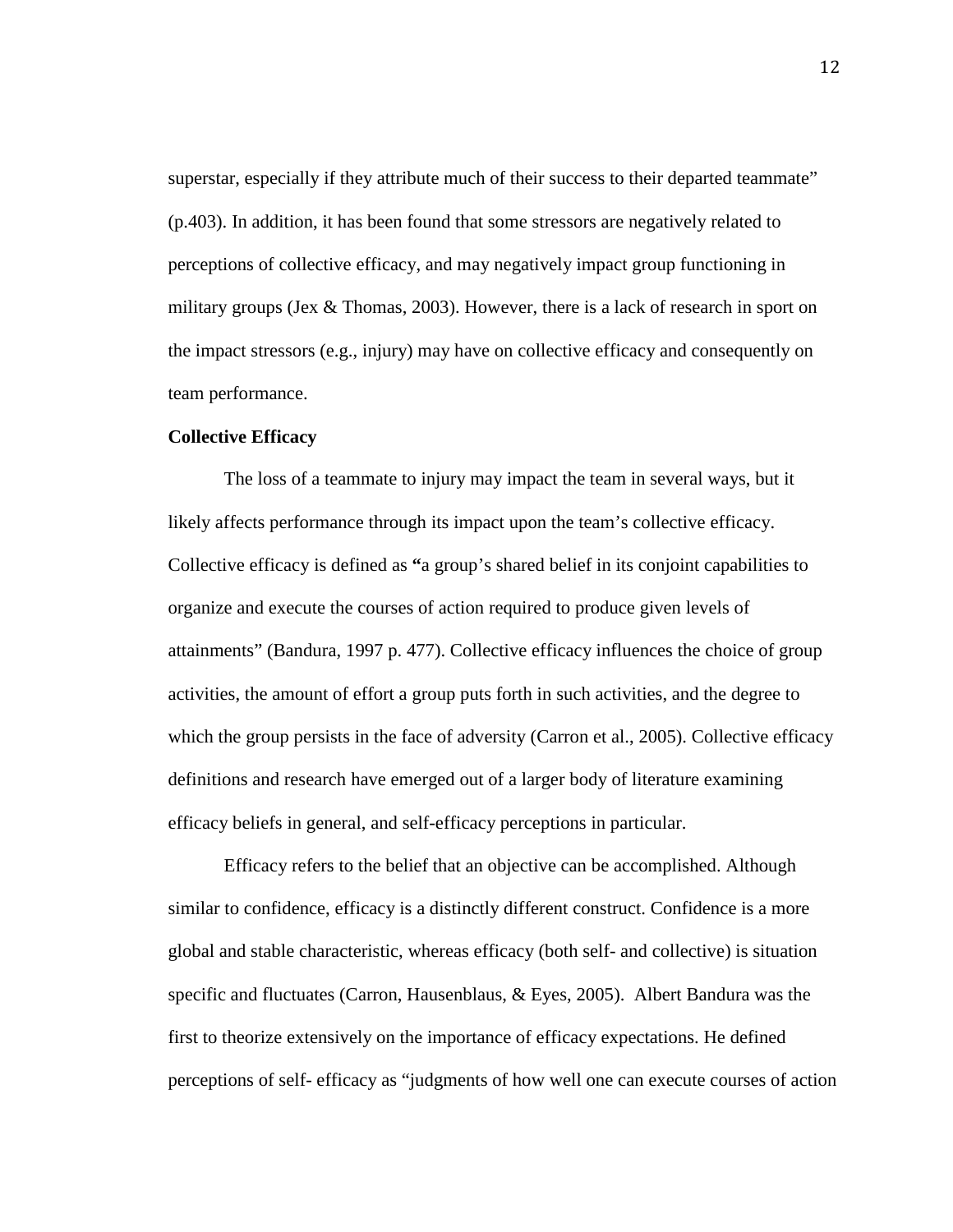superstar, especially if they attribute much of their success to their departed teammate" (p.403). In addition, it has been found that some stressors are negatively related to perceptions of collective efficacy, and may negatively impact group functioning in military groups (Jex & Thomas, 2003). However, there is a lack of research in sport on the impact stressors (e.g., injury) may have on collective efficacy and consequently on team performance.

**Collective Efficacy**

The loss of a teammate to injury may impact the team in several ways, but it likely affects performance through its impact upon the team's collective efficacy. Collective efficacy is defined as **"**a group's shared belief in its conjoint capabilities to organize and execute the courses of action required to produce given levels of attainments" (Bandura, 1997 p. 477). Collective efficacy influences the choice of group activities, the amount of effort a group puts forth in such activities, and the degree to which the group persists in the face of adversity (Carron et al., 2005). Collective efficacy definitions and research have emerged out of a larger body of literature examining efficacy beliefs in general, and self-efficacy perceptions in particular.

Efficacy refers to the belief that an objective can be accomplished. Although similar to confidence, efficacy is a distinctly different construct. Confidence is a more global and stable characteristic, whereas efficacy (both self- and collective) is situation specific and fluctuates (Carron, Hausenblaus, & Eyes, 2005). Albert Bandura was the first to theorize extensively on the importance of efficacy expectations. He defined perceptions of self- efficacy as "judgments of how well one can execute courses of action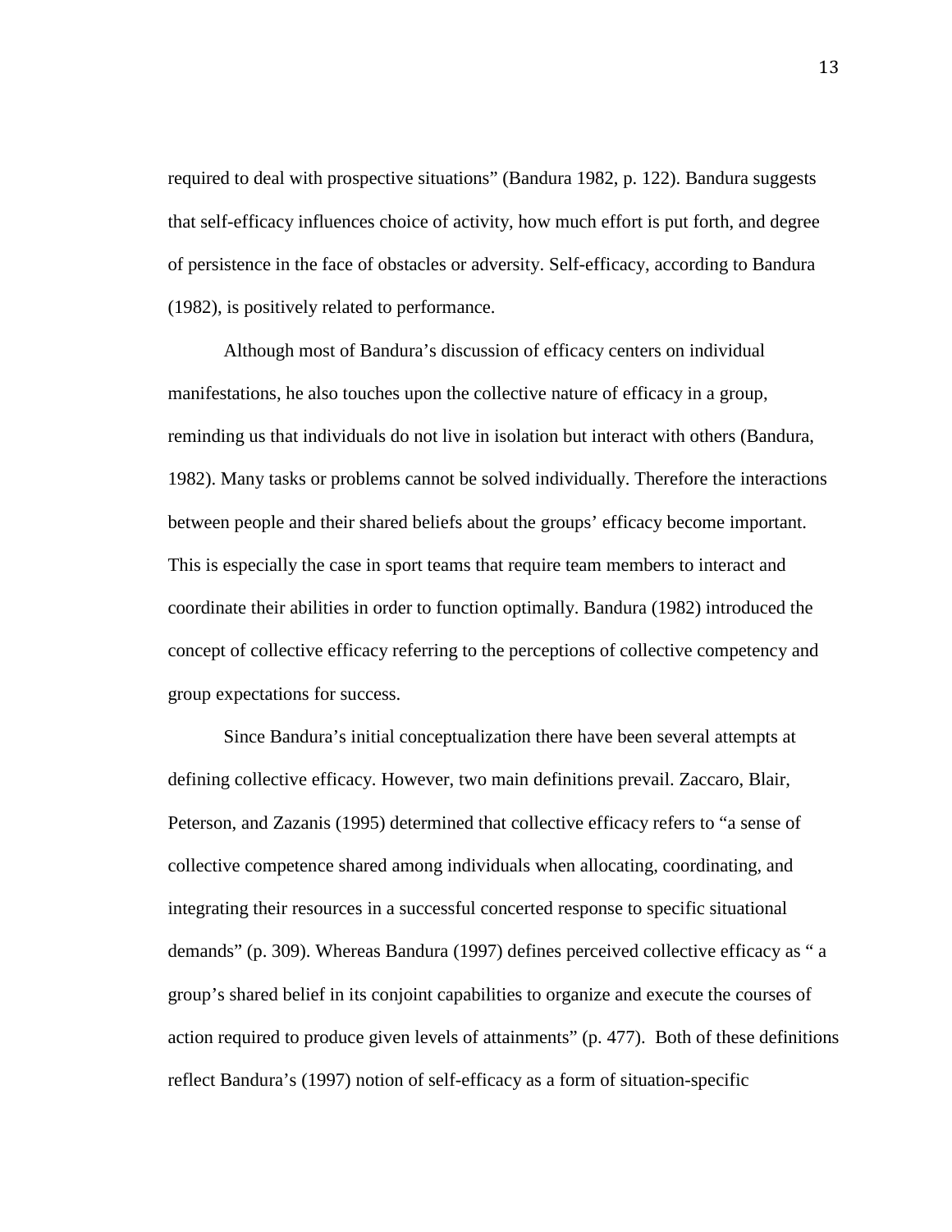required to deal with prospective situations" (Bandura 1982, p. 122). Bandura suggests that self-efficacy influences choice of activity, how much effort is put forth, and degree of persistence in the face of obstacles or adversity. Self-efficacy, according to Bandura (1982), is positively related to performance.

Although most of Bandura's discussion of efficacy centers on individual manifestations, he also touches upon the collective nature of efficacy in a group, reminding us that individuals do not live in isolation but interact with others (Bandura, 1982). Many tasks or problems cannot be solved individually. Therefore the interactions between people and their shared beliefs about the groups' efficacy become important. This is especially the case in sport teams that require team members to interact and coordinate their abilities in order to function optimally. Bandura (1982) introduced the concept of collective efficacy referring to the perceptions of collective competency and group expectations for success.

Since Bandura's initial conceptualization there have been several attempts at defining collective efficacy. However, two main definitions prevail. Zaccaro, Blair, Peterson, and Zazanis (1995) determined that collective efficacy refers to "a sense of collective competence shared among individuals when allocating, coordinating, and integrating their resources in a successful concerted response to specific situational demands" (p. 309). Whereas Bandura (1997) defines perceived collective efficacy as " a group's shared belief in its conjoint capabilities to organize and execute the courses of action required to produce given levels of attainments" (p. 477). Both of these definitions reflect Bandura's (1997) notion of self-efficacy as a form of situation-specific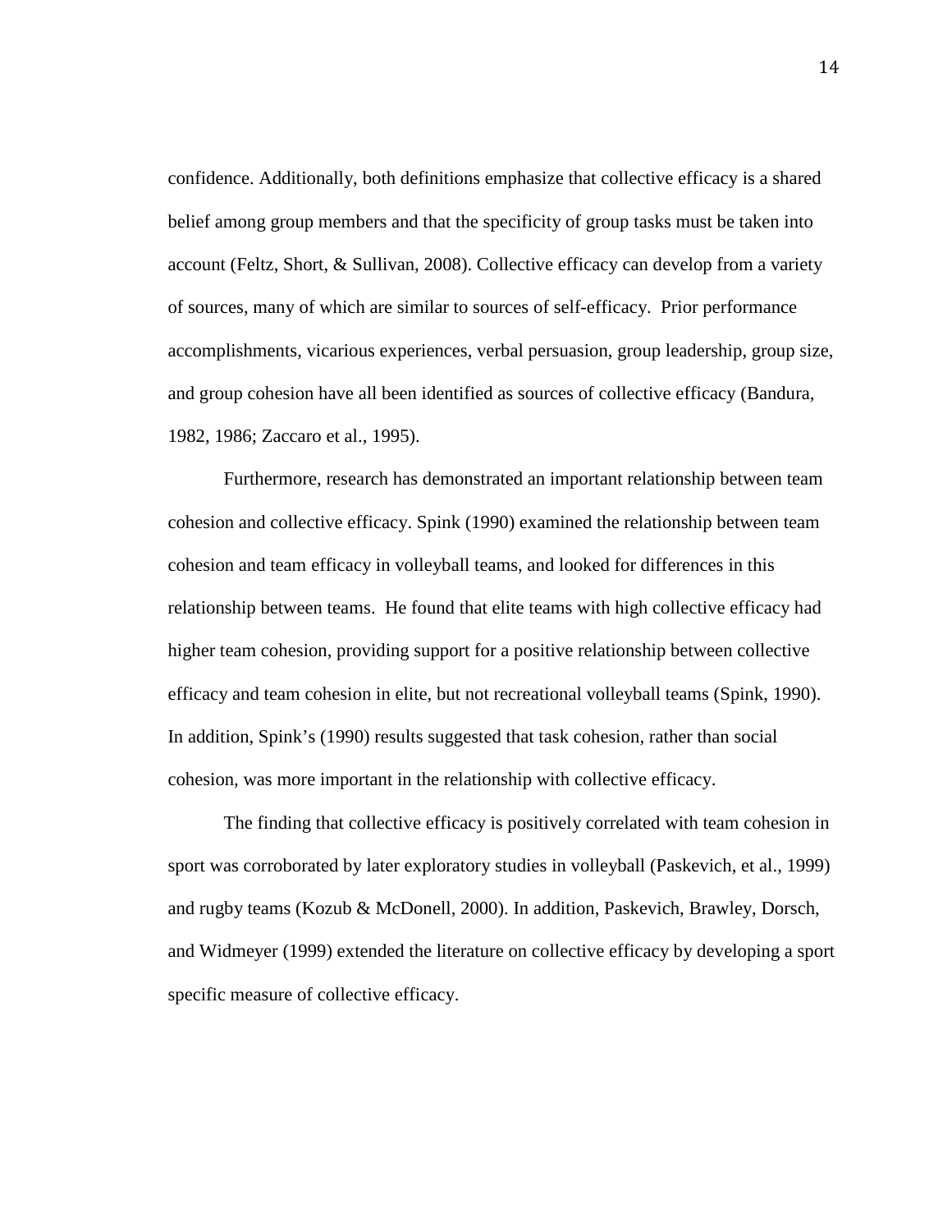confidence. Additionally, both definitions emphasize that collective efficacy is a shared belief among group members and that the specificity of group tasks must be taken into account (Feltz, Short, & Sullivan, 2008). Collective efficacy can develop from a variety of sources, many of which are similar to sources of self-efficacy. Prior performance accomplishments, vicarious experiences, verbal persuasion, group leadership, group size, and group cohesion have all been identified as sources of collective efficacy (Bandura, 1982, 1986; Zaccaro et al., 1995).

Furthermore, research has demonstrated an important relationship between team cohesion and collective efficacy. Spink (1990) examined the relationship between team cohesion and team efficacy in volleyball teams, and looked for differences in this relationship between teams. He found that elite teams with high collective efficacy had higher team cohesion, providing support for a positive relationship between collective efficacy and team cohesion in elite, but not recreational volleyball teams (Spink, 1990). In addition, Spink's (1990) results suggested that task cohesion, rather than social cohesion, was more important in the relationship with collective efficacy.

The finding that collective efficacy is positively correlated with team cohesion in sport was corroborated by later exploratory studies in volleyball (Paskevich, et al., 1999) and rugby teams (Kozub & McDonell, 2000). In addition, Paskevich, Brawley, Dorsch, and Widmeyer (1999) extended the literature on collective efficacy by developing a sport specific measure of collective efficacy.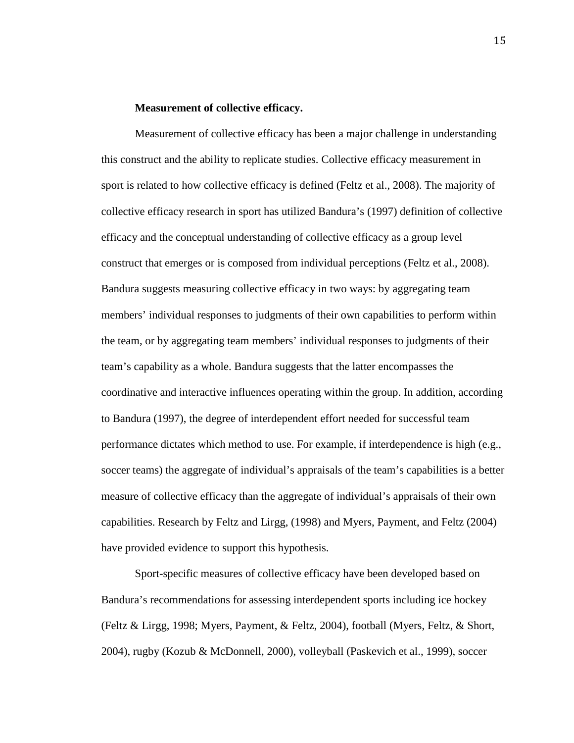### Measurement of collective efficacy.

Measurement of collective efficacy has been a major challenge in understanding this construct and the ability to replicate studies. Collective efficacy measurement in sport is related to how collective efficacy is defined (Feltz et al., 2008). The majority of collective efficacy research in sport has utilized Bandura's (1997) definition of collective efficacy and the conceptual understanding of collective efficacy as a group level construct that emerges or is composed from individual perceptions (Feltz et al., 2008). Bandura suggests measuring collective efficacy in two ways: by aggregating team members' individual responses to judgments of their own capabilities to perform within the team, or by aggregating team members' individual responses to judgments of their team's capability as a whole. Bandura suggests that the latter encompasses the coordinative and interactive influences operating within the group. In addition, according to Bandura (1997), the degree of interdependent effort needed for successful team performance dictates which method to use. For example, if interdependence is high (e.g., soccer teams) the aggregate of individual's appraisals of the team's capabilities is a better measure of collective efficacy than the aggregate of individual's appraisals of their own capabilities. Research by Feltz and Lirgg, (1998) and Myers, Payment, and Feltz (2004) have provided evidence to support this hypothesis.

Sport-specific measures of collective efficacy have been developed based on Bandura's recommendations for assessing interdependent sports including ice hockey (Feltz & Lirgg, 1998; Myers, Payment, & Feltz, 2004), football (Myers, Feltz, & Short, 2004), rugby (Kozub & McDonnell, 2000), volleyball (Paskevich et al., 1999), soccer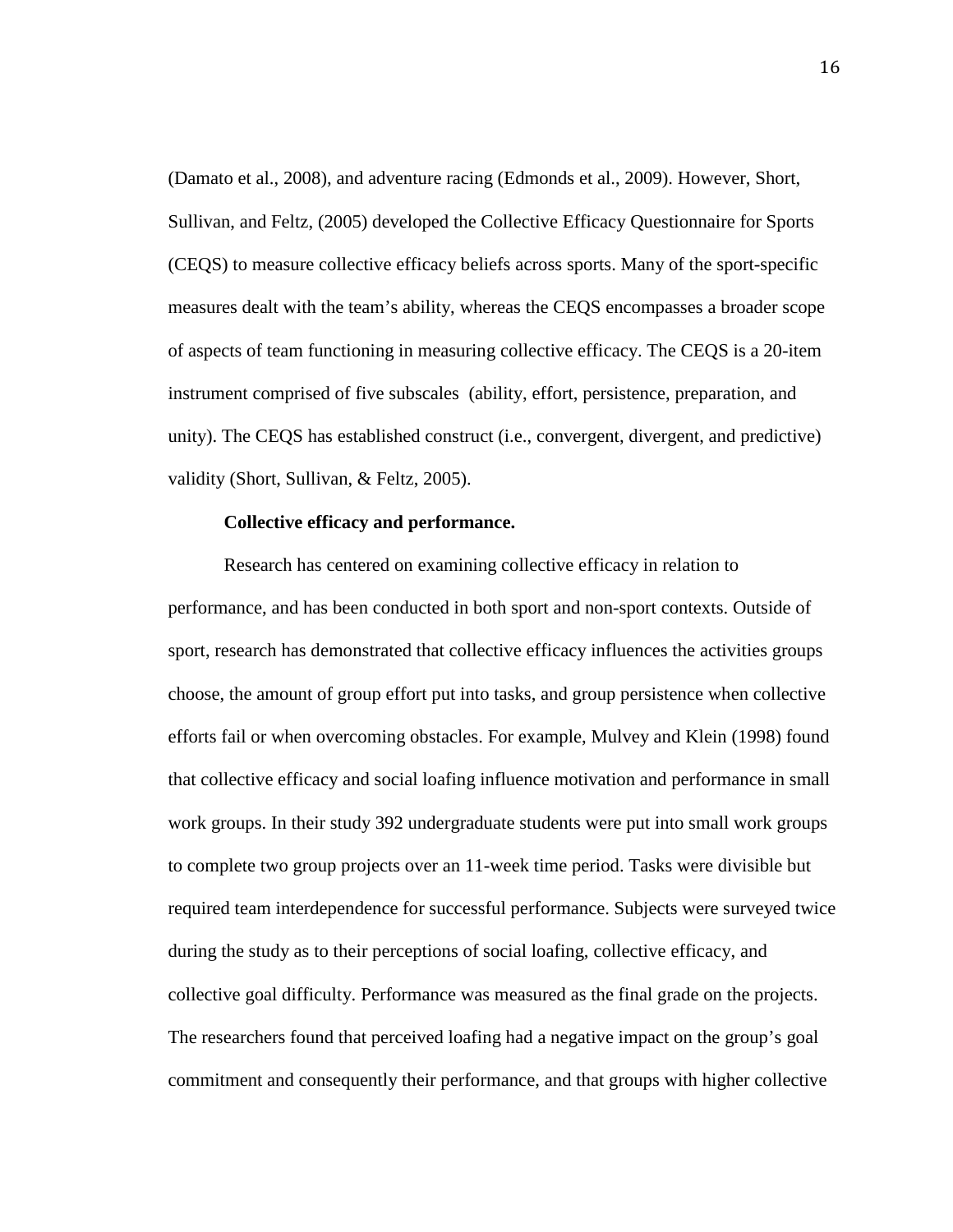(Damato et al., 2008), and adventure racing (Edmonds et al., 2009). However, Short, Sullivan, and Feltz, (2005) developed the Collective Efficacy Questionnaire for Sports (CEQS) to measure collective efficacy beliefs across sports. Many of the sport-specific measures dealt with the team's ability, whereas the CEQS encompasses a broader scope of aspects of team functioning in measuring collective efficacy. The CEQS is a 20-item instrument comprised of five subscales (ability, effort, persistence, preparation, and unity). The CEQS has established construct (i.e., convergent, divergent, and predictive) validity (Short, Sullivan, & Feltz, 2005).

**Collective efficacy and performance.**

Research has centered on examining collective efficacy in relation to performance, and has been conducted in both sport and non-sport contexts. Outside of sport, research has demonstrated that collective efficacy influences the activities groups choose, the amount of group effort put into tasks, and group persistence when collective efforts fail or when overcoming obstacles. For example, Mulvey and Klein (1998) found that collective efficacy and social loafing influence motivation and performance in small work groups. In their study 392 undergraduate students were put into small work groups to complete two group projects over an 11-week time period. Tasks were divisible but required team interdependence for successful performance. Subjects were surveyed twice during the study as to their perceptions of social loafing, collective efficacy, and collective goal difficulty. Performance was measured as the final grade on the projects. The researchers found that perceived loafing had a negative impact on the group's goal commitment and consequently their performance, and that groups with higher collective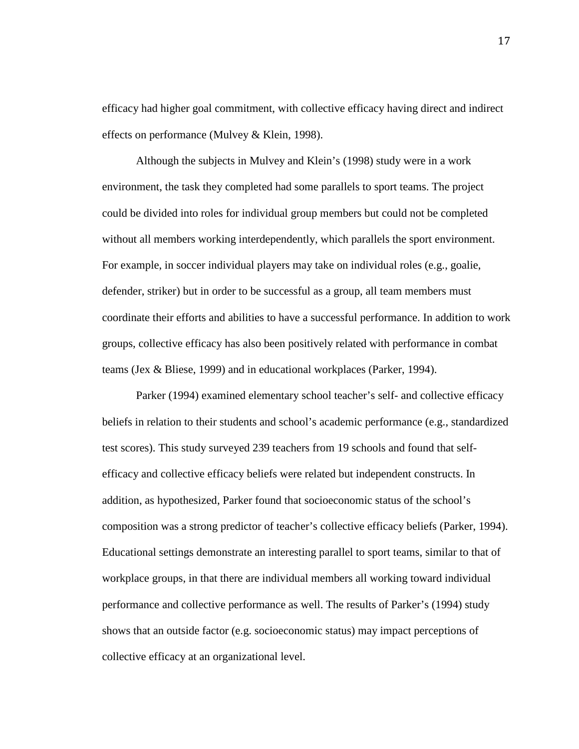efficacy had higher goal commitment, with collective efficacy having direct and indirect effects on performance (Mulvey & Klein, 1998).

Although the subjects in Mulvey and Klein's (1998) study were in a work environment, the task they completed had some parallels to sport teams. The project could be divided into roles for individual group members but could not be completed without all members working interdependently, which parallels the sport environment. For example, in soccer individual players may take on individual roles (e.g., goalie, defender, striker) but in order to be successful as a group, all team members must coordinate their efforts and abilities to have a successful performance. In addition to work groups, collective efficacy has also been positively related with performance in combat teams (Jex & Bliese, 1999) and in educational workplaces (Parker, 1994).

Parker (1994) examined elementary school teacher's self- and collective efficacy beliefs in relation to their students and school's academic performance (e.g., standardized test scores). This study surveyed 239 teachers from 19 schools and found that self-efficacy and collective efficacy beliefs were related but independent constructs. In addition, as hypothesized, Parker found that socioeconomic status of the school's composition was a strong predictor of teacher's collective efficacy beliefs (Parker, 1994). Educational settings demonstrate an interesting parallel to sport teams, similar to that of workplace groups, in that there are individual members all working toward individual performance and collective performance as well. The results of Parker's (1994) study shows that an outside factor (e.g. socioeconomic status) may impact perceptions of collective efficacy at an organizational level.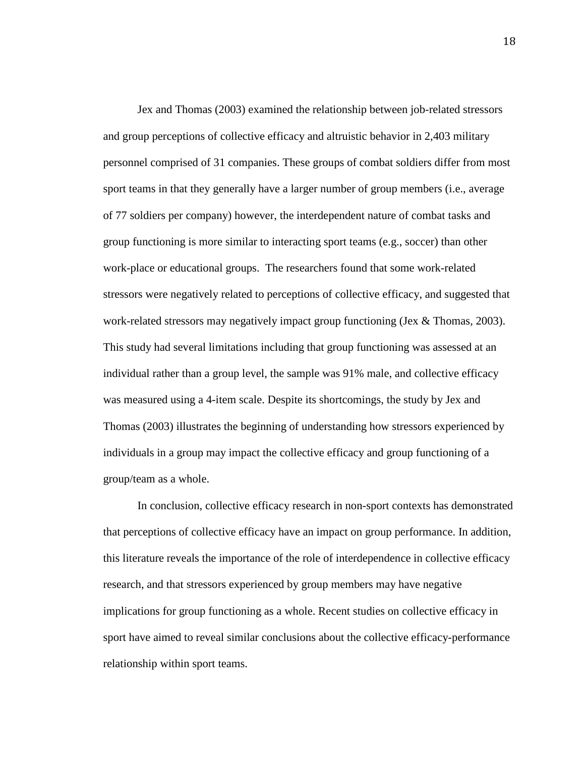Jex and Thomas (2003) examined the relationship between job-related stressors and group perceptions of collective efficacy and altruistic behavior in 2,403 military personnel comprised of 31 companies. These groups of combat soldiers differ from most sport teams in that they generally have a larger number of group members (i.e., average of 77 soldiers per company) however, the interdependent nature of combat tasks and group functioning is more similar to interacting sport teams (e.g., soccer) than other work-place or educational groups. The researchers found that some work-related stressors were negatively related to perceptions of collective efficacy, and suggested that work-related stressors may negatively impact group functioning (Jex & Thomas, 2003). This study had several limitations including that group functioning was assessed at an individual rather than a group level, the sample was 91% male, and collective efficacy was measured using a 4-item scale. Despite its shortcomings, the study by Jex and Thomas (2003) illustrates the beginning of understanding how stressors experienced by individuals in a group may impact the collective efficacy and group functioning of a group/team as a whole.

In conclusion, collective efficacy research in non-sport contexts has demonstrated that perceptions of collective efficacy have an impact on group performance. In addition, this literature reveals the importance of the role of interdependence in collective efficacy research, and that stressors experienced by group members may have negative implications for group functioning as a whole. Recent studies on collective efficacy in sport have aimed to reveal similar conclusions about the collective efficacy-performance relationship within sport teams.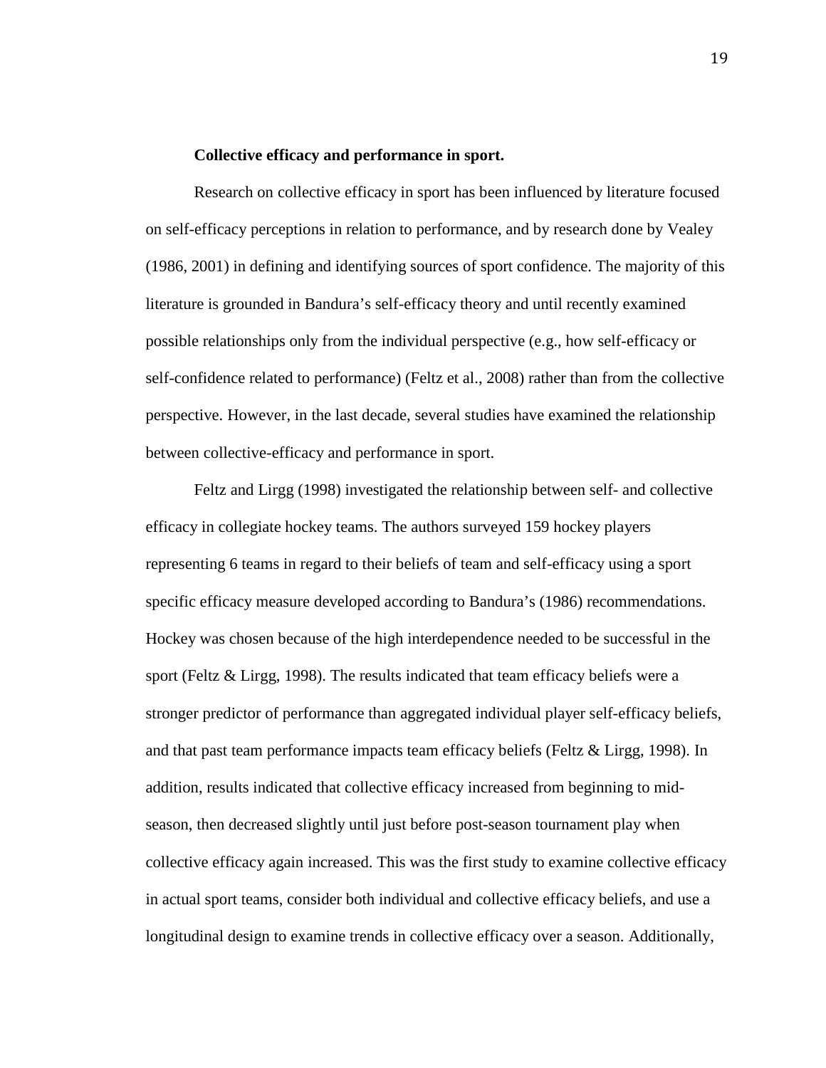### Collective efficacy and performance in sport.

Research on collective efficacy in sport has been influenced by literature focused on self-efficacy perceptions in relation to performance, and by research done by Vealey (1986, 2001) in defining and identifying sources of sport confidence. The majority of this literature is grounded in Bandura's self-efficacy theory and until recently examined possible relationships only from the individual perspective (e.g., how self-efficacy or self-confidence related to performance) (Feltz et al., 2008) rather than from the collective perspective. However, in the last decade, several studies have examined the relationship between collective-efficacy and performance in sport.

Feltz and Lirgg (1998) investigated the relationship between self- and collective efficacy in collegiate hockey teams. The authors surveyed 159 hockey players representing 6 teams in regard to their beliefs of team and self-efficacy using a sport specific efficacy measure developed according to Bandura's (1986) recommendations. Hockey was chosen because of the high interdependence needed to be successful in the sport (Feltz & Lirgg, 1998). The results indicated that team efficacy beliefs were a stronger predictor of performance than aggregated individual player self-efficacy beliefs, and that past team performance impacts team efficacy beliefs (Feltz & Lirgg, 1998). In addition, results indicated that collective efficacy increased from beginning to mid-season, then decreased slightly until just before post-season tournament play when collective efficacy again increased. This was the first study to examine collective efficacy in actual sport teams, consider both individual and collective efficacy beliefs, and use a longitudinal design to examine trends in collective efficacy over a season. Additionally,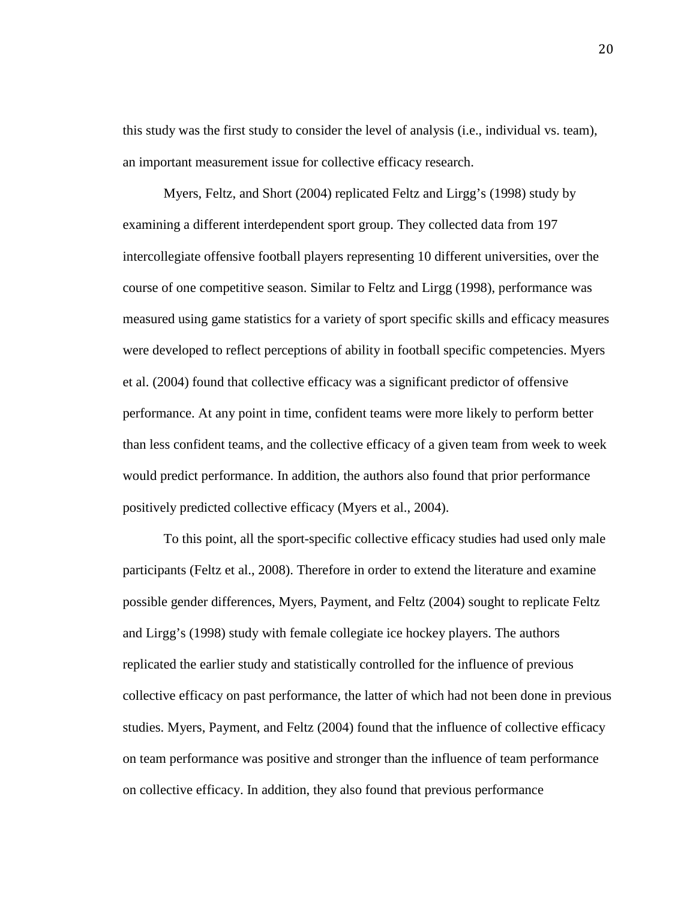this study was the first study to consider the level of analysis (i.e., individual vs. team), an important measurement issue for collective efficacy research.

Myers, Feltz, and Short (2004) replicated Feltz and Lirgg's (1998) study by examining a different interdependent sport group. They collected data from 197 intercollegiate offensive football players representing 10 different universities, over the course of one competitive season. Similar to Feltz and Lirgg (1998), performance was measured using game statistics for a variety of sport specific skills and efficacy measures were developed to reflect perceptions of ability in football specific competencies. Myers et al. (2004) found that collective efficacy was a significant predictor of offensive performance. At any point in time, confident teams were more likely to perform better than less confident teams, and the collective efficacy of a given team from week to week would predict performance. In addition, the authors also found that prior performance positively predicted collective efficacy (Myers et al., 2004).

To this point, all the sport-specific collective efficacy studies had used only male participants (Feltz et al., 2008). Therefore in order to extend the literature and examine possible gender differences, Myers, Payment, and Feltz (2004) sought to replicate Feltz and Lirgg's (1998) study with female collegiate ice hockey players. The authors replicated the earlier study and statistically controlled for the influence of previous collective efficacy on past performance, the latter of which had not been done in previous studies. Myers, Payment, and Feltz (2004) found that the influence of collective efficacy on team performance was positive and stronger than the influence of team performance on collective efficacy. In addition, they also found that previous performance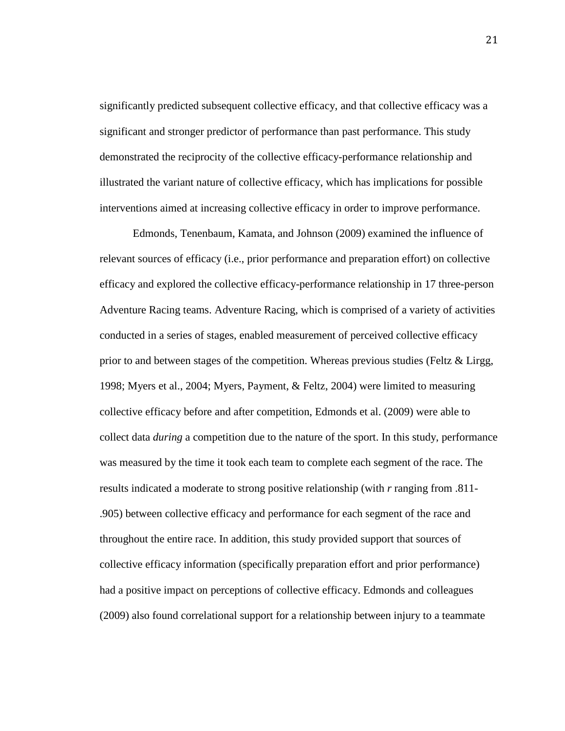significantly predicted subsequent collective efficacy, and that collective efficacy was a significant and stronger predictor of performance than past performance. This study demonstrated the reciprocity of the collective efficacy-performance relationship and illustrated the variant nature of collective efficacy, which has implications for possible interventions aimed at increasing collective efficacy in order to improve performance.

Edmonds, Tenenbaum, Kamata, and Johnson (2009) examined the influence of relevant sources of efficacy (i.e., prior performance and preparation effort) on collective efficacy and explored the collective efficacy-performance relationship in 17 three-person Adventure Racing teams. Adventure Racing, which is comprised of a variety of activities conducted in a series of stages, enabled measurement of perceived collective efficacy prior to and between stages of the competition. Whereas previous studies (Feltz & Lirgg, 1998; Myers et al., 2004; Myers, Payment, & Feltz, 2004) were limited to measuring collective efficacy before and after competition, Edmonds et al. (2009) were able to collect data *during* a competition due to the nature of the sport. In this study, performance was measured by the time it took each team to complete each segment of the race. The results indicated a moderate to strong positive relationship (with $r$ ranging from .811-.905) between collective efficacy and performance for each segment of the race and throughout the entire race. In addition, this study provided support that sources of collective efficacy information (specifically preparation effort and prior performance) had a positive impact on perceptions of collective efficacy. Edmonds and colleagues (2009) also found correlational support for a relationship between injury to a teammate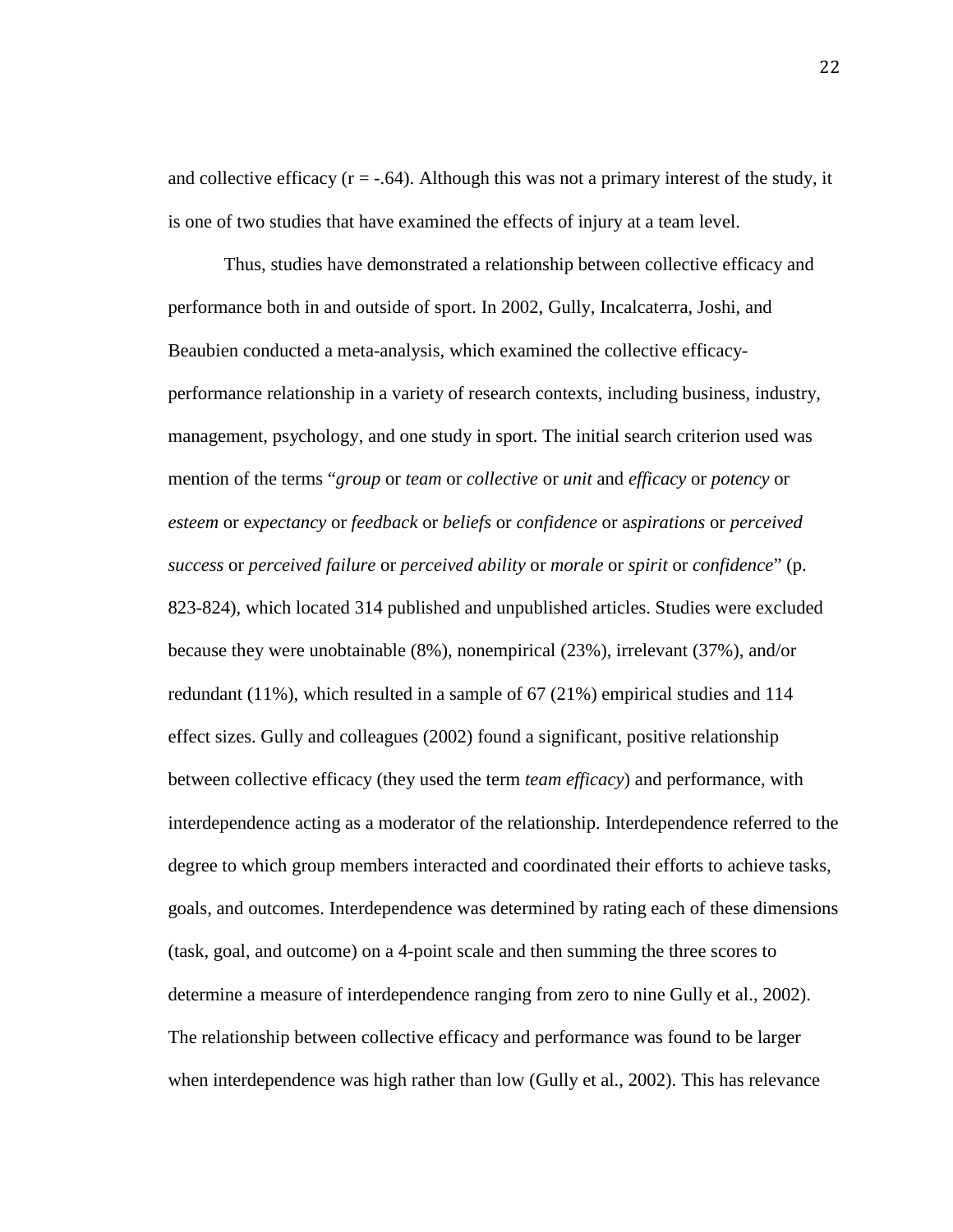and collective efficacy ($r = -.64$). Although this was not a primary interest of the study, it is one of two studies that have examined the effects of injury at a team level.

Thus, studies have demonstrated a relationship between collective efficacy and performance both in and outside of sport. In 2002, Gully, Incalcaterra, Joshi, and Beaubien conducted a meta-analysis, which examined the collective efficacy-performance relationship in a variety of research contexts, including business, industry, management, psychology, and one study in sport. The initial search criterion used was mention of the terms "*group* or *team* or *collective* or *unit* and *efficacy* or *potency* or *esteem* or e*xpectancy* or *feedback* or *beliefs* or *confidence* or a*spirations* or *perceived success* or *perceived failure* or *perceived ability* or *morale* or *spirit* or *confidence*" (p. 823-824), which located 314 published and unpublished articles. Studies were excluded because they were unobtainable (8%), nonempirical (23%), irrelevant (37%), and/or redundant (11%), which resulted in a sample of 67 (21%) empirical studies and 114 effect sizes. Gully and colleagues (2002) found a significant, positive relationship between collective efficacy (they used the term *team efficacy*) and performance, with interdependence acting as a moderator of the relationship. Interdependence referred to the degree to which group members interacted and coordinated their efforts to achieve tasks, goals, and outcomes. Interdependence was determined by rating each of these dimensions (task, goal, and outcome) on a 4-point scale and then summing the three scores to determine a measure of interdependence ranging from zero to nine Gully et al., 2002). The relationship between collective efficacy and performance was found to be larger when interdependence was high rather than low (Gully et al., 2002). This has relevance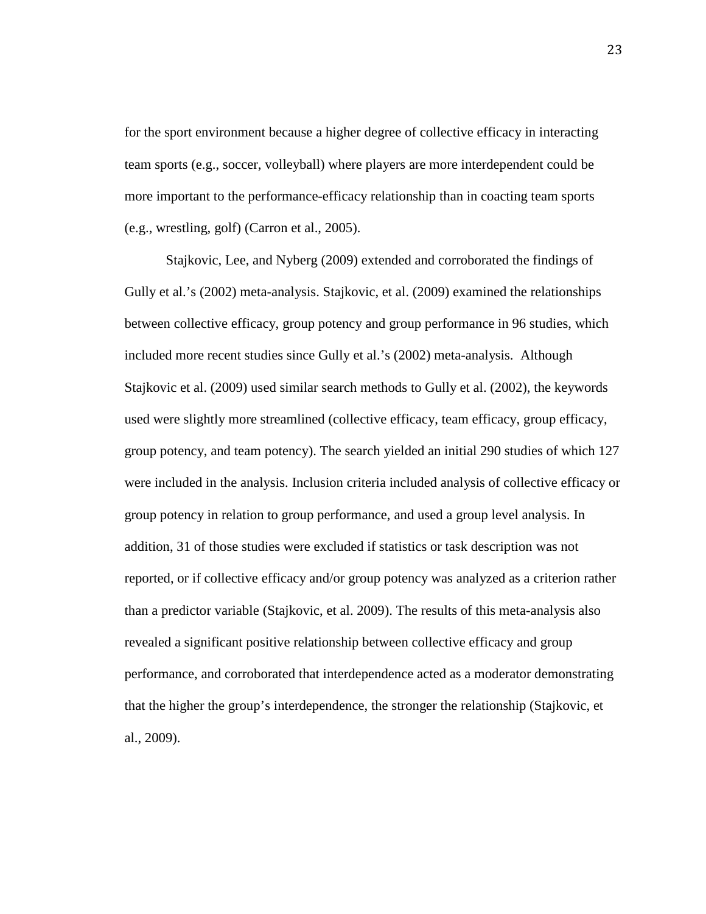for the sport environment because a higher degree of collective efficacy in interacting team sports (e.g., soccer, volleyball) where players are more interdependent could be more important to the performance-efficacy relationship than in coacting team sports (e.g., wrestling, golf) (Carron et al., 2005).

Stajkovic, Lee, and Nyberg (2009) extended and corroborated the findings of Gully et al.'s (2002) meta-analysis. Stajkovic, et al. (2009) examined the relationships between collective efficacy, group potency and group performance in 96 studies, which included more recent studies since Gully et al.'s (2002) meta-analysis. Although Stajkovic et al. (2009) used similar search methods to Gully et al. (2002), the keywords used were slightly more streamlined (collective efficacy, team efficacy, group efficacy, group potency, and team potency). The search yielded an initial 290 studies of which 127 were included in the analysis. Inclusion criteria included analysis of collective efficacy or group potency in relation to group performance, and used a group level analysis. In addition, 31 of those studies were excluded if statistics or task description was not reported, or if collective efficacy and/or group potency was analyzed as a criterion rather than a predictor variable (Stajkovic, et al. 2009). The results of this meta-analysis also revealed a significant positive relationship between collective efficacy and group performance, and corroborated that interdependence acted as a moderator demonstrating that the higher the group's interdependence, the stronger the relationship (Stajkovic, et al., 2009).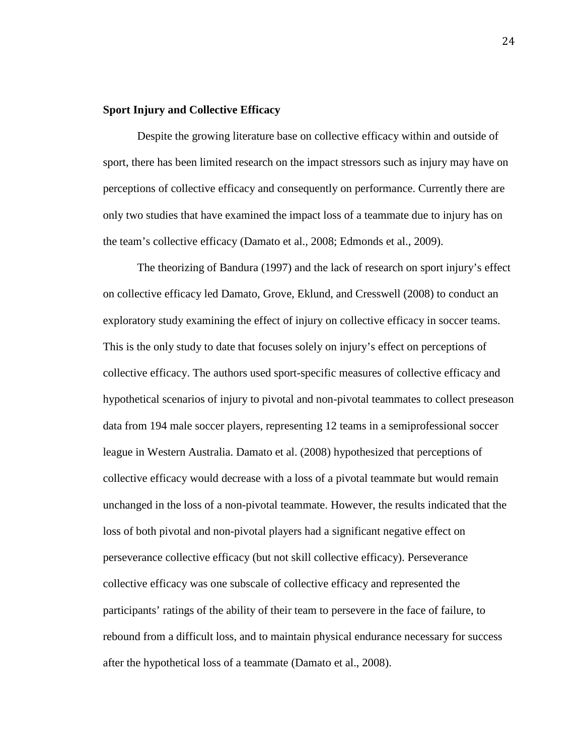## Sport Injury and Collective Efficacy

Despite the growing literature base on collective efficacy within and outside of sport, there has been limited research on the impact stressors such as injury may have on perceptions of collective efficacy and consequently on performance. Currently there are only two studies that have examined the impact loss of a teammate due to injury has on the team's collective efficacy (Damato et al., 2008; Edmonds et al., 2009).

The theorizing of Bandura (1997) and the lack of research on sport injury's effect on collective efficacy led Damato, Grove, Eklund, and Cresswell (2008) to conduct an exploratory study examining the effect of injury on collective efficacy in soccer teams. This is the only study to date that focuses solely on injury's effect on perceptions of collective efficacy. The authors used sport-specific measures of collective efficacy and hypothetical scenarios of injury to pivotal and non-pivotal teammates to collect preseason data from 194 male soccer players, representing 12 teams in a semiprofessional soccer league in Western Australia. Damato et al. (2008) hypothesized that perceptions of collective efficacy would decrease with a loss of a pivotal teammate but would remain unchanged in the loss of a non-pivotal teammate. However, the results indicated that the loss of both pivotal and non-pivotal players had a significant negative effect on perseverance collective efficacy (but not skill collective efficacy). Perseverance collective efficacy was one subscale of collective efficacy and represented the participants' ratings of the ability of their team to persevere in the face of failure, to rebound from a difficult loss, and to maintain physical endurance necessary for success after the hypothetical loss of a teammate (Damato et al., 2008).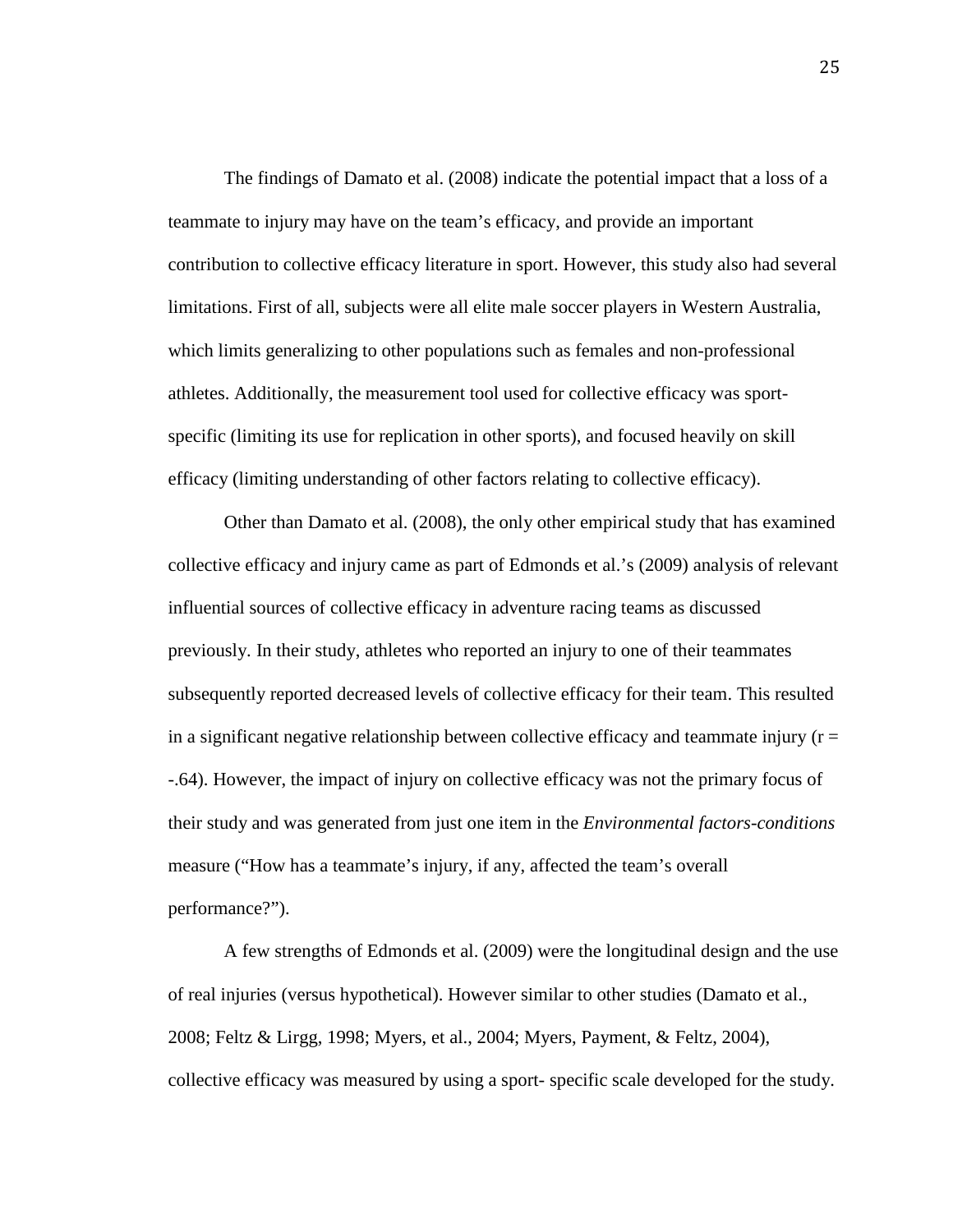The findings of Damato et al. (2008) indicate the potential impact that a loss of a teammate to injury may have on the team's efficacy, and provide an important contribution to collective efficacy literature in sport. However, this study also had several limitations. First of all, subjects were all elite male soccer players in Western Australia, which limits generalizing to other populations such as females and non-professional athletes. Additionally, the measurement tool used for collective efficacy was sport-specific (limiting its use for replication in other sports), and focused heavily on skill efficacy (limiting understanding of other factors relating to collective efficacy).

Other than Damato et al. (2008), the only other empirical study that has examined collective efficacy and injury came as part of Edmonds et al.'s (2009) analysis of relevant influential sources of collective efficacy in adventure racing teams as discussed previously. In their study, athletes who reported an injury to one of their teammates subsequently reported decreased levels of collective efficacy for their team. This resulted in a significant negative relationship between collective efficacy and teammate injury ($r = -.64$). However, the impact of injury on collective efficacy was not the primary focus of their study and was generated from just one item in the *Environmental factors-conditions* measure ("How has a teammate's injury, if any, affected the team's overall performance?").

A few strengths of Edmonds et al. (2009) were the longitudinal design and the use of real injuries (versus hypothetical). However similar to other studies (Damato et al., 2008; Feltz & Lirgg, 1998; Myers, et al., 2004; Myers, Payment, & Feltz, 2004), collective efficacy was measured by using a sport- specific scale developed for the study.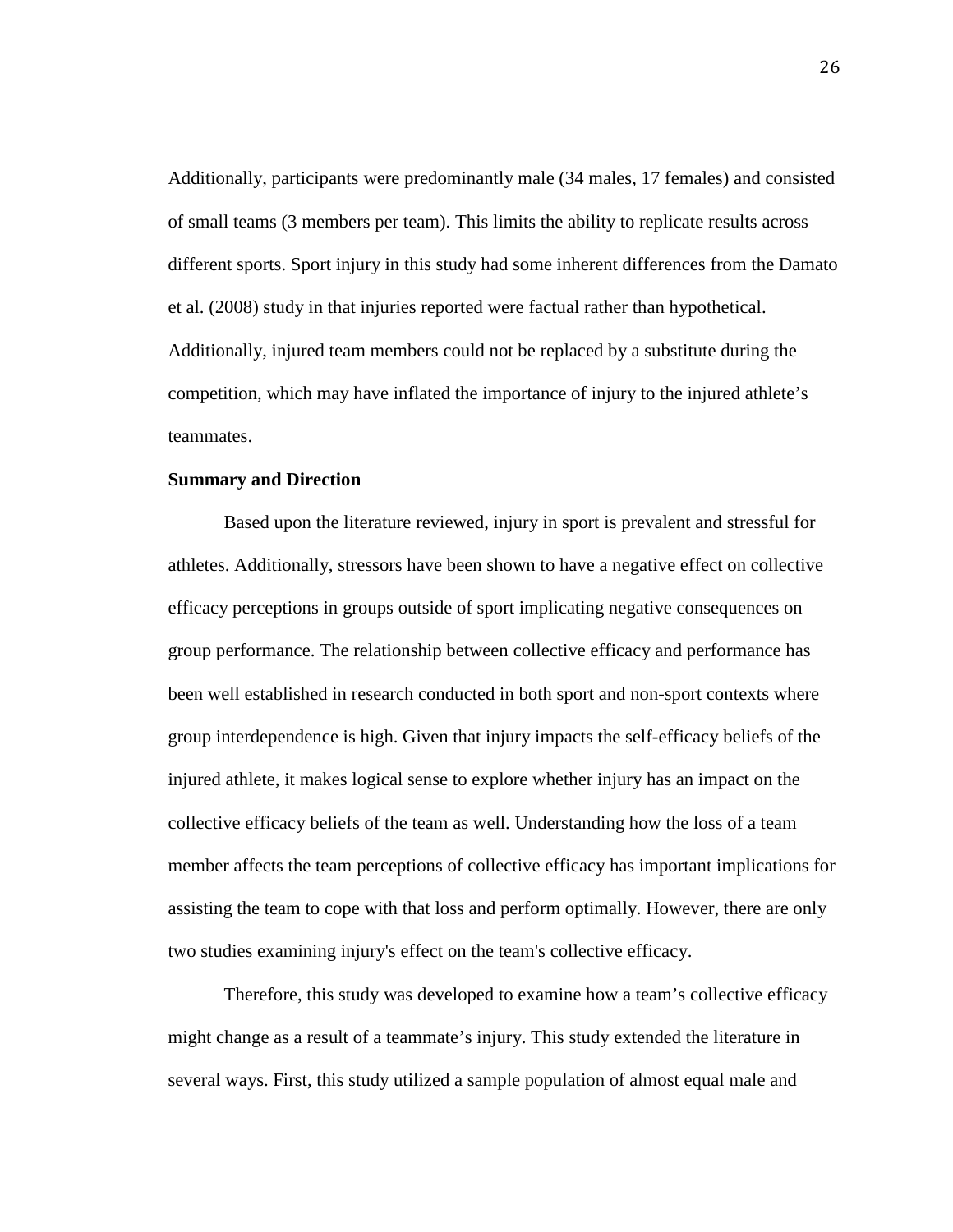Additionally, participants were predominantly male (34 males, 17 females) and consisted of small teams (3 members per team). This limits the ability to replicate results across different sports. Sport injury in this study had some inherent differences from the Damato et al. (2008) study in that injuries reported were factual rather than hypothetical. Additionally, injured team members could not be replaced by a substitute during the competition, which may have inflated the importance of injury to the injured athlete's teammates.

### Summary and Direction

Based upon the literature reviewed, injury in sport is prevalent and stressful for athletes. Additionally, stressors have been shown to have a negative effect on collective efficacy perceptions in groups outside of sport implicating negative consequences on group performance. The relationship between collective efficacy and performance has been well established in research conducted in both sport and non-sport contexts where group interdependence is high. Given that injury impacts the self-efficacy beliefs of the injured athlete, it makes logical sense to explore whether injury has an impact on the collective efficacy beliefs of the team as well. Understanding how the loss of a team member affects the team perceptions of collective efficacy has important implications for assisting the team to cope with that loss and perform optimally. However, there are only two studies examining injury's effect on the team's collective efficacy.

Therefore, this study was developed to examine how a team's collective efficacy might change as a result of a teammate's injury. This study extended the literature in several ways. First, this study utilized a sample population of almost equal male and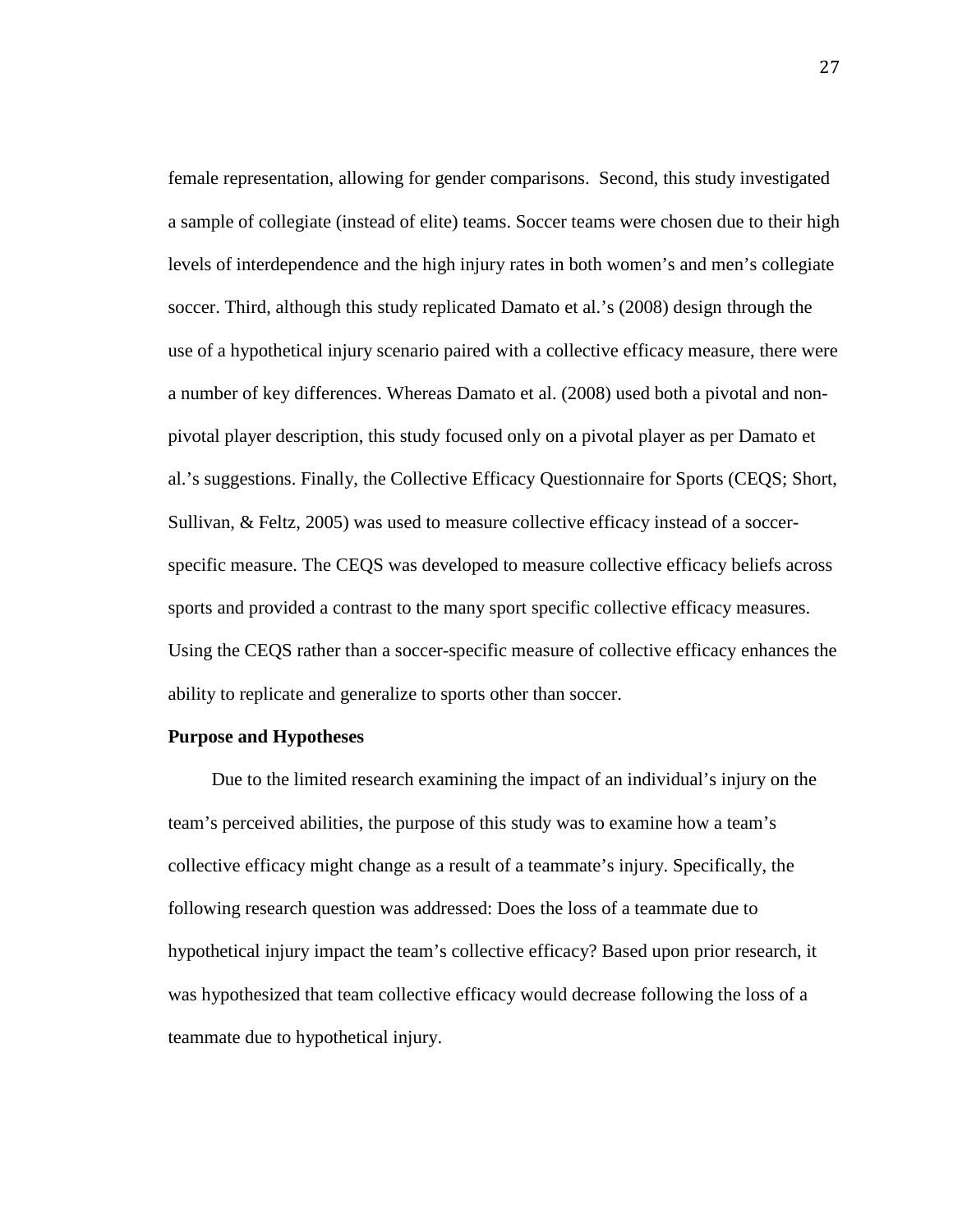female representation, allowing for gender comparisons. Second, this study investigated a sample of collegiate (instead of elite) teams. Soccer teams were chosen due to their high levels of interdependence and the high injury rates in both women's and men's collegiate soccer. Third, although this study replicated Damato et al.'s (2008) design through the use of a hypothetical injury scenario paired with a collective efficacy measure, there were a number of key differences. Whereas Damato et al. (2008) used both a pivotal and non-pivotal player description, this study focused only on a pivotal player as per Damato et al.'s suggestions. Finally, the Collective Efficacy Questionnaire for Sports (CEQS; Short, Sullivan, & Feltz, 2005) was used to measure collective efficacy instead of a soccer-specific measure. The CEQS was developed to measure collective efficacy beliefs across sports and provided a contrast to the many sport specific collective efficacy measures. Using the CEQS rather than a soccer-specific measure of collective efficacy enhances the ability to replicate and generalize to sports other than soccer.

**Purpose and Hypotheses**

Due to the limited research examining the impact of an individual's injury on the team's perceived abilities, the purpose of this study was to examine how a team's collective efficacy might change as a result of a teammate's injury. Specifically, the following research question was addressed: Does the loss of a teammate due to hypothetical injury impact the team's collective efficacy? Based upon prior research, it was hypothesized that team collective efficacy would decrease following the loss of a teammate due to hypothetical injury.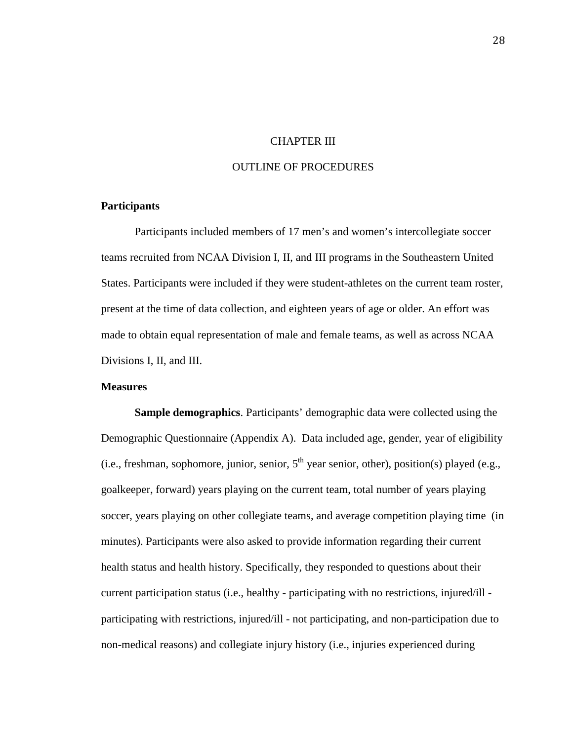# CHAPTER III

# OUTLINE OF PROCEDURES

## Participants

Participants included members of 17 men's and women's intercollegiate soccer teams recruited from NCAA Division I, II, and III programs in the Southeastern United States. Participants were included if they were student-athletes on the current team roster, present at the time of data collection, and eighteen years of age or older. An effort was made to obtain equal representation of male and female teams, as well as across NCAA Divisions I, II, and III.

## Measures

**Sample demographics**. Participants' demographic data were collected using the Demographic Questionnaire (Appendix A). Data included age, gender, year of eligibility (i.e., freshman, sophomore, junior, senior, 5th year senior, other), position(s) played (e.g., goalkeeper, forward) years playing on the current team, total number of years playing soccer, years playing on other collegiate teams, and average competition playing time (in minutes). Participants were also asked to provide information regarding their current health status and health history. Specifically, they responded to questions about their current participation status (i.e., healthy - participating with no restrictions, injured/ill - participating with restrictions, injured/ill - not participating, and non-participation due to non-medical reasons) and collegiate injury history (i.e., injuries experienced during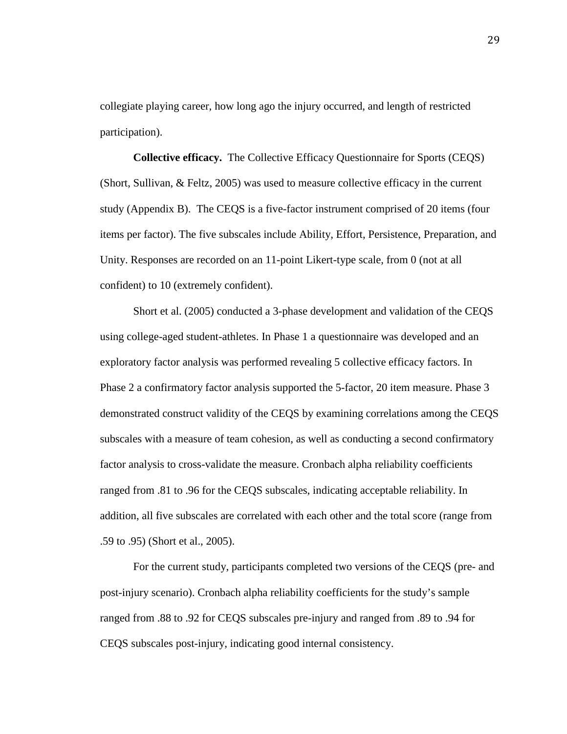collegiate playing career, how long ago the injury occurred, and length of restricted participation).

**Collective efficacy.** The Collective Efficacy Questionnaire for Sports (CEQS) (Short, Sullivan, & Feltz, 2005) was used to measure collective efficacy in the current study (Appendix B). The CEQS is a five-factor instrument comprised of 20 items (four items per factor). The five subscales include Ability, Effort, Persistence, Preparation, and Unity. Responses are recorded on an 11-point Likert-type scale, from 0 (not at all confident) to 10 (extremely confident).

Short et al. (2005) conducted a 3-phase development and validation of the CEQS using college-aged student-athletes. In Phase 1 a questionnaire was developed and an exploratory factor analysis was performed revealing 5 collective efficacy factors. In Phase 2 a confirmatory factor analysis supported the 5-factor, 20 item measure. Phase 3 demonstrated construct validity of the CEQS by examining correlations among the CEQS subscales with a measure of team cohesion, as well as conducting a second confirmatory factor analysis to cross-validate the measure. Cronbach alpha reliability coefficients ranged from .81 to .96 for the CEQS subscales, indicating acceptable reliability. In addition, all five subscales are correlated with each other and the total score (range from .59 to .95) (Short et al., 2005).

For the current study, participants completed two versions of the CEQS (pre- and post-injury scenario). Cronbach alpha reliability coefficients for the study's sample ranged from .88 to .92 for CEQS subscales pre-injury and ranged from .89 to .94 for CEQS subscales post-injury, indicating good internal consistency.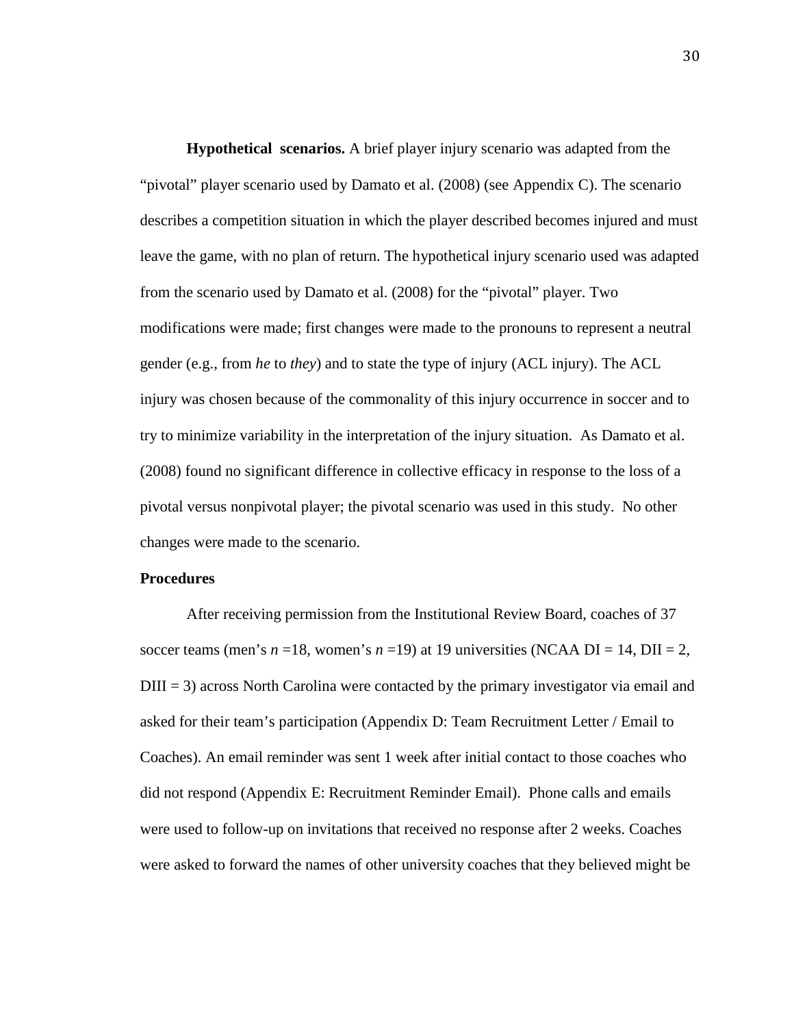**Hypothetical scenarios.** A brief player injury scenario was adapted from the "pivotal" player scenario used by Damato et al. (2008) (see Appendix C). The scenario describes a competition situation in which the player described becomes injured and must leave the game, with no plan of return. The hypothetical injury scenario used was adapted from the scenario used by Damato et al. (2008) for the "pivotal" player. Two modifications were made; first changes were made to the pronouns to represent a neutral gender (e.g., from *he* to *they*) and to state the type of injury (ACL injury). The ACL injury was chosen because of the commonality of this injury occurrence in soccer and to try to minimize variability in the interpretation of the injury situation. As Damato et al. (2008) found no significant difference in collective efficacy in response to the loss of a pivotal versus nonpivotal player; the pivotal scenario was used in this study. No other changes were made to the scenario.

**Procedures**

After receiving permission from the Institutional Review Board, coaches of 37 soccer teams (men's $n$ =18, women's $n$ =19) at 19 universities (NCAA DI = 14, DII = 2, DIII = 3) across North Carolina were contacted by the primary investigator via email and asked for their team's participation (Appendix D: Team Recruitment Letter / Email to Coaches). An email reminder was sent 1 week after initial contact to those coaches who did not respond (Appendix E: Recruitment Reminder Email). Phone calls and emails were used to follow-up on invitations that received no response after 2 weeks. Coaches were asked to forward the names of other university coaches that they believed might be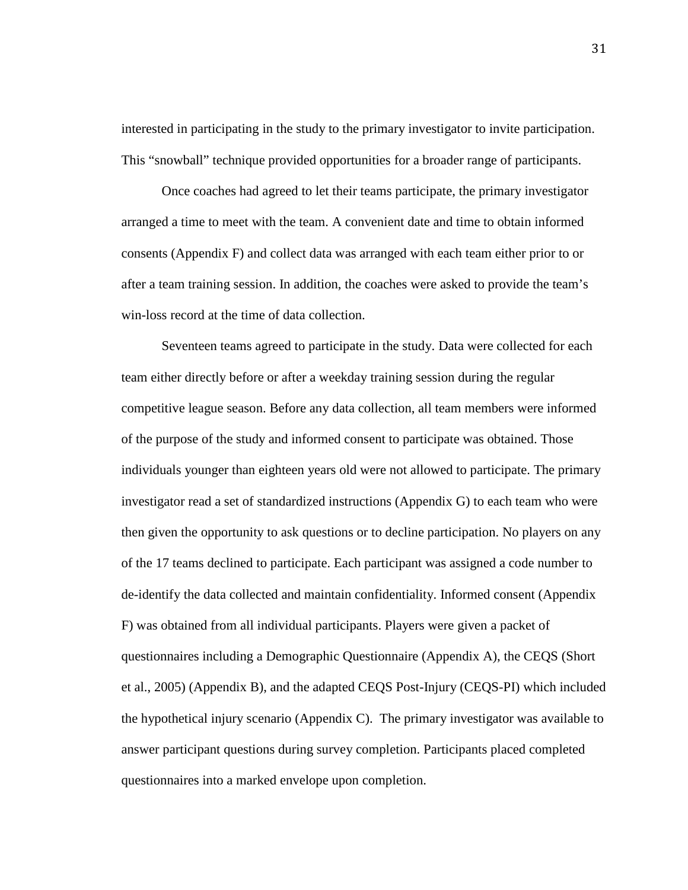interested in participating in the study to the primary investigator to invite participation. This "snowball" technique provided opportunities for a broader range of participants.

Once coaches had agreed to let their teams participate, the primary investigator arranged a time to meet with the team. A convenient date and time to obtain informed consents (Appendix F) and collect data was arranged with each team either prior to or after a team training session. In addition, the coaches were asked to provide the team's win-loss record at the time of data collection.

Seventeen teams agreed to participate in the study. Data were collected for each team either directly before or after a weekday training session during the regular competitive league season. Before any data collection, all team members were informed of the purpose of the study and informed consent to participate was obtained. Those individuals younger than eighteen years old were not allowed to participate. The primary investigator read a set of standardized instructions (Appendix G) to each team who were then given the opportunity to ask questions or to decline participation. No players on any of the 17 teams declined to participate. Each participant was assigned a code number to de-identify the data collected and maintain confidentiality. Informed consent (Appendix F) was obtained from all individual participants. Players were given a packet of questionnaires including a Demographic Questionnaire (Appendix A), the CEQS (Short et al., 2005) (Appendix B), and the adapted CEQS Post-Injury (CEQS-PI) which included the hypothetical injury scenario (Appendix C). The primary investigator was available to answer participant questions during survey completion. Participants placed completed questionnaires into a marked envelope upon completion.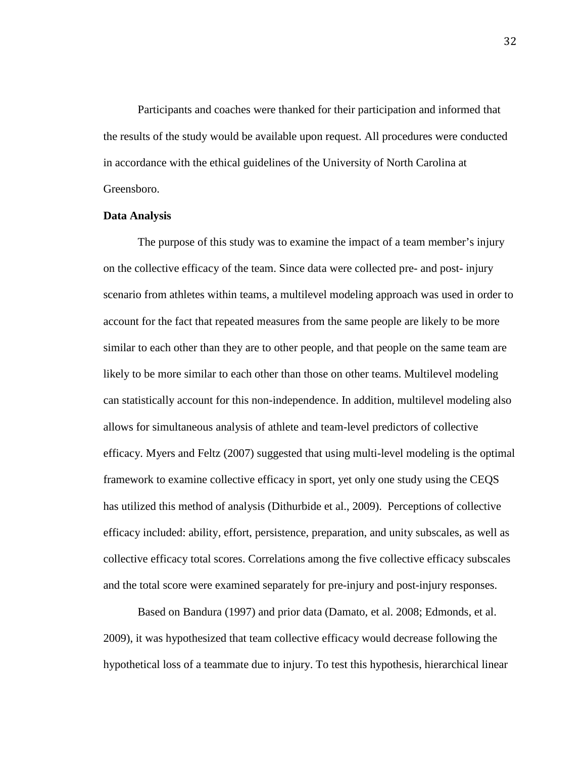Participants and coaches were thanked for their participation and informed that the results of the study would be available upon request. All procedures were conducted in accordance with the ethical guidelines of the University of North Carolina at Greensboro.

**Data Analysis**

The purpose of this study was to examine the impact of a team member's injury on the collective efficacy of the team. Since data were collected pre- and post- injury scenario from athletes within teams, a multilevel modeling approach was used in order to account for the fact that repeated measures from the same people are likely to be more similar to each other than they are to other people, and that people on the same team are likely to be more similar to each other than those on other teams. Multilevel modeling can statistically account for this non-independence. In addition, multilevel modeling also allows for simultaneous analysis of athlete and team-level predictors of collective efficacy. Myers and Feltz (2007) suggested that using multi-level modeling is the optimal framework to examine collective efficacy in sport, yet only one study using the CEQS has utilized this method of analysis (Dithurbide et al., 2009). Perceptions of collective efficacy included: ability, effort, persistence, preparation, and unity subscales, as well as collective efficacy total scores. Correlations among the five collective efficacy subscales and the total score were examined separately for pre-injury and post-injury responses.

Based on Bandura (1997) and prior data (Damato, et al. 2008; Edmonds, et al. 2009), it was hypothesized that team collective efficacy would decrease following the hypothetical loss of a teammate due to injury. To test this hypothesis, hierarchical linear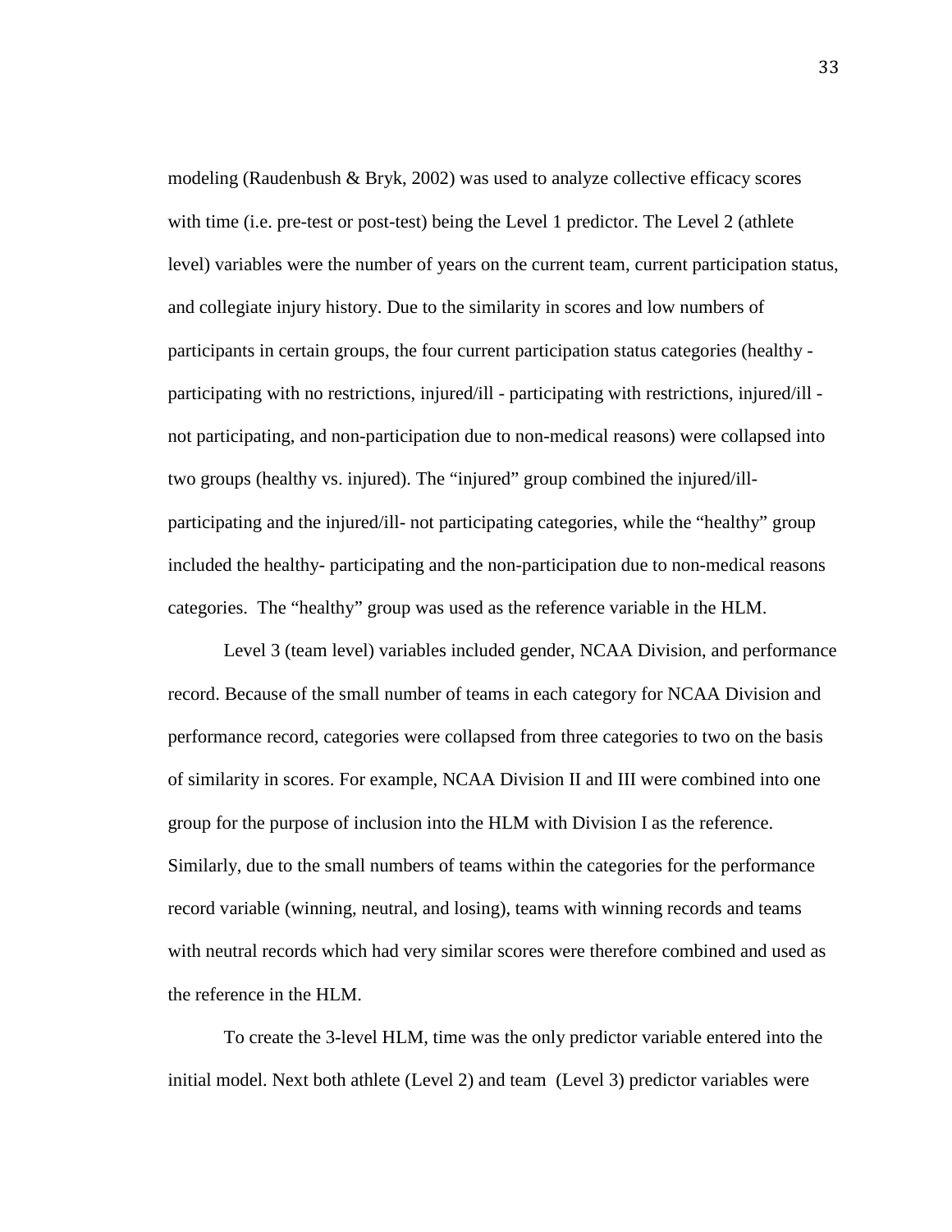modeling (Raudenbush & Bryk, 2002) was used to analyze collective efficacy scores with time (i.e. pre-test or post-test) being the Level 1 predictor. The Level 2 (athlete level) variables were the number of years on the current team, current participation status, and collegiate injury history. Due to the similarity in scores and low numbers of participants in certain groups, the four current participation status categories (healthy - participating with no restrictions, injured/ill - participating with restrictions, injured/ill - not participating, and non-participation due to non-medical reasons) were collapsed into two groups (healthy vs. injured). The "injured" group combined the injured/ill-participating and the injured/ill- not participating categories, while the "healthy" group included the healthy- participating and the non-participation due to non-medical reasons categories. The "healthy" group was used as the reference variable in the HLM.

Level 3 (team level) variables included gender, NCAA Division, and performance record. Because of the small number of teams in each category for NCAA Division and performance record, categories were collapsed from three categories to two on the basis of similarity in scores. For example, NCAA Division II and III were combined into one group for the purpose of inclusion into the HLM with Division I as the reference. Similarly, due to the small numbers of teams within the categories for the performance record variable (winning, neutral, and losing), teams with winning records and teams with neutral records which had very similar scores were therefore combined and used as the reference in the HLM.

To create the 3-level HLM, time was the only predictor variable entered into the initial model. Next both athlete (Level 2) and team (Level 3) predictor variables were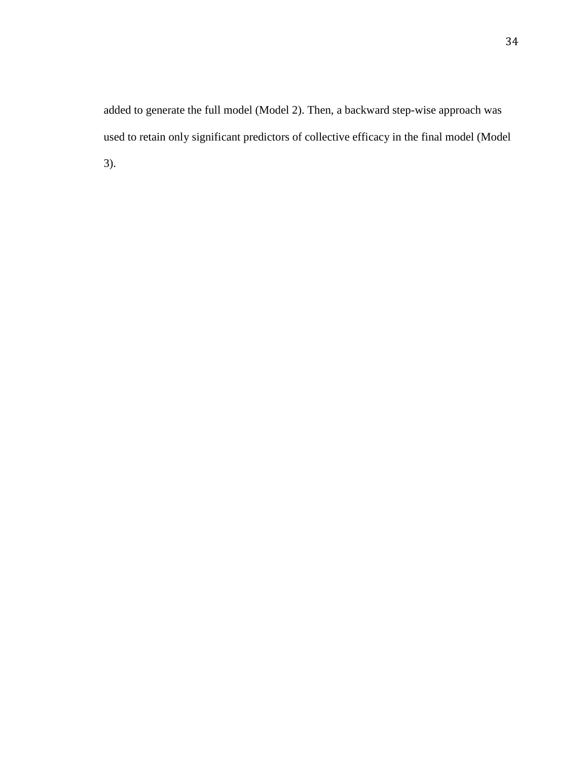added to generate the full model (Model 2). Then, a backward step-wise approach was used to retain only significant predictors of collective efficacy in the final model (Model 3).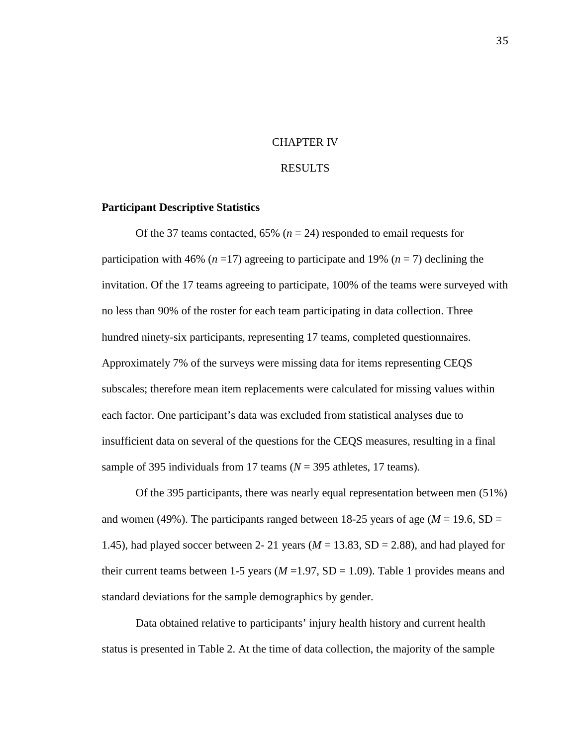# CHAPTER IV

# RESULTS

**Participant Descriptive Statistics**

Of the 37 teams contacted, 65% ($n$ = 24) responded to email requests for participation with 46% ($n$ =17) agreeing to participate and 19% ($n$ = 7) declining the invitation. Of the 17 teams agreeing to participate, 100% of the teams were surveyed with no less than 90% of the roster for each team participating in data collection. Three hundred ninety-six participants, representing 17 teams, completed questionnaires. Approximately 7% of the surveys were missing data for items representing CEQS subscales; therefore mean item replacements were calculated for missing values within each factor. One participant's data was excluded from statistical analyses due to insufficient data on several of the questions for the CEQS measures, resulting in a final sample of 395 individuals from 17 teams ($N$ = 395 athletes, 17 teams).

Of the 395 participants, there was nearly equal representation between men (51%) and women (49%). The participants ranged between 18-25 years of age ($M$ = 19.6, SD = 1.45), had played soccer between 2- 21 years ($M$ = 13.83, SD = 2.88), and had played for their current teams between 1-5 years ($M$ =1.97, SD = 1.09). Table 1 provides means and standard deviations for the sample demographics by gender.

Data obtained relative to participants' injury health history and current health status is presented in Table 2. At the time of data collection, the majority of the sample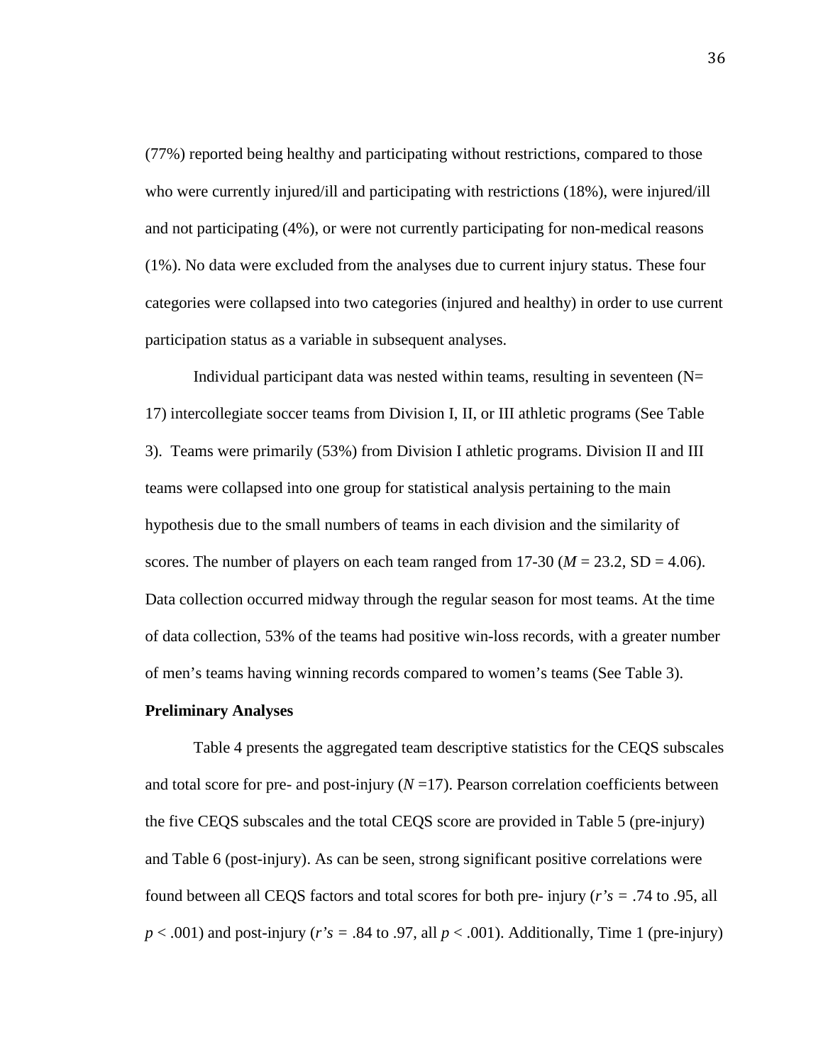(77%) reported being healthy and participating without restrictions, compared to those who were currently injured/ill and participating with restrictions (18%), were injured/ill and not participating (4%), or were not currently participating for non-medical reasons (1%). No data were excluded from the analyses due to current injury status. These four categories were collapsed into two categories (injured and healthy) in order to use current participation status as a variable in subsequent analyses.

Individual participant data was nested within teams, resulting in seventeen (N= 17) intercollegiate soccer teams from Division I, II, or III athletic programs (See Table 3). Teams were primarily (53%) from Division I athletic programs. Division II and III teams were collapsed into one group for statistical analysis pertaining to the main hypothesis due to the small numbers of teams in each division and the similarity of scores. The number of players on each team ranged from 17-30 ($M = 23.2$, SD = 4.06). Data collection occurred midway through the regular season for most teams. At the time of data collection, 53% of the teams had positive win-loss records, with a greater number of men's teams having winning records compared to women's teams (See Table 3).

**Preliminary Analyses**

Table 4 presents the aggregated team descriptive statistics for the CEQS subscales and total score for pre- and post-injury ($N = 17$). Pearson correlation coefficients between the five CEQS subscales and the total CEQS score are provided in Table 5 (pre-injury) and Table 6 (post-injury). As can be seen, strong significant positive correlations were found between all CEQS factors and total scores for both pre- injury (*r's* = .74 to .95, all $p < .001$) and post-injury (*r's* = .84 to .97, all $p < .001$). Additionally, Time 1 (pre-injury)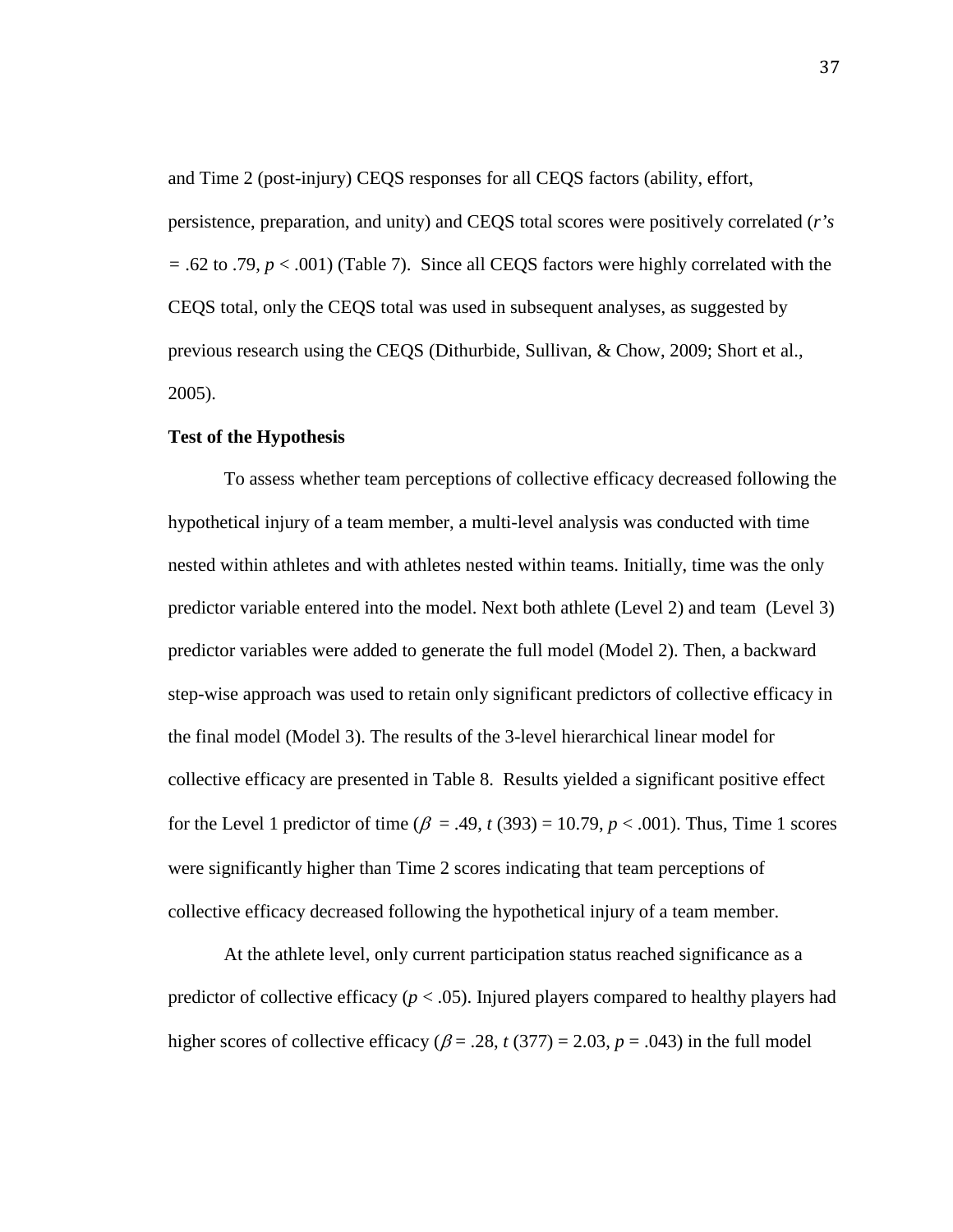and Time 2 (post-injury) CEQS responses for all CEQS factors (ability, effort, persistence, preparation, and unity) and CEQS total scores were positively correlated (*r's* = .62 to .79, $p < .001$) (Table 7). Since all CEQS factors were highly correlated with the CEQS total, only the CEQS total was used in subsequent analyses, as suggested by previous research using the CEQS (Dithurbide, Sullivan, & Chow, 2009; Short et al., 2005).

**Test of the Hypothesis**

To assess whether team perceptions of collective efficacy decreased following the hypothetical injury of a team member, a multi-level analysis was conducted with time nested within athletes and with athletes nested within teams. Initially, time was the only predictor variable entered into the model. Next both athlete (Level 2) and team (Level 3) predictor variables were added to generate the full model (Model 2). Then, a backward step-wise approach was used to retain only significant predictors of collective efficacy in the final model (Model 3). The results of the 3-level hierarchical linear model for collective efficacy are presented in Table 8. Results yielded a significant positive effect for the Level 1 predictor of time ($\beta = .49$, $t(393) = 10.79$, $p < .001$). Thus, Time 1 scores were significantly higher than Time 2 scores indicating that team perceptions of collective efficacy decreased following the hypothetical injury of a team member.

At the athlete level, only current participation status reached significance as a predictor of collective efficacy ($p < .05$). Injured players compared to healthy players had higher scores of collective efficacy ($\beta = .28$, $t(377) = 2.03$, $p = .043$) in the full model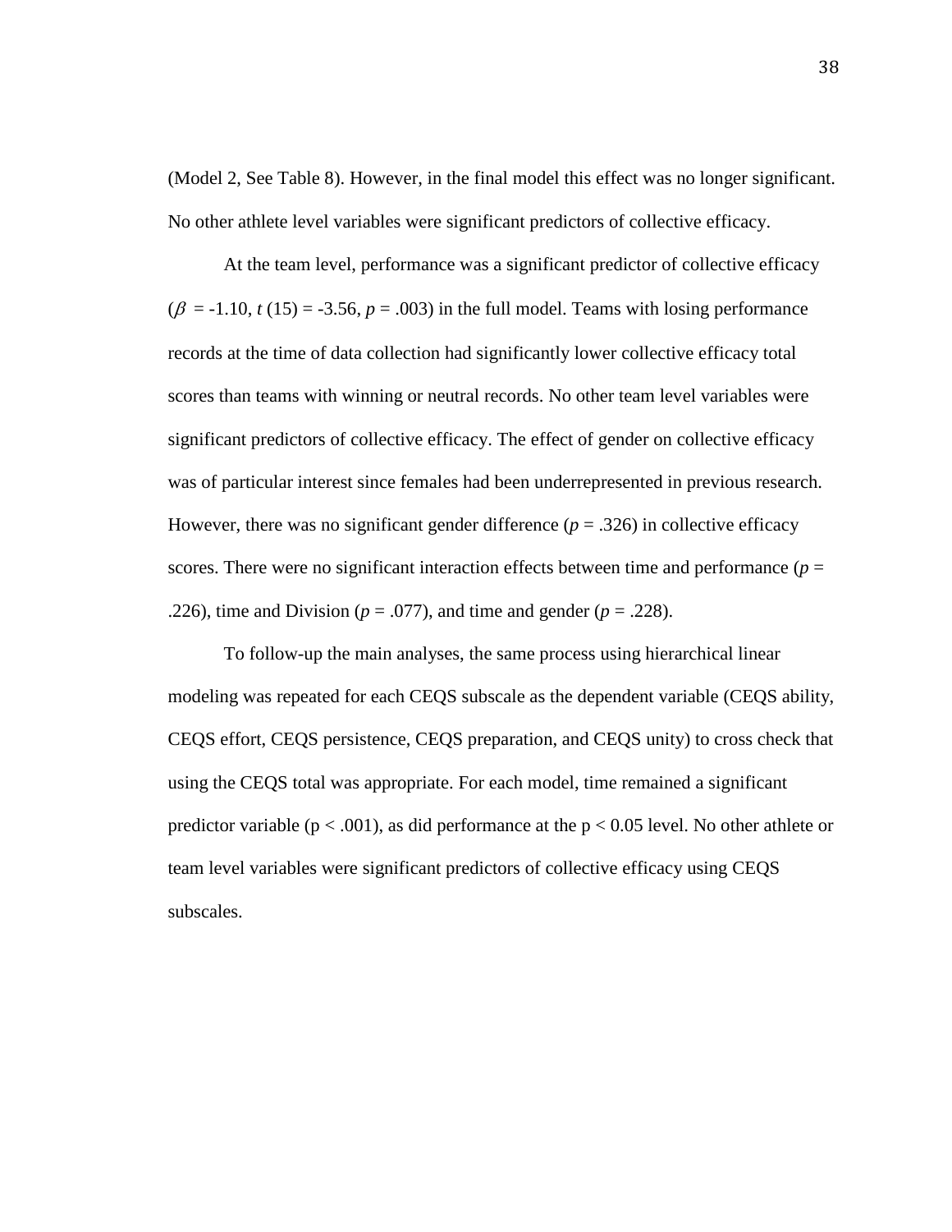(Model 2, See Table 8). However, in the final model this effect was no longer significant. No other athlete level variables were significant predictors of collective efficacy.

At the team level, performance was a significant predictor of collective efficacy ($\beta$ = -1.10, $t$ (15) = -3.56, $p$ = .003) in the full model. Teams with losing performance records at the time of data collection had significantly lower collective efficacy total scores than teams with winning or neutral records. No other team level variables were significant predictors of collective efficacy. The effect of gender on collective efficacy was of particular interest since females had been underrepresented in previous research. However, there was no significant gender difference ($p$ = .326) in collective efficacy scores. There were no significant interaction effects between time and performance ($p$ = .226), time and Division ($p$ = .077), and time and gender ($p$ = .228).

To follow-up the main analyses, the same process using hierarchical linear modeling was repeated for each CEQS subscale as the dependent variable (CEQS ability, CEQS effort, CEQS persistence, CEQS preparation, and CEQS unity) to cross check that using the CEQS total was appropriate. For each model, time remained a significant predictor variable ($p < .001$), as did performance at the $p < 0.05$ level. No other athlete or team level variables were significant predictors of collective efficacy using CEQS subscales.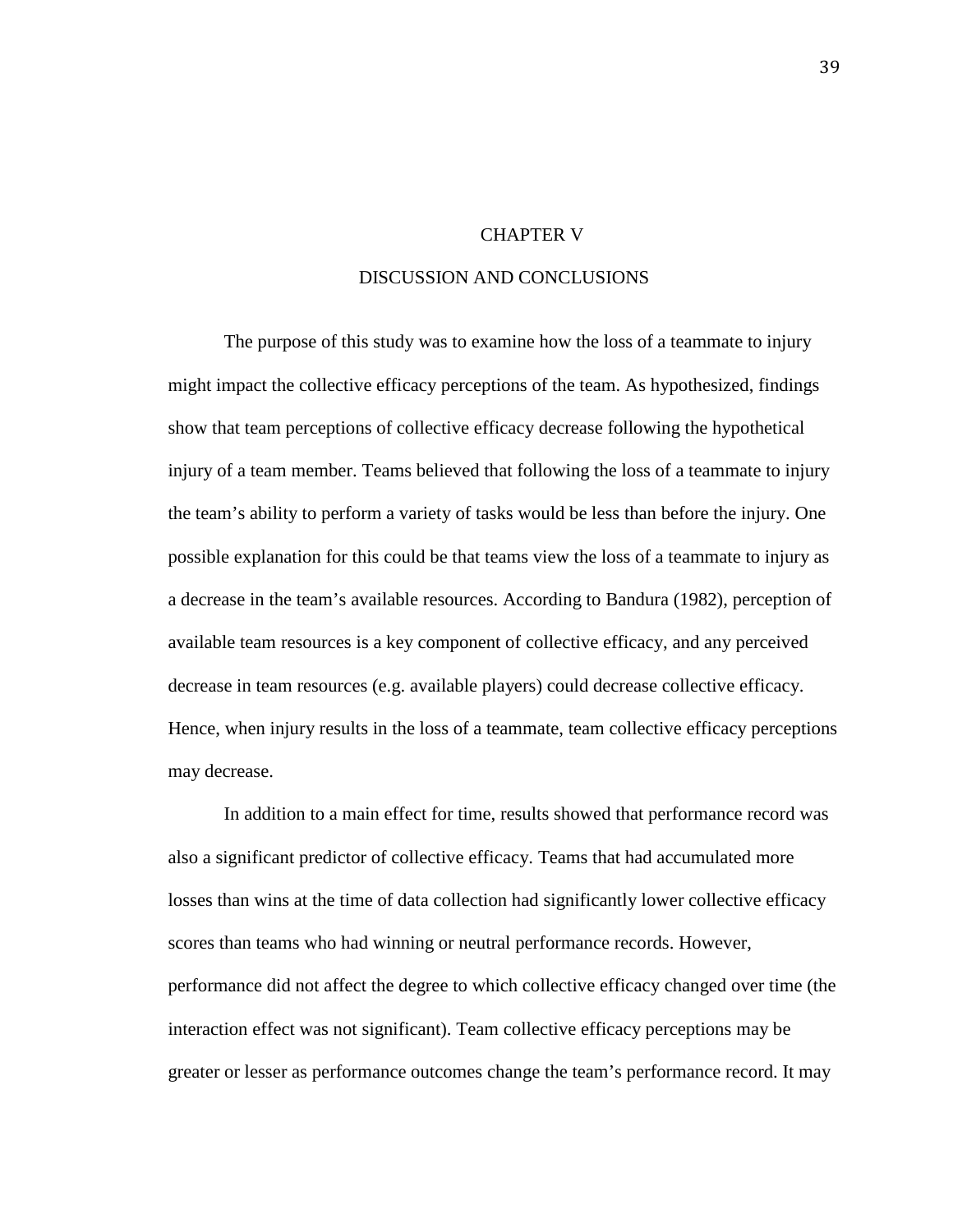# CHAPTER V

# DISCUSSION AND CONCLUSIONS

The purpose of this study was to examine how the loss of a teammate to injury might impact the collective efficacy perceptions of the team. As hypothesized, findings show that team perceptions of collective efficacy decrease following the hypothetical injury of a team member. Teams believed that following the loss of a teammate to injury the team's ability to perform a variety of tasks would be less than before the injury. One possible explanation for this could be that teams view the loss of a teammate to injury as a decrease in the team's available resources. According to Bandura (1982), perception of available team resources is a key component of collective efficacy, and any perceived decrease in team resources (e.g. available players) could decrease collective efficacy. Hence, when injury results in the loss of a teammate, team collective efficacy perceptions may decrease.

In addition to a main effect for time, results showed that performance record was also a significant predictor of collective efficacy. Teams that had accumulated more losses than wins at the time of data collection had significantly lower collective efficacy scores than teams who had winning or neutral performance records. However, performance did not affect the degree to which collective efficacy changed over time (the interaction effect was not significant). Team collective efficacy perceptions may be greater or lesser as performance outcomes change the team's performance record. It may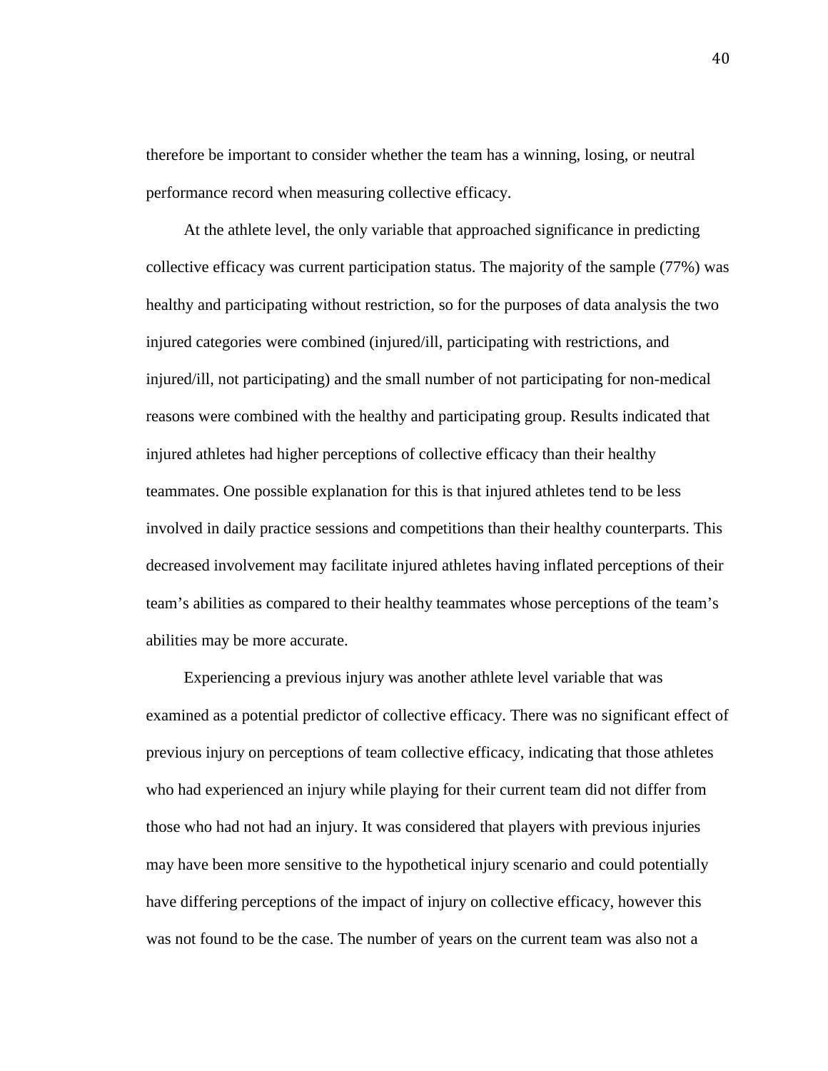therefore be important to consider whether the team has a winning, losing, or neutral performance record when measuring collective efficacy.

At the athlete level, the only variable that approached significance in predicting collective efficacy was current participation status. The majority of the sample (77%) was healthy and participating without restriction, so for the purposes of data analysis the two injured categories were combined (injured/ill, participating with restrictions, and injured/ill, not participating) and the small number of not participating for non-medical reasons were combined with the healthy and participating group. Results indicated that injured athletes had higher perceptions of collective efficacy than their healthy teammates. One possible explanation for this is that injured athletes tend to be less involved in daily practice sessions and competitions than their healthy counterparts. This decreased involvement may facilitate injured athletes having inflated perceptions of their team's abilities as compared to their healthy teammates whose perceptions of the team's abilities may be more accurate.

Experiencing a previous injury was another athlete level variable that was examined as a potential predictor of collective efficacy. There was no significant effect of previous injury on perceptions of team collective efficacy, indicating that those athletes who had experienced an injury while playing for their current team did not differ from those who had not had an injury. It was considered that players with previous injuries may have been more sensitive to the hypothetical injury scenario and could potentially have differing perceptions of the impact of injury on collective efficacy, however this was not found to be the case. The number of years on the current team was also not a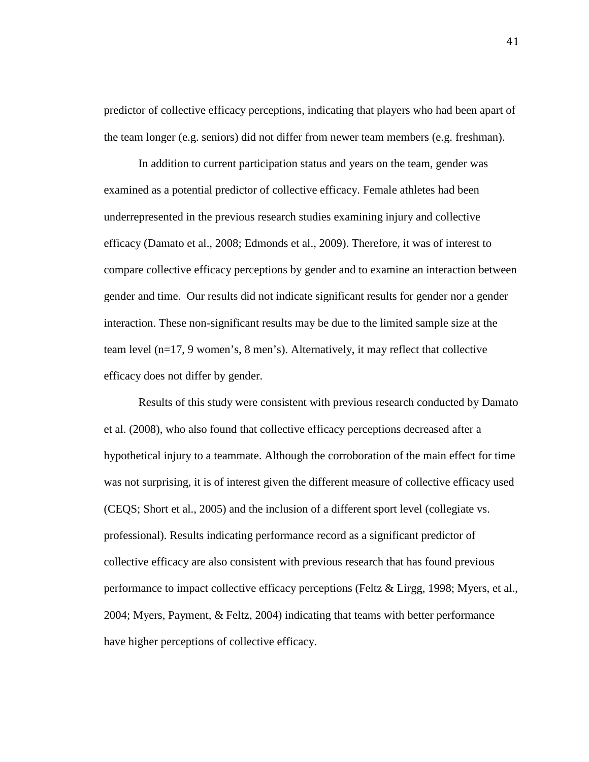predictor of collective efficacy perceptions, indicating that players who had been apart of the team longer (e.g. seniors) did not differ from newer team members (e.g. freshman).

In addition to current participation status and years on the team, gender was examined as a potential predictor of collective efficacy. Female athletes had been underrepresented in the previous research studies examining injury and collective efficacy (Damato et al., 2008; Edmonds et al., 2009). Therefore, it was of interest to compare collective efficacy perceptions by gender and to examine an interaction between gender and time.  Our results did not indicate significant results for gender nor a gender interaction. These non-significant results may be due to the limited sample size at the team level (n=17, 9 women's, 8 men's). Alternatively, it may reflect that collective efficacy does not differ by gender.

Results of this study were consistent with previous research conducted by Damato et al. (2008), who also found that collective efficacy perceptions decreased after a hypothetical injury to a teammate. Although the corroboration of the main effect for time was not surprising, it is of interest given the different measure of collective efficacy used (CEQS; Short et al., 2005) and the inclusion of a different sport level (collegiate vs. professional). Results indicating performance record as a significant predictor of collective efficacy are also consistent with previous research that has found previous performance to impact collective efficacy perceptions (Feltz & Lirgg, 1998; Myers, et al., 2004; Myers, Payment, & Feltz, 2004) indicating that teams with better performance have higher perceptions of collective efficacy.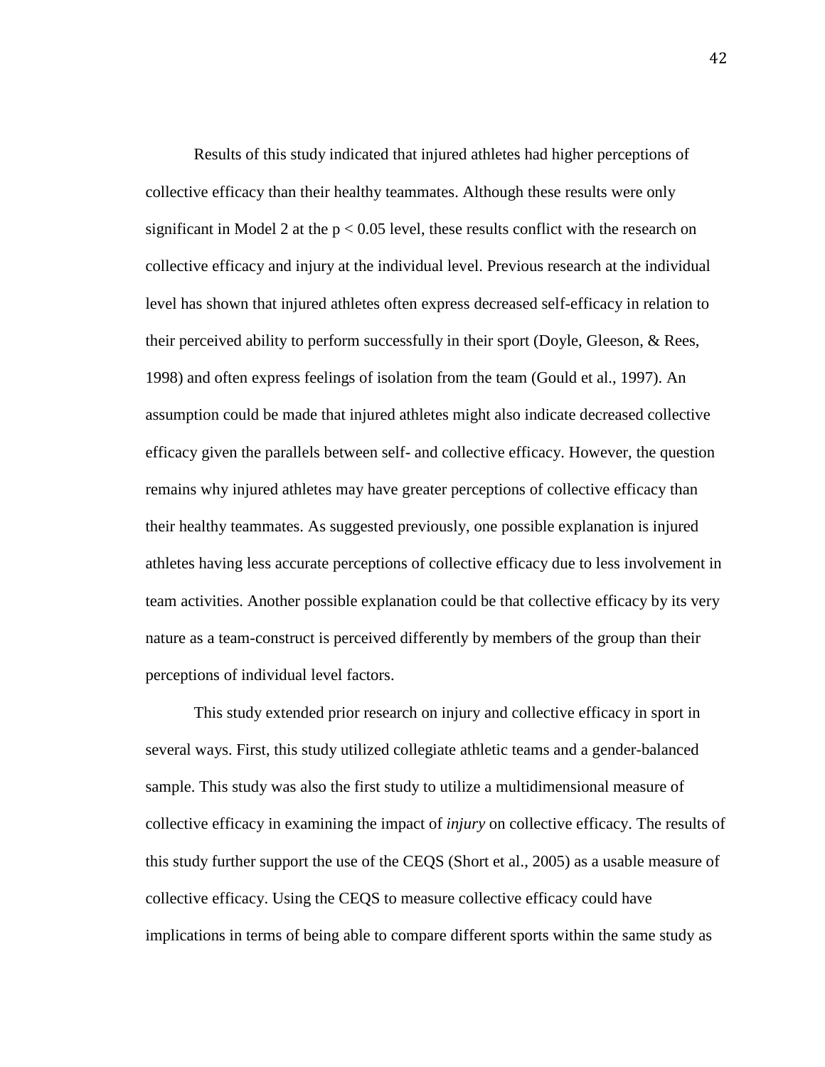Results of this study indicated that injured athletes had higher perceptions of collective efficacy than their healthy teammates. Although these results were only significant in Model 2 at the $p < 0.05$ level, these results conflict with the research on collective efficacy and injury at the individual level. Previous research at the individual level has shown that injured athletes often express decreased self-efficacy in relation to their perceived ability to perform successfully in their sport (Doyle, Gleeson, & Rees, 1998) and often express feelings of isolation from the team (Gould et al., 1997). An assumption could be made that injured athletes might also indicate decreased collective efficacy given the parallels between self- and collective efficacy. However, the question remains why injured athletes may have greater perceptions of collective efficacy than their healthy teammates. As suggested previously, one possible explanation is injured athletes having less accurate perceptions of collective efficacy due to less involvement in team activities. Another possible explanation could be that collective efficacy by its very nature as a team-construct is perceived differently by members of the group than their perceptions of individual level factors.

This study extended prior research on injury and collective efficacy in sport in several ways. First, this study utilized collegiate athletic teams and a gender-balanced sample. This study was also the first study to utilize a multidimensional measure of collective efficacy in examining the impact of *injury* on collective efficacy. The results of this study further support the use of the CEQS (Short et al., 2005) as a usable measure of collective efficacy. Using the CEQS to measure collective efficacy could have implications in terms of being able to compare different sports within the same study as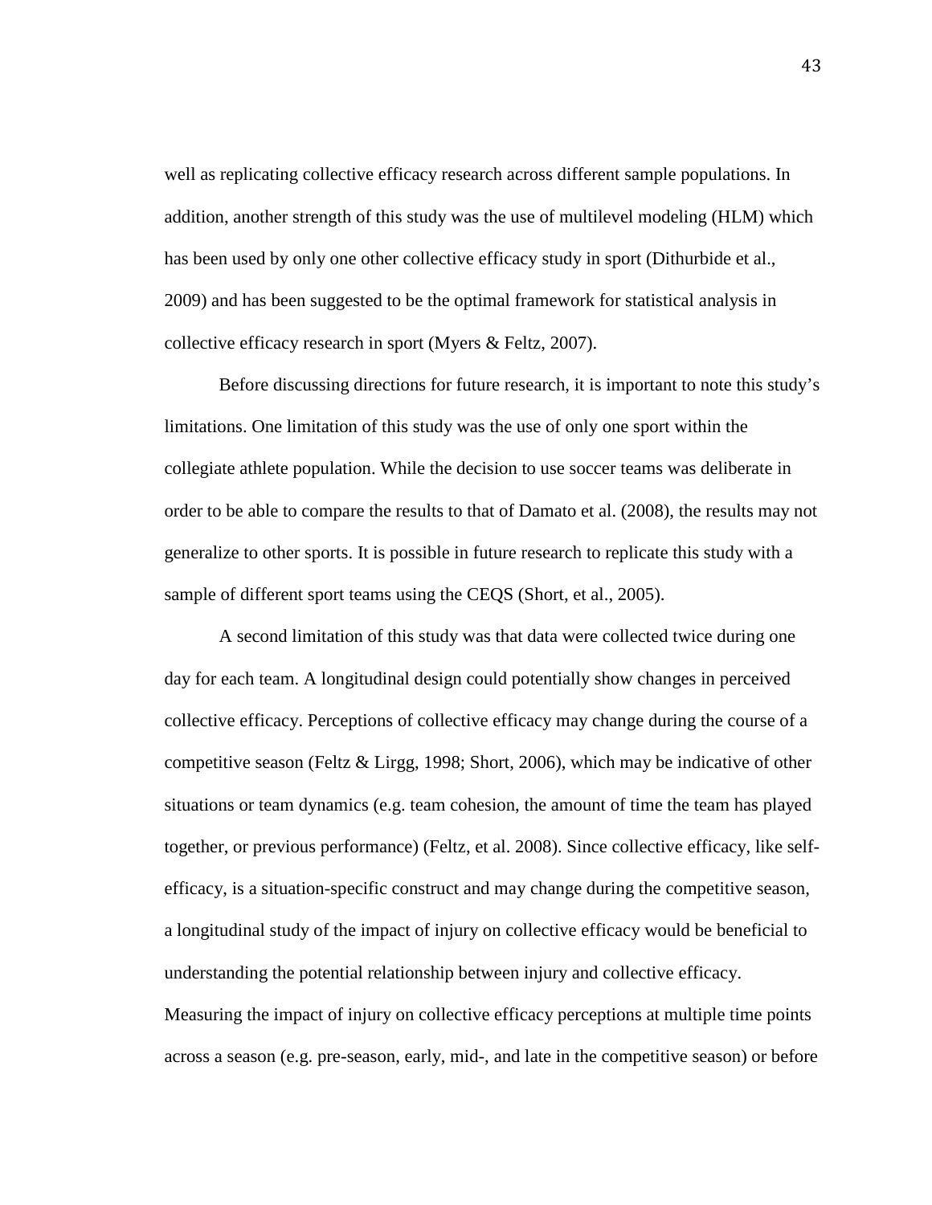well as replicating collective efficacy research across different sample populations. In addition, another strength of this study was the use of multilevel modeling (HLM) which has been used by only one other collective efficacy study in sport (Dithurbide et al., 2009) and has been suggested to be the optimal framework for statistical analysis in collective efficacy research in sport (Myers & Feltz, 2007).

Before discussing directions for future research, it is important to note this study's limitations. One limitation of this study was the use of only one sport within the collegiate athlete population. While the decision to use soccer teams was deliberate in order to be able to compare the results to that of Damato et al. (2008), the results may not generalize to other sports. It is possible in future research to replicate this study with a sample of different sport teams using the CEQS (Short, et al., 2005).

A second limitation of this study was that data were collected twice during one day for each team. A longitudinal design could potentially show changes in perceived collective efficacy. Perceptions of collective efficacy may change during the course of a competitive season (Feltz & Lirgg, 1998; Short, 2006), which may be indicative of other situations or team dynamics (e.g. team cohesion, the amount of time the team has played together, or previous performance) (Feltz, et al. 2008). Since collective efficacy, like self-efficacy, is a situation-specific construct and may change during the competitive season, a longitudinal study of the impact of injury on collective efficacy would be beneficial to understanding the potential relationship between injury and collective efficacy. Measuring the impact of injury on collective efficacy perceptions at multiple time points across a season (e.g. pre-season, early, mid-, and late in the competitive season) or before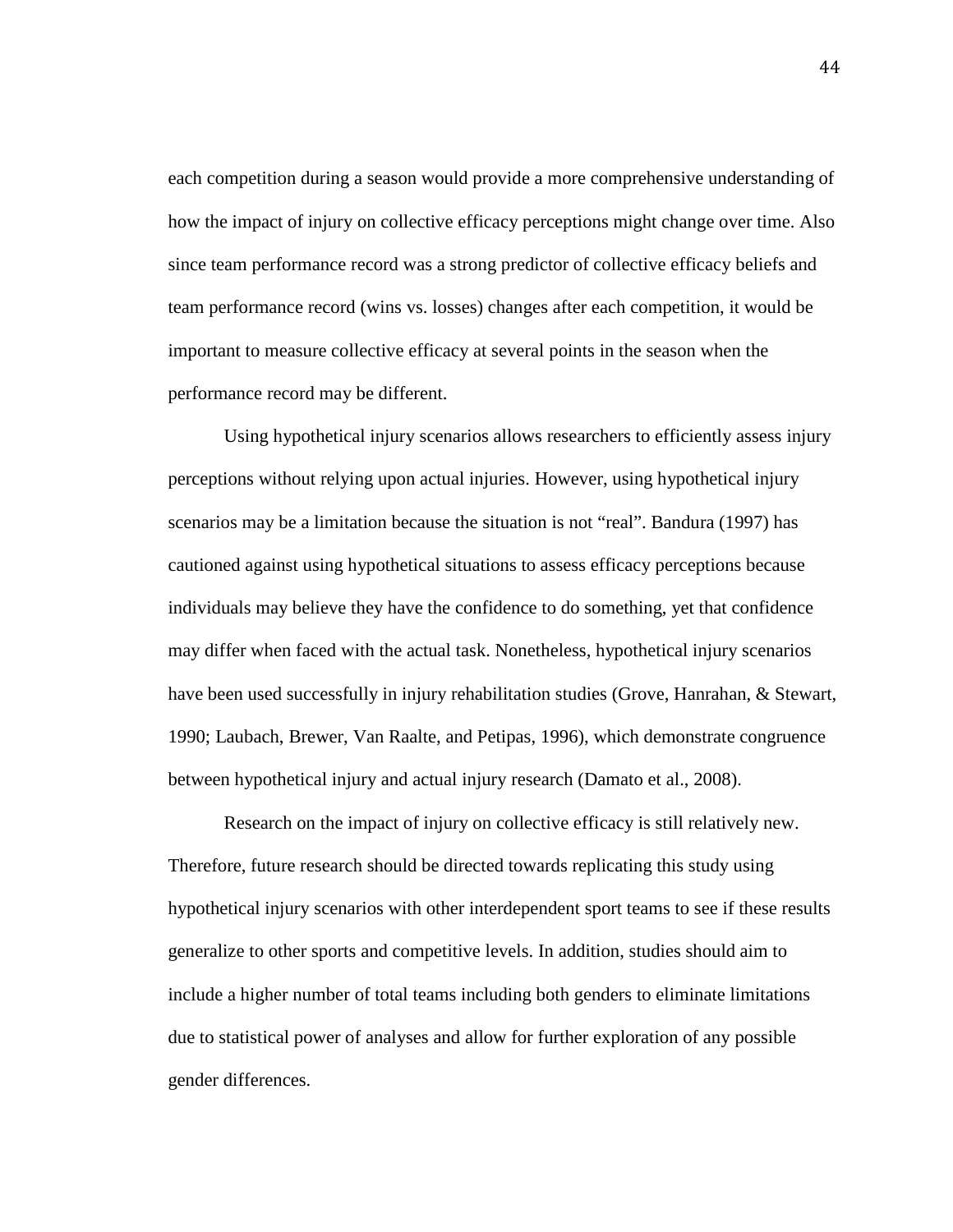each competition during a season would provide a more comprehensive understanding of how the impact of injury on collective efficacy perceptions might change over time. Also since team performance record was a strong predictor of collective efficacy beliefs and team performance record (wins vs. losses) changes after each competition, it would be important to measure collective efficacy at several points in the season when the performance record may be different.

Using hypothetical injury scenarios allows researchers to efficiently assess injury perceptions without relying upon actual injuries. However, using hypothetical injury scenarios may be a limitation because the situation is not "real". Bandura (1997) has cautioned against using hypothetical situations to assess efficacy perceptions because individuals may believe they have the confidence to do something, yet that confidence may differ when faced with the actual task. Nonetheless, hypothetical injury scenarios have been used successfully in injury rehabilitation studies (Grove, Hanrahan, & Stewart, 1990; Laubach, Brewer, Van Raalte, and Petipas, 1996), which demonstrate congruence between hypothetical injury and actual injury research (Damato et al., 2008).

Research on the impact of injury on collective efficacy is still relatively new. Therefore, future research should be directed towards replicating this study using hypothetical injury scenarios with other interdependent sport teams to see if these results generalize to other sports and competitive levels. In addition, studies should aim to include a higher number of total teams including both genders to eliminate limitations due to statistical power of analyses and allow for further exploration of any possible gender differences.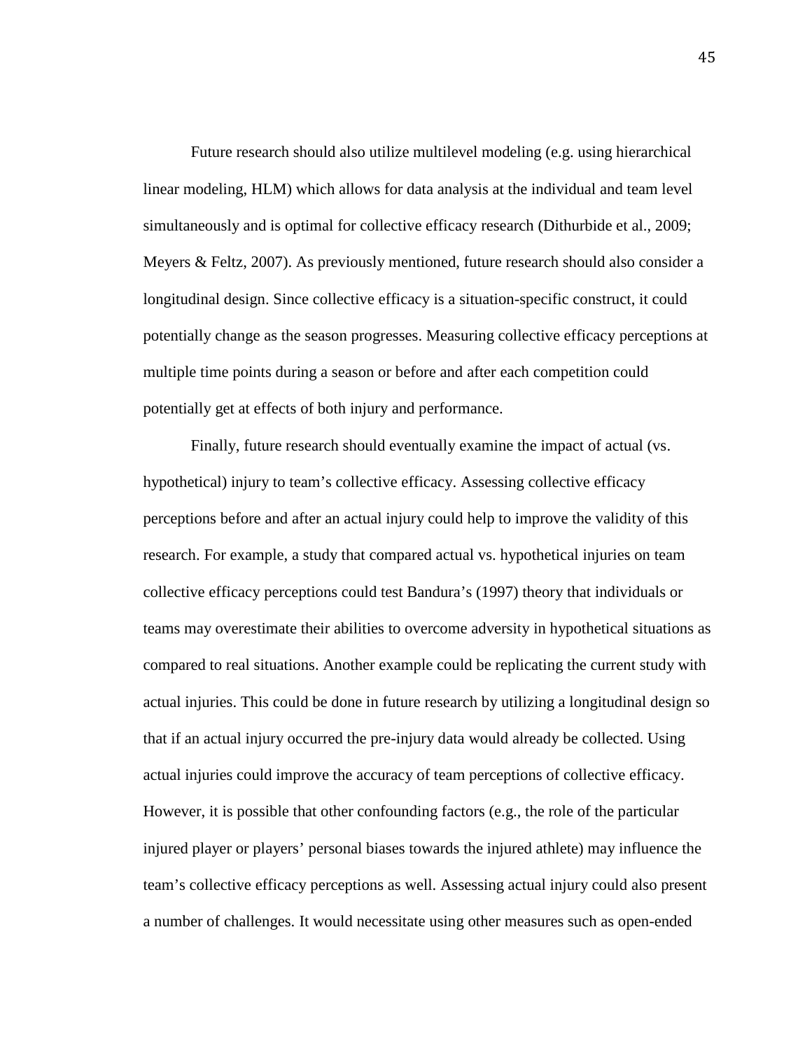Future research should also utilize multilevel modeling (e.g. using hierarchical linear modeling, HLM) which allows for data analysis at the individual and team level simultaneously and is optimal for collective efficacy research (Dithurbide et al., 2009; Meyers & Feltz, 2007). As previously mentioned, future research should also consider a longitudinal design. Since collective efficacy is a situation-specific construct, it could potentially change as the season progresses. Measuring collective efficacy perceptions at multiple time points during a season or before and after each competition could potentially get at effects of both injury and performance.

Finally, future research should eventually examine the impact of actual (vs. hypothetical) injury to team's collective efficacy. Assessing collective efficacy perceptions before and after an actual injury could help to improve the validity of this research. For example, a study that compared actual vs. hypothetical injuries on team collective efficacy perceptions could test Bandura's (1997) theory that individuals or teams may overestimate their abilities to overcome adversity in hypothetical situations as compared to real situations. Another example could be replicating the current study with actual injuries. This could be done in future research by utilizing a longitudinal design so that if an actual injury occurred the pre-injury data would already be collected. Using actual injuries could improve the accuracy of team perceptions of collective efficacy. However, it is possible that other confounding factors (e.g., the role of the particular injured player or players' personal biases towards the injured athlete) may influence the team's collective efficacy perceptions as well. Assessing actual injury could also present a number of challenges. It would necessitate using other measures such as open-ended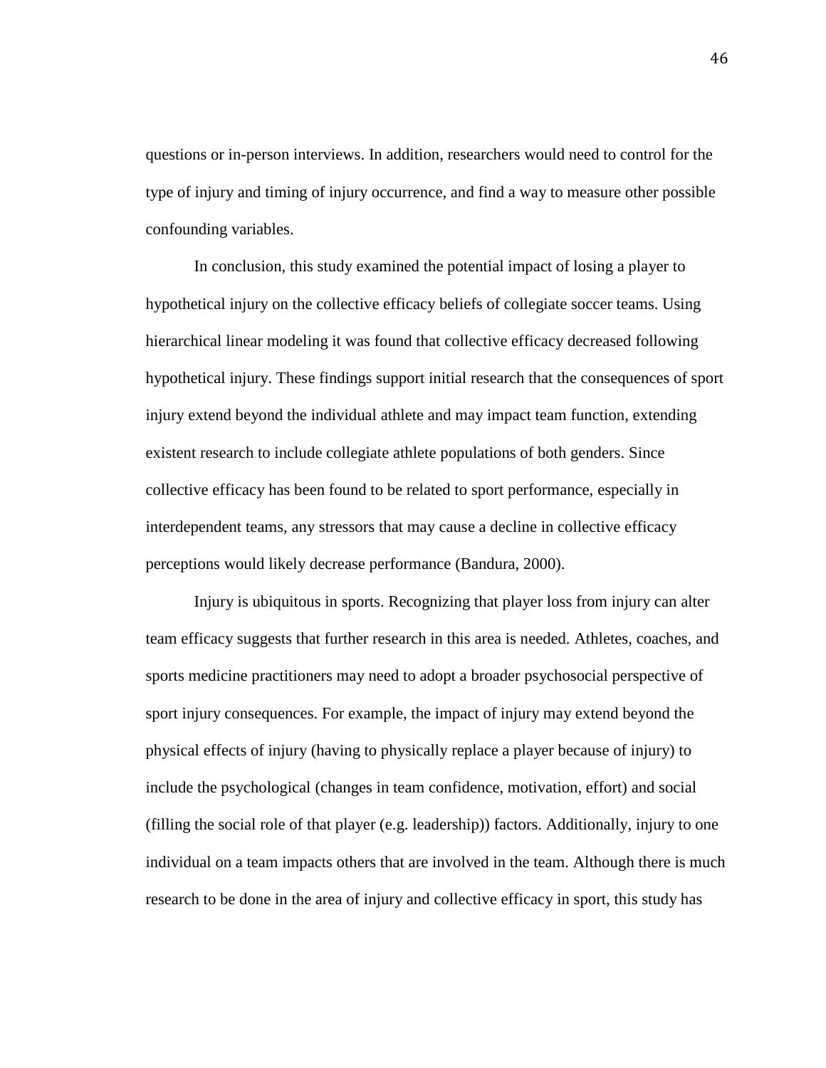questions or in-person interviews. In addition, researchers would need to control for the type of injury and timing of injury occurrence, and find a way to measure other possible confounding variables.

In conclusion, this study examined the potential impact of losing a player to hypothetical injury on the collective efficacy beliefs of collegiate soccer teams. Using hierarchical linear modeling it was found that collective efficacy decreased following hypothetical injury. These findings support initial research that the consequences of sport injury extend beyond the individual athlete and may impact team function, extending existent research to include collegiate athlete populations of both genders. Since collective efficacy has been found to be related to sport performance, especially in interdependent teams, any stressors that may cause a decline in collective efficacy perceptions would likely decrease performance (Bandura, 2000).

Injury is ubiquitous in sports. Recognizing that player loss from injury can alter team efficacy suggests that further research in this area is needed. Athletes, coaches, and sports medicine practitioners may need to adopt a broader psychosocial perspective of sport injury consequences. For example, the impact of injury may extend beyond the physical effects of injury (having to physically replace a player because of injury) to include the psychological (changes in team confidence, motivation, effort) and social (filling the social role of that player (e.g. leadership)) factors. Additionally, injury to one individual on a team impacts others that are involved in the team. Although there is much research to be done in the area of injury and collective efficacy in sport, this study has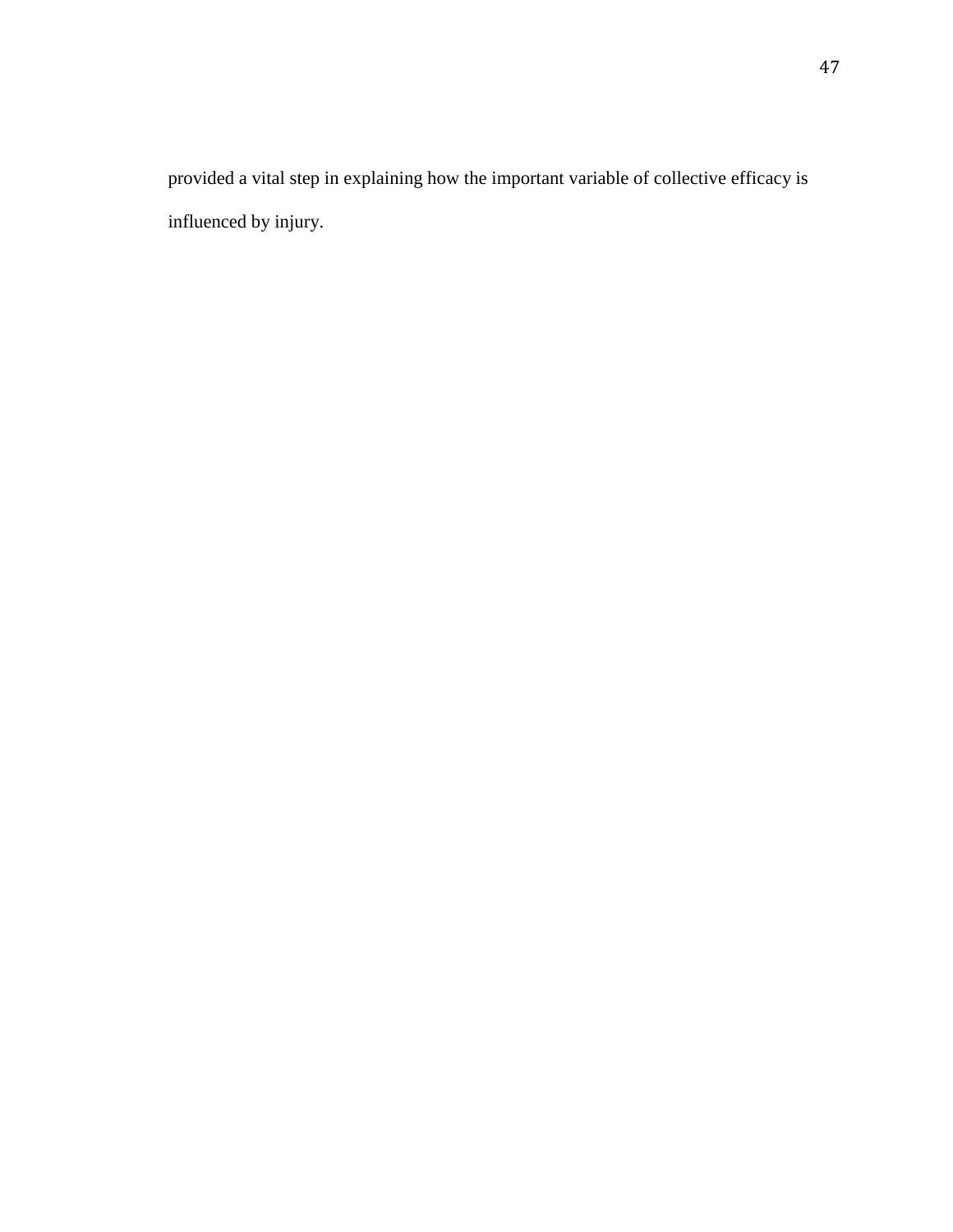provided a vital step in explaining how the important variable of collective efficacy is influenced by injury.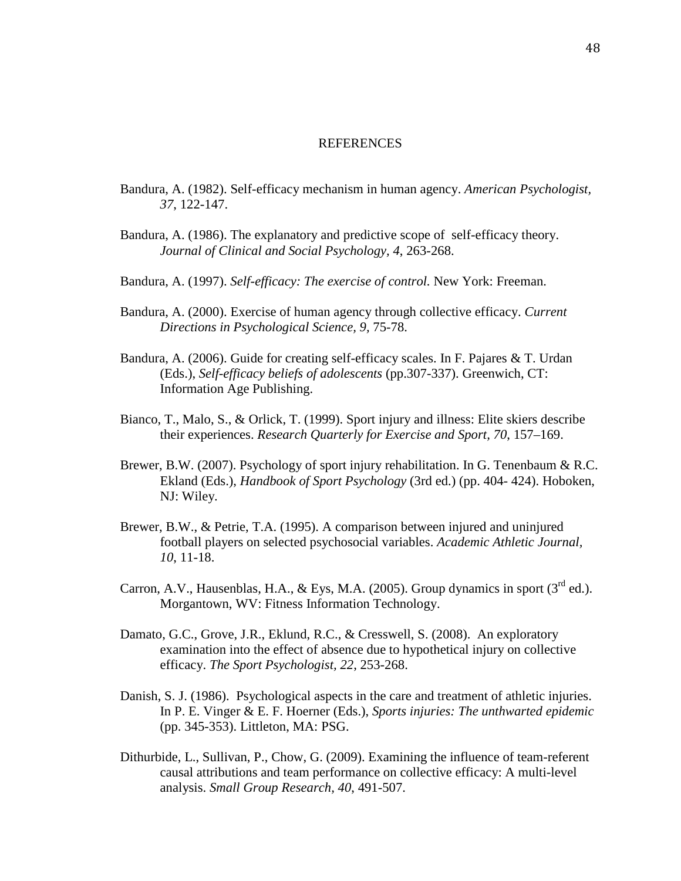# REFERENCES

Bandura, A. (1982). Self-efficacy mechanism in human agency. *American Psychologist, 37*, 122-147.

Bandura, A. (1986). The explanatory and predictive scope of self-efficacy theory. *Journal of Clinical and Social Psychology, 4*, 263-268.

Bandura, A. (1997). *Self-efficacy: The exercise of control.* New York: Freeman.

Bandura, A. (2000). Exercise of human agency through collective efficacy. *Current Directions in Psychological Science, 9,* 75-78.

Bandura, A. (2006). Guide for creating self-efficacy scales. In F. Pajares & T. Urdan (Eds.), *Self-efficacy beliefs of adolescents* (pp.307-337). Greenwich, CT: Information Age Publishing.

Bianco, T., Malo, S., & Orlick, T. (1999). Sport injury and illness: Elite skiers describe their experiences. *Research Quarterly for Exercise and Sport, 70*, 157–169.

Brewer, B.W. (2007). Psychology of sport injury rehabilitation. In G. Tenenbaum & R.C. Ekland (Eds.), *Handbook of Sport Psychology* (3rd ed.) (pp. 404- 424). Hoboken, NJ: Wiley.

Brewer, B.W., & Petrie, T.A. (1995). A comparison between injured and uninjured football players on selected psychosocial variables. *Academic Athletic Journal, 10*, 11-18.

Carron, A.V., Hausenblas, H.A., & Eys, M.A. (2005). Group dynamics in sport (3rd ed.). Morgantown, WV: Fitness Information Technology.

Damato, G.C., Grove, J.R., Eklund, R.C., & Cresswell, S. (2008). An exploratory examination into the effect of absence due to hypothetical injury on collective efficacy. *The Sport Psychologist, 22*, 253-268.

Danish, S. J. (1986). Psychological aspects in the care and treatment of athletic injuries. In P. E. Vinger & E. F. Hoerner (Eds.), *Sports injuries: The unthwarted epidemic* (pp. 345-353). Littleton, MA: PSG.

Dithurbide, L., Sullivan, P., Chow, G. (2009). Examining the influence of team-referent causal attributions and team performance on collective efficacy: A multi-level analysis. *Small Group Research, 40*, 491-507.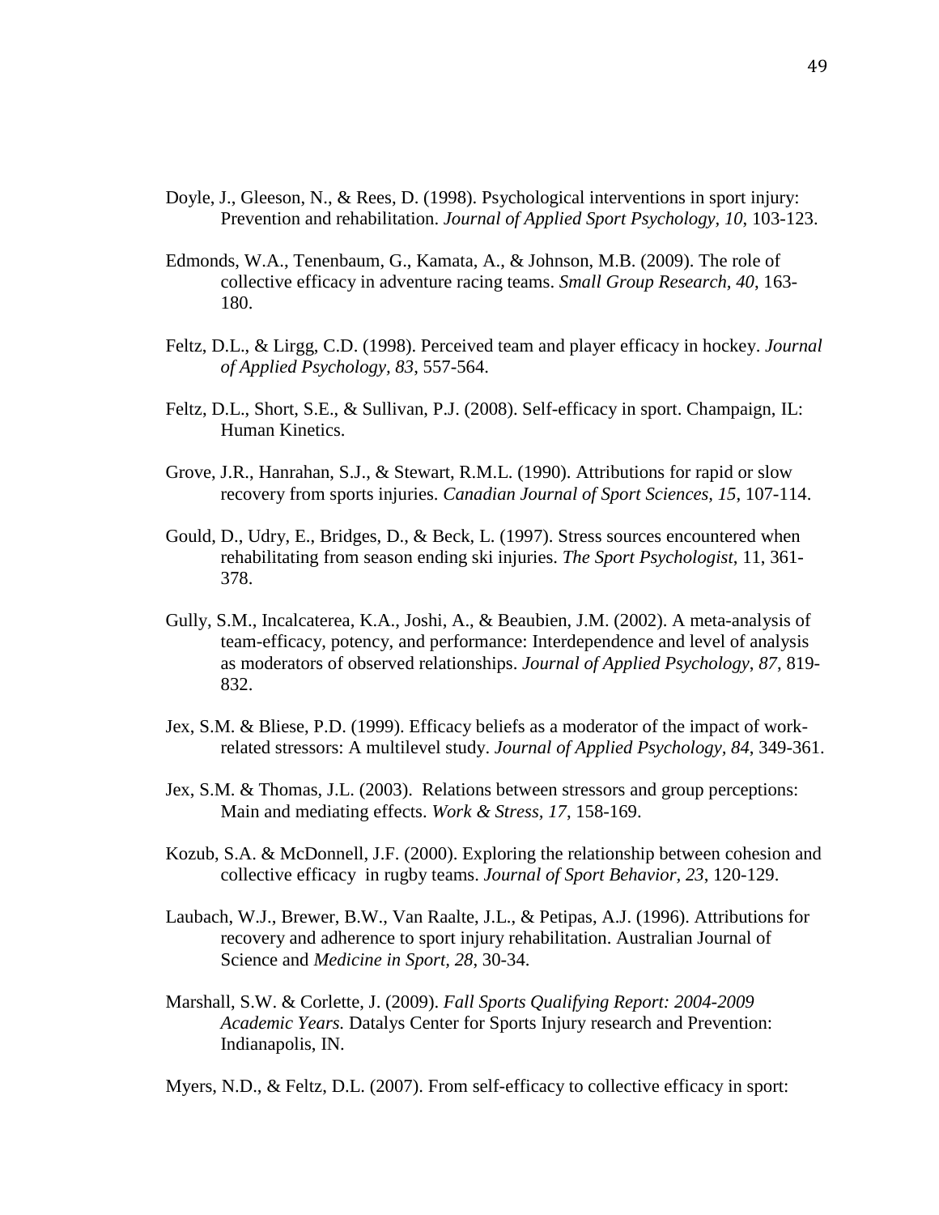Doyle, J., Gleeson, N., & Rees, D. (1998). Psychological interventions in sport injury: Prevention and rehabilitation. *Journal of Applied Sport Psychology*, *10*, 103-123.

Edmonds, W.A., Tenenbaum, G., Kamata, A., & Johnson, M.B. (2009). The role of collective efficacy in adventure racing teams. *Small Group Research, 40*, 163-180.

Feltz, D.L., & Lirgg, C.D. (1998). Perceived team and player efficacy in hockey. *Journal of Applied Psychology, 83*, 557-564.

Feltz, D.L., Short, S.E., & Sullivan, P.J. (2008). Self-efficacy in sport. Champaign, IL: Human Kinetics.

Grove, J.R., Hanrahan, S.J., & Stewart, R.M.L. (1990). Attributions for rapid or slow recovery from sports injuries. *Canadian Journal of Sport Sciences, 15*, 107-114.

Gould, D., Udry, E., Bridges, D., & Beck, L. (1997). Stress sources encountered when rehabilitating from season ending ski injuries. *The Sport Psychologist*, 11, 361-378.

Gully, S.M., Incalcaterea, K.A., Joshi, A., & Beaubien, J.M. (2002). A meta-analysis of team-efficacy, potency, and performance: Interdependence and level of analysis as moderators of observed relationships. *Journal of Applied Psychology, 87*, 819-832.

Jex, S.M. & Bliese, P.D. (1999). Efficacy beliefs as a moderator of the impact of work-related stressors: A multilevel study. *Journal of Applied Psychology, 84*, 349-361.

Jex, S.M. & Thomas, J.L. (2003). Relations between stressors and group perceptions: Main and mediating effects. *Work & Stress, 17*, 158-169.

Kozub, S.A. & McDonnell, J.F. (2000). Exploring the relationship between cohesion and collective efficacy in rugby teams. *Journal of Sport Behavior, 23*, 120-129.

Laubach, W.J., Brewer, B.W., Van Raalte, J.L., & Petipas, A.J. (1996). Attributions for recovery and adherence to sport injury rehabilitation. Australian Journal of Science and *Medicine in Sport, 28*, 30-34.

Marshall, S.W. & Corlette, J. (2009). *Fall Sports Qualifying Report: 2004-2009 Academic Years.* Datalys Center for Sports Injury research and Prevention: Indianapolis, IN.

Myers, N.D., & Feltz, D.L. (2007). From self-efficacy to collective efficacy in sport: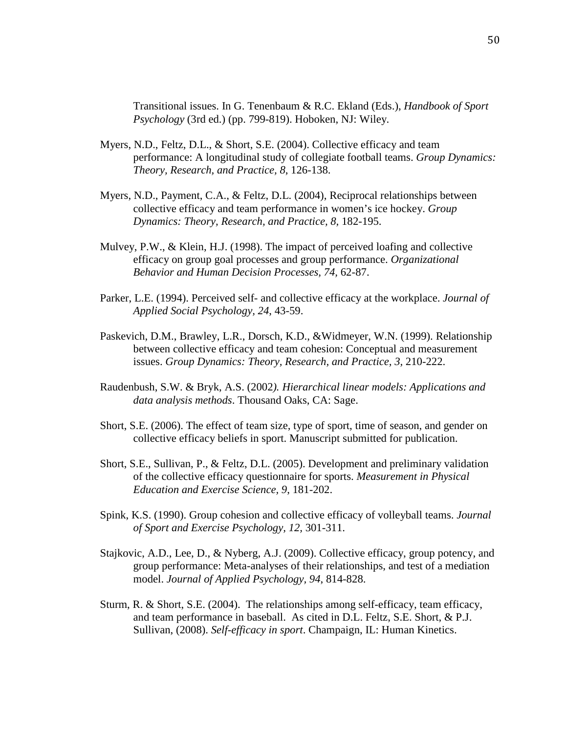Transitional issues. In G. Tenenbaum & R.C. Ekland (Eds.), *Handbook of Sport Psychology* (3rd ed.) (pp. 799-819). Hoboken, NJ: Wiley.

Myers, N.D., Feltz, D.L., & Short, S.E. (2004). Collective efficacy and team performance: A longitudinal study of collegiate football teams. *Group Dynamics: Theory, Research, and Practice, 8*, 126-138.

Myers, N.D., Payment, C.A., & Feltz, D.L. (2004), Reciprocal relationships between collective efficacy and team performance in women's ice hockey. *Group Dynamics: Theory, Research, and Practice, 8,* 182-195.

Mulvey, P.W., & Klein, H.J. (1998). The impact of perceived loafing and collective efficacy on group goal processes and group performance. *Organizational Behavior and Human Decision Processes, 74,* 62-87.

Parker, L.E. (1994). Perceived self- and collective efficacy at the workplace. *Journal of Applied Social Psychology, 24*, 43-59.

Paskevich, D.M., Brawley, L.R., Dorsch, K.D., &Widmeyer, W.N. (1999). Relationship between collective efficacy and team cohesion: Conceptual and measurement issues. *Group Dynamics: Theory, Research, and Practice, 3,* 210-222.

Raudenbush, S.W. & Bryk, A.S. (2002*). Hierarchical linear models: Applications and data analysis methods*. Thousand Oaks, CA: Sage.

Short, S.E. (2006). The effect of team size, type of sport, time of season, and gender on collective efficacy beliefs in sport. Manuscript submitted for publication.

Short, S.E., Sullivan, P., & Feltz, D.L. (2005). Development and preliminary validation of the collective efficacy questionnaire for sports. *Measurement in Physical Education and Exercise Science, 9*, 181-202.

Spink, K.S. (1990). Group cohesion and collective efficacy of volleyball teams. *Journal of Sport and Exercise Psychology, 12*, 301-311.

Stajkovic, A.D., Lee, D., & Nyberg, A.J. (2009). Collective efficacy, group potency, and group performance: Meta-analyses of their relationships, and test of a mediation model. *Journal of Applied Psychology, 94*, 814-828.

Sturm, R. & Short, S.E. (2004). The relationships among self-efficacy, team efficacy, and team performance in baseball. As cited in D.L. Feltz, S.E. Short, & P.J. Sullivan, (2008). *Self-efficacy in sport*. Champaign, IL: Human Kinetics.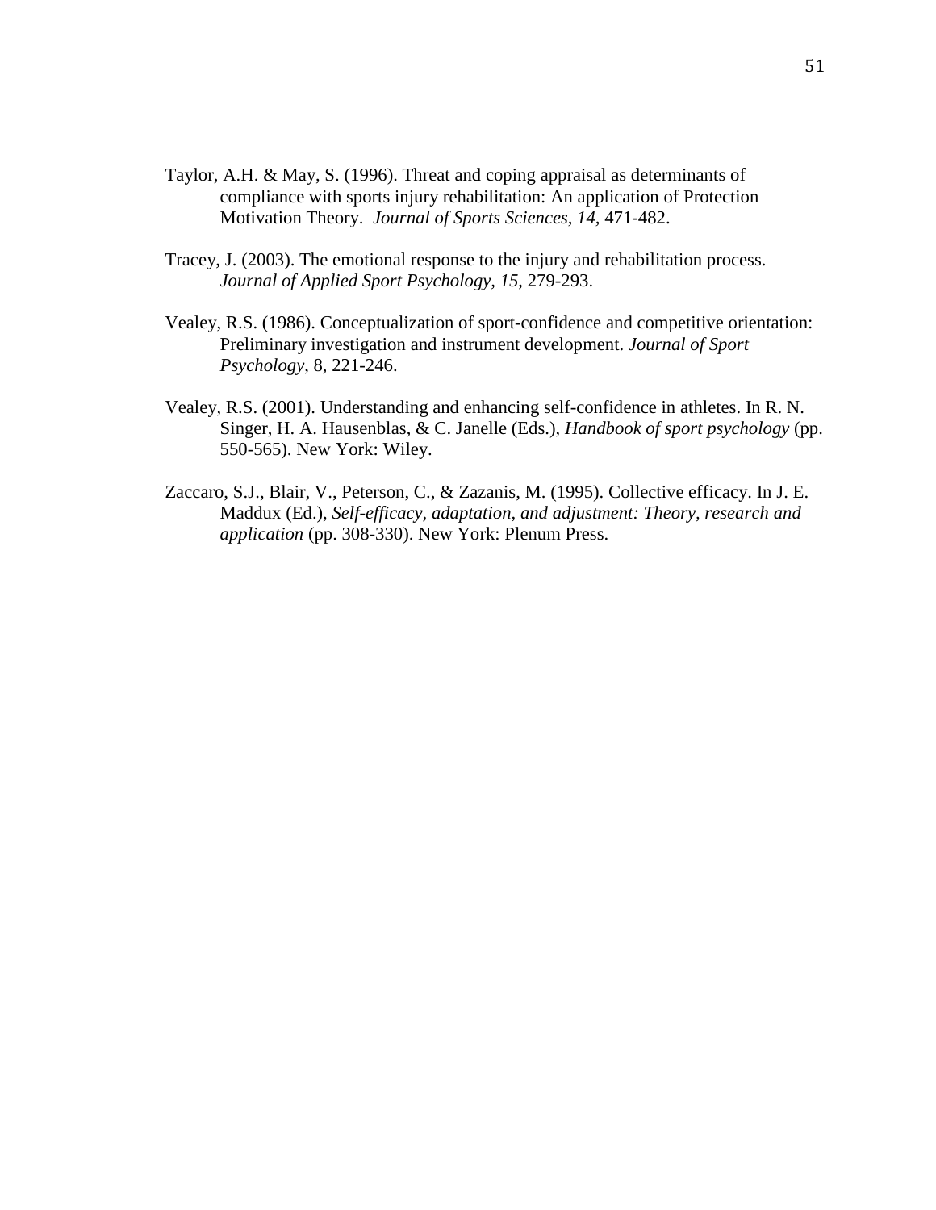Taylor, A.H. & May, S. (1996). Threat and coping appraisal as determinants of compliance with sports injury rehabilitation: An application of Protection Motivation Theory. *Journal of Sports Sciences, 14*, 471-482.

Tracey, J. (2003). The emotional response to the injury and rehabilitation process. *Journal of Applied Sport Psychology, 15*, 279-293.

Vealey, R.S. (1986). Conceptualization of sport-confidence and competitive orientation: Preliminary investigation and instrument development. *Journal of Sport Psychology*, 8, 221-246.

Vealey, R.S. (2001). Understanding and enhancing self-confidence in athletes. In R. N. Singer, H. A. Hausenblas, & C. Janelle (Eds.), *Handbook of sport psychology* (pp. 550-565). New York: Wiley.

Zaccaro, S.J., Blair, V., Peterson, C., & Zazanis, M. (1995). Collective efficacy. In J. E. Maddux (Ed.), *Self-efficacy, adaptation, and adjustment: Theory, research and application* (pp. 308-330). New York: Plenum Press.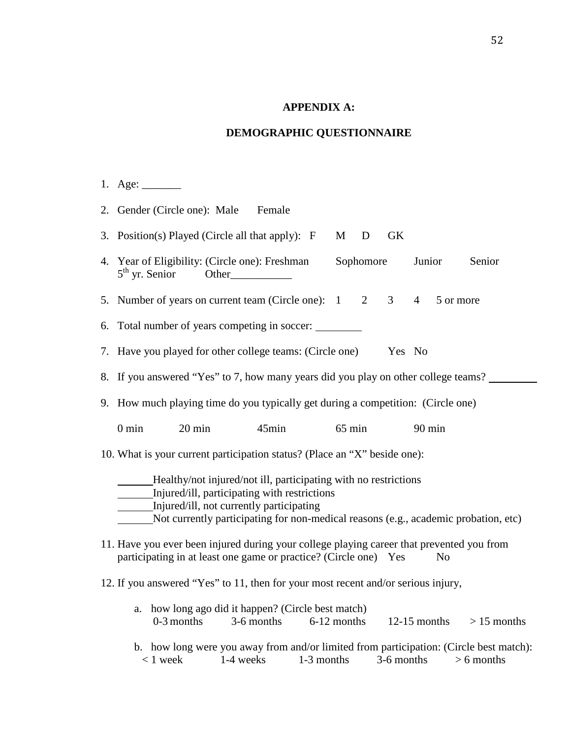# APPENDIX A:

## DEMOGRAPHIC QUESTIONNAIRE

1. Age: _______

2. Gender (Circle one): Male Female

3. Position(s) Played (Circle all that apply): F M D GK

4. Year of Eligibility: (Circle one): Freshman Sophomore Junior Senior 5th yr. Senior Other___________

5. Number of years on current team (Circle one): 1 2 3 4 5 or more

6. Total number of years competing in soccer: ________

7. Have you played for other college teams: (Circle one) Yes No

8. If you answered "Yes" to 7, how many years did you play on other college teams? ________

9. How much playing time do you typically get during a competition: (Circle one)

   0 min 20 min 45min 65 min 90 min

10. What is your current participation status? (Place an "X" beside one):

    ______Healthy/not injured/not ill, participating with no restrictions
    ______Injured/ill, participating with restrictions
    ______Injured/ill, not currently participating
    ______Not currently participating for non-medical reasons (e.g., academic probation, etc)

11. Have you ever been injured during your college playing career that prevented you from participating in at least one game or practice? (Circle one) Yes No

12. If you answered "Yes" to 11, then for your most recent and/or serious injury,

    a. how long ago did it happen? (Circle best match)
       0-3 months 3-6 months 6-12 months 12-15 months > 15 months

    b. how long were you away from and/or limited from participation: (Circle best match):
       < 1 week 1-4 weeks 1-3 months 3-6 months > 6 months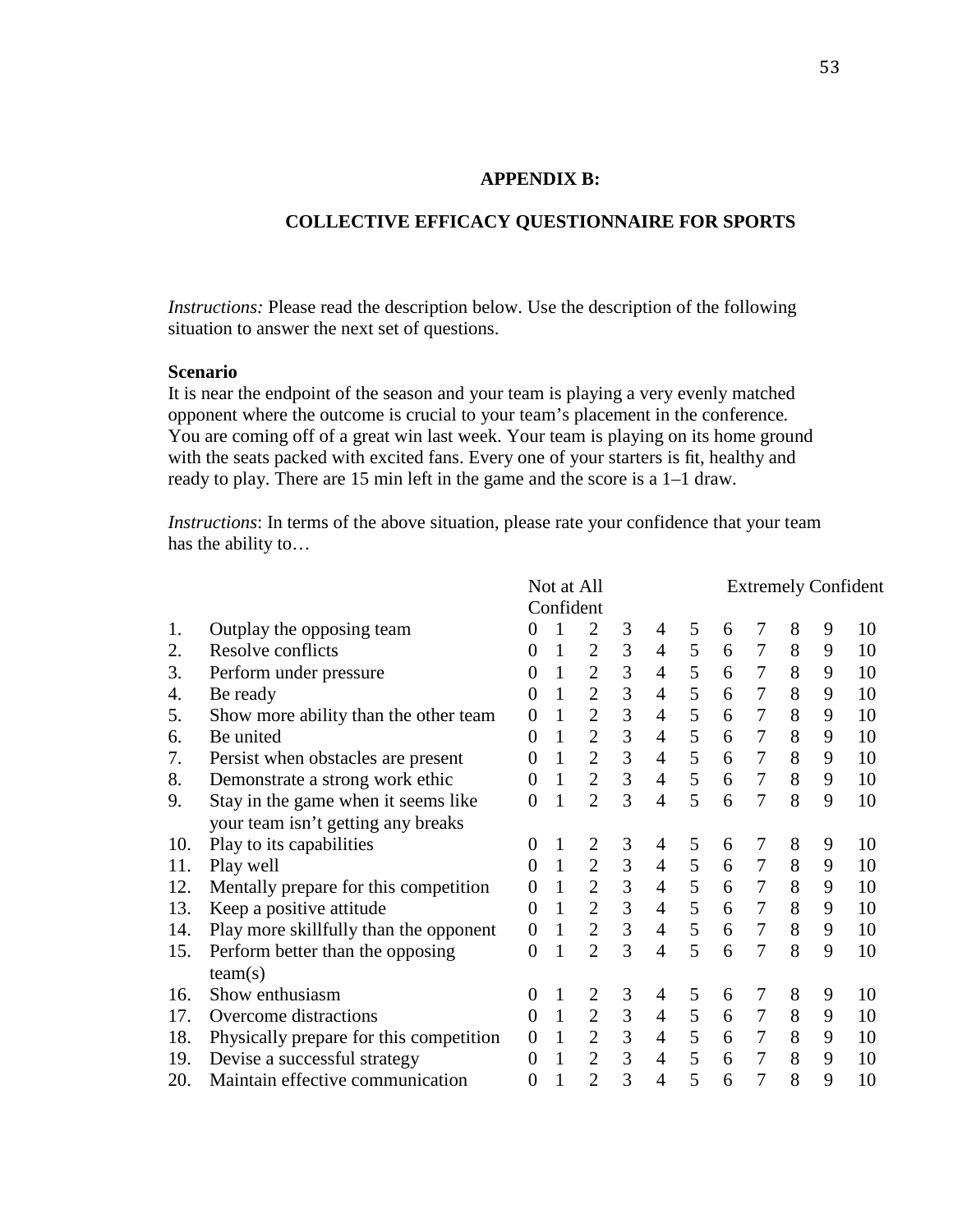# APPENDIX B:

## COLLECTIVE EFFICACY QUESTIONNAIRE FOR SPORTS

*Instructions:* Please read the description below. Use the description of the following situation to answer the next set of questions.

**Scenario**

It is near the endpoint of the season and your team is playing a very evenly matched opponent where the outcome is crucial to your team's placement in the conference. You are coming off of a great win last week. Your team is playing on its home ground with the seats packed with excited fans. Every one of your starters is fit, healthy and ready to play. There are 15 min left in the game and the score is a 1–1 draw.

*Instructions*: In terms of the above situation, please rate your confidence that your team has the ability to…

| | | Not at All Confident | | | | | | | | | | Extremely Confident |
|---|---|---|---|---|---|---|---|---|---|---|---|---|
| 1. | Outplay the opposing team | 0 | 1 | 2 | 3 | 4 | 5 | 6 | 7 | 8 | 9 | 10 |
| 2. | Resolve conflicts | 0 | 1 | 2 | 3 | 4 | 5 | 6 | 7 | 8 | 9 | 10 |
| 3. | Perform under pressure | 0 | 1 | 2 | 3 | 4 | 5 | 6 | 7 | 8 | 9 | 10 |
| 4. | Be ready | 0 | 1 | 2 | 3 | 4 | 5 | 6 | 7 | 8 | 9 | 10 |
| 5. | Show more ability than the other team | 0 | 1 | 2 | 3 | 4 | 5 | 6 | 7 | 8 | 9 | 10 |
| 6. | Be united | 0 | 1 | 2 | 3 | 4 | 5 | 6 | 7 | 8 | 9 | 10 |
| 7. | Persist when obstacles are present | 0 | 1 | 2 | 3 | 4 | 5 | 6 | 7 | 8 | 9 | 10 |
| 8. | Demonstrate a strong work ethic | 0 | 1 | 2 | 3 | 4 | 5 | 6 | 7 | 8 | 9 | 10 |
| 9. | Stay in the game when it seems like your team isn't getting any breaks | 0 | 1 | 2 | 3 | 4 | 5 | 6 | 7 | 8 | 9 | 10 |
| 10. | Play to its capabilities | 0 | 1 | 2 | 3 | 4 | 5 | 6 | 7 | 8 | 9 | 10 |
| 11. | Play well | 0 | 1 | 2 | 3 | 4 | 5 | 6 | 7 | 8 | 9 | 10 |
| 12. | Mentally prepare for this competition | 0 | 1 | 2 | 3 | 4 | 5 | 6 | 7 | 8 | 9 | 10 |
| 13. | Keep a positive attitude | 0 | 1 | 2 | 3 | 4 | 5 | 6 | 7 | 8 | 9 | 10 |
| 14. | Play more skillfully than the opponent | 0 | 1 | 2 | 3 | 4 | 5 | 6 | 7 | 8 | 9 | 10 |
| 15. | Perform better than the opposing team(s) | 0 | 1 | 2 | 3 | 4 | 5 | 6 | 7 | 8 | 9 | 10 |
| 16. | Show enthusiasm | 0 | 1 | 2 | 3 | 4 | 5 | 6 | 7 | 8 | 9 | 10 |
| 17. | Overcome distractions | 0 | 1 | 2 | 3 | 4 | 5 | 6 | 7 | 8 | 9 | 10 |
| 18. | Physically prepare for this competition | 0 | 1 | 2 | 3 | 4 | 5 | 6 | 7 | 8 | 9 | 10 |
| 19. | Devise a successful strategy | 0 | 1 | 2 | 3 | 4 | 5 | 6 | 7 | 8 | 9 | 10 |
| 20. | Maintain effective communication | 0 | 1 | 2 | 3 | 4 | 5 | 6 | 7 | 8 | 9 | 10 |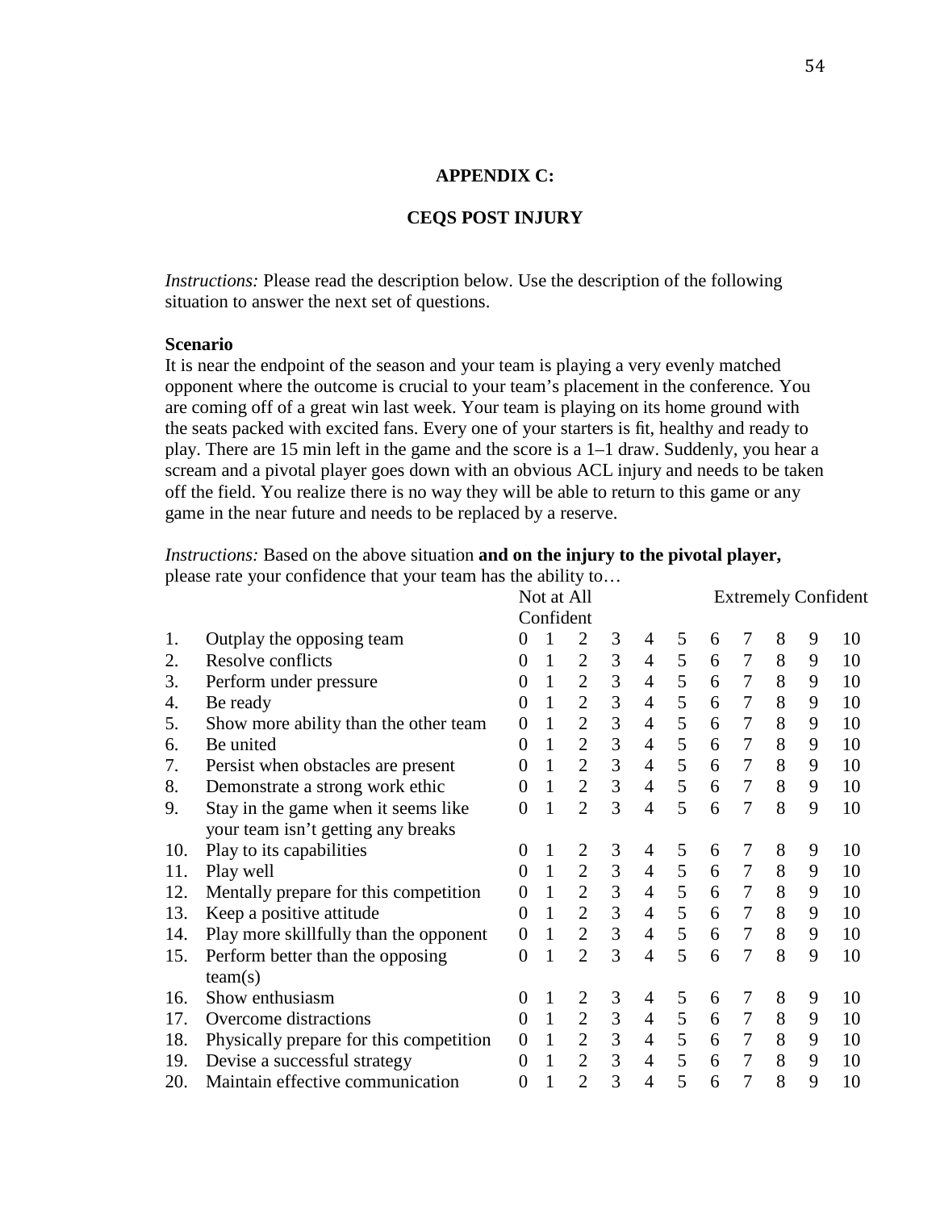# APPENDIX C:

## CEQS POST INJURY

*Instructions:* Please read the description below. Use the description of the following situation to answer the next set of questions.

**Scenario**

It is near the endpoint of the season and your team is playing a very evenly matched opponent where the outcome is crucial to your team's placement in the conference. You are coming off of a great win last week. Your team is playing on its home ground with the seats packed with excited fans. Every one of your starters is fit, healthy and ready to play. There are 15 min left in the game and the score is a 1–1 draw. Suddenly, you hear a scream and a pivotal player goes down with an obvious ACL injury and needs to be taken off the field. You realize there is no way they will be able to return to this game or any game in the near future and needs to be replaced by a reserve.

*Instructions:* Based on the above situation **and on the injury to the pivotal player,** please rate your confidence that your team has the ability to…

| | | Not at All Confident | | | | | | | | | | Extremely Confident |
|---|---|---|---|---|---|---|---|---|---|---|---|---|
| 1. | Outplay the opposing team | 0 | 1 | 2 | 3 | 4 | 5 | 6 | 7 | 8 | 9 | 10 |
| 2. | Resolve conflicts | 0 | 1 | 2 | 3 | 4 | 5 | 6 | 7 | 8 | 9 | 10 |
| 3. | Perform under pressure | 0 | 1 | 2 | 3 | 4 | 5 | 6 | 7 | 8 | 9 | 10 |
| 4. | Be ready | 0 | 1 | 2 | 3 | 4 | 5 | 6 | 7 | 8 | 9 | 10 |
| 5. | Show more ability than the other team | 0 | 1 | 2 | 3 | 4 | 5 | 6 | 7 | 8 | 9 | 10 |
| 6. | Be united | 0 | 1 | 2 | 3 | 4 | 5 | 6 | 7 | 8 | 9 | 10 |
| 7. | Persist when obstacles are present | 0 | 1 | 2 | 3 | 4 | 5 | 6 | 7 | 8 | 9 | 10 |
| 8. | Demonstrate a strong work ethic | 0 | 1 | 2 | 3 | 4 | 5 | 6 | 7 | 8 | 9 | 10 |
| 9. | Stay in the game when it seems like your team isn't getting any breaks | 0 | 1 | 2 | 3 | 4 | 5 | 6 | 7 | 8 | 9 | 10 |
| 10. | Play to its capabilities | 0 | 1 | 2 | 3 | 4 | 5 | 6 | 7 | 8 | 9 | 10 |
| 11. | Play well | 0 | 1 | 2 | 3 | 4 | 5 | 6 | 7 | 8 | 9 | 10 |
| 12. | Mentally prepare for this competition | 0 | 1 | 2 | 3 | 4 | 5 | 6 | 7 | 8 | 9 | 10 |
| 13. | Keep a positive attitude | 0 | 1 | 2 | 3 | 4 | 5 | 6 | 7 | 8 | 9 | 10 |
| 14. | Play more skillfully than the opponent | 0 | 1 | 2 | 3 | 4 | 5 | 6 | 7 | 8 | 9 | 10 |
| 15. | Perform better than the opposing team(s) | 0 | 1 | 2 | 3 | 4 | 5 | 6 | 7 | 8 | 9 | 10 |
| 16. | Show enthusiasm | 0 | 1 | 2 | 3 | 4 | 5 | 6 | 7 | 8 | 9 | 10 |
| 17. | Overcome distractions | 0 | 1 | 2 | 3 | 4 | 5 | 6 | 7 | 8 | 9 | 10 |
| 18. | Physically prepare for this competition | 0 | 1 | 2 | 3 | 4 | 5 | 6 | 7 | 8 | 9 | 10 |
| 19. | Devise a successful strategy | 0 | 1 | 2 | 3 | 4 | 5 | 6 | 7 | 8 | 9 | 10 |
| 20. | Maintain effective communication | 0 | 1 | 2 | 3 | 4 | 5 | 6 | 7 | 8 | 9 | 10 |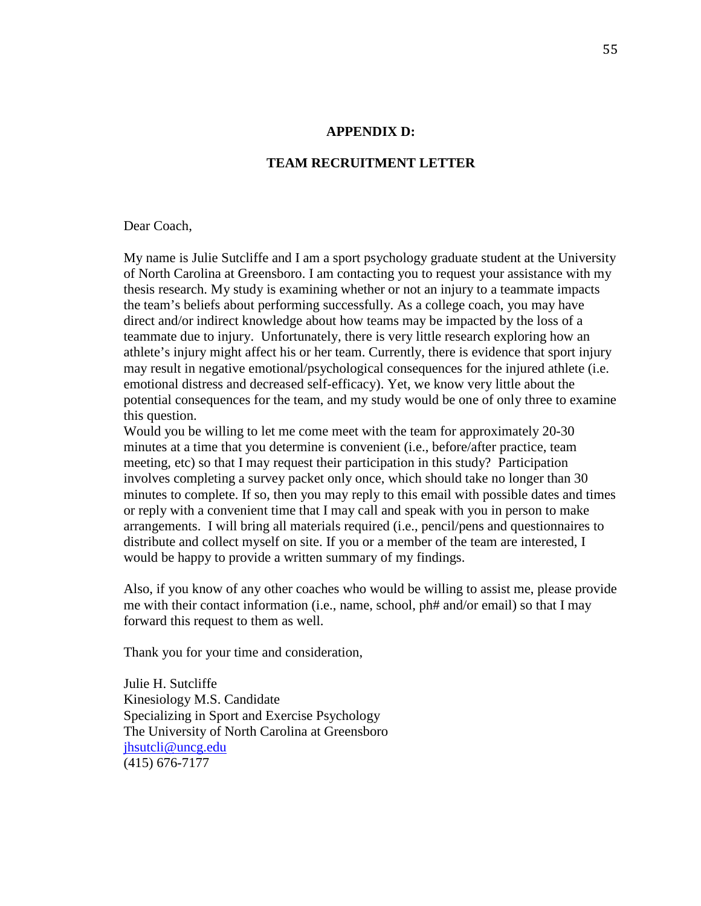## APPENDIX D:

## TEAM RECRUITMENT LETTER

Dear Coach,

My name is Julie Sutcliffe and I am a sport psychology graduate student at the University of North Carolina at Greensboro. I am contacting you to request your assistance with my thesis research. My study is examining whether or not an injury to a teammate impacts the team's beliefs about performing successfully. As a college coach, you may have direct and/or indirect knowledge about how teams may be impacted by the loss of a teammate due to injury. Unfortunately, there is very little research exploring how an athlete's injury might affect his or her team. Currently, there is evidence that sport injury may result in negative emotional/psychological consequences for the injured athlete (i.e. emotional distress and decreased self-efficacy). Yet, we know very little about the potential consequences for the team, and my study would be one of only three to examine this question.

Would you be willing to let me come meet with the team for approximately 20-30 minutes at a time that you determine is convenient (i.e., before/after practice, team meeting, etc) so that I may request their participation in this study? Participation involves completing a survey packet only once, which should take no longer than 30 minutes to complete. If so, then you may reply to this email with possible dates and times or reply with a convenient time that I may call and speak with you in person to make arrangements. I will bring all materials required (i.e., pencil/pens and questionnaires to distribute and collect myself on site. If you or a member of the team are interested, I would be happy to provide a written summary of my findings.

Also, if you know of any other coaches who would be willing to assist me, please provide me with their contact information (i.e., name, school, ph# and/or email) so that I may forward this request to them as well.

Thank you for your time and consideration,

Julie H. Sutcliffe
Kinesiology M.S. Candidate
Specializing in Sport and Exercise Psychology
The University of North Carolina at Greensboro
jhsutcli@uncg.edu
(415) 676-7177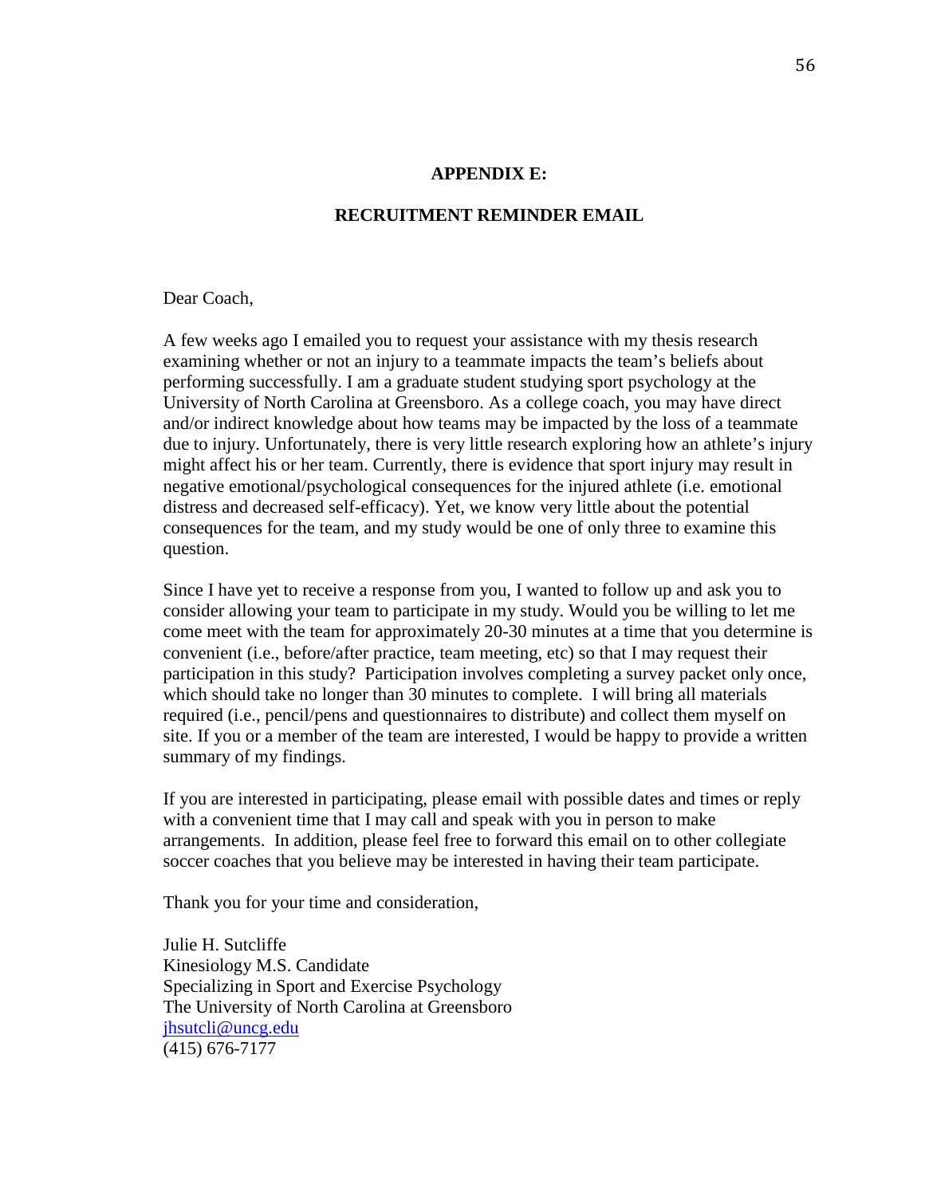## APPENDIX E:

## RECRUITMENT REMINDER EMAIL

Dear Coach,

A few weeks ago I emailed you to request your assistance with my thesis research examining whether or not an injury to a teammate impacts the team's beliefs about performing successfully. I am a graduate student studying sport psychology at the University of North Carolina at Greensboro. As a college coach, you may have direct and/or indirect knowledge about how teams may be impacted by the loss of a teammate due to injury. Unfortunately, there is very little research exploring how an athlete's injury might affect his or her team. Currently, there is evidence that sport injury may result in negative emotional/psychological consequences for the injured athlete (i.e. emotional distress and decreased self-efficacy). Yet, we know very little about the potential consequences for the team, and my study would be one of only three to examine this question.

Since I have yet to receive a response from you, I wanted to follow up and ask you to consider allowing your team to participate in my study. Would you be willing to let me come meet with the team for approximately 20-30 minutes at a time that you determine is convenient (i.e., before/after practice, team meeting, etc) so that I may request their participation in this study? Participation involves completing a survey packet only once, which should take no longer than 30 minutes to complete. I will bring all materials required (i.e., pencil/pens and questionnaires to distribute) and collect them myself on site. If you or a member of the team are interested, I would be happy to provide a written summary of my findings.

If you are interested in participating, please email with possible dates and times or reply with a convenient time that I may call and speak with you in person to make arrangements. In addition, please feel free to forward this email on to other collegiate soccer coaches that you believe may be interested in having their team participate.

Thank you for your time and consideration,

Julie H. Sutcliffe
Kinesiology M.S. Candidate
Specializing in Sport and Exercise Psychology
The University of North Carolina at Greensboro
jhsutcli@uncg.edu
(415) 676-7177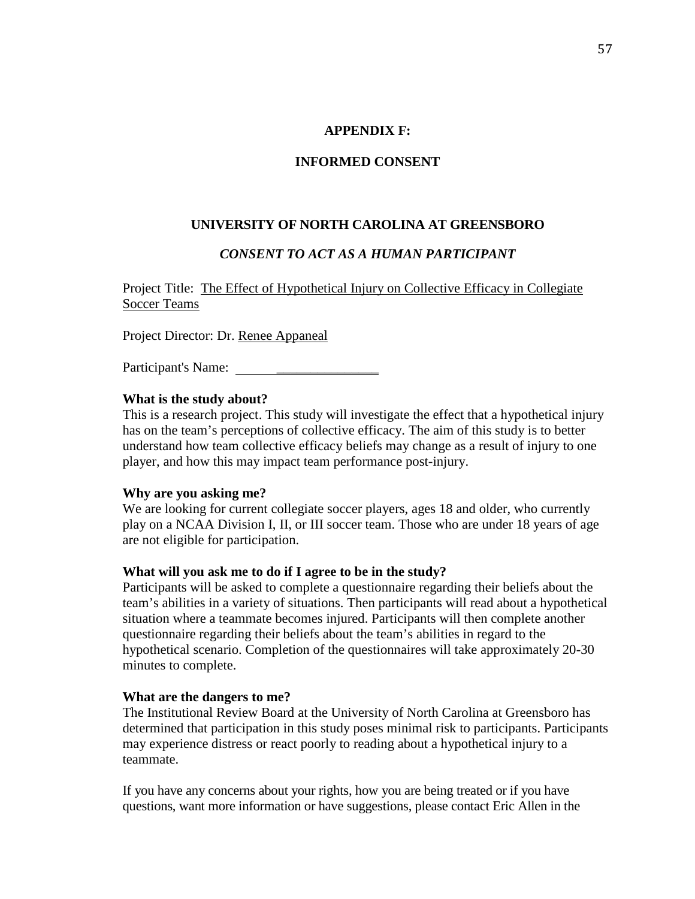**APPENDIX F:**

**INFORMED CONSENT**

**UNIVERSITY OF NORTH CAROLINA AT GREENSBORO**

***CONSENT TO ACT AS A HUMAN PARTICIPANT***

Project Title: The Effect of Hypothetical Injury on Collective Efficacy in Collegiate Soccer Teams

Project Director: Dr. Renee Appaneal

Participant's Name: ______________________

**What is the study about?**
This is a research project. This study will investigate the effect that a hypothetical injury has on the team's perceptions of collective efficacy. The aim of this study is to better understand how team collective efficacy beliefs may change as a result of injury to one player, and how this may impact team performance post-injury.

**Why are you asking me?**
We are looking for current collegiate soccer players, ages 18 and older, who currently play on a NCAA Division I, II, or III soccer team. Those who are under 18 years of age are not eligible for participation.

**What will you ask me to do if I agree to be in the study?**
Participants will be asked to complete a questionnaire regarding their beliefs about the team's abilities in a variety of situations. Then participants will read about a hypothetical situation where a teammate becomes injured. Participants will then complete another questionnaire regarding their beliefs about the team's abilities in regard to the hypothetical scenario. Completion of the questionnaires will take approximately 20-30 minutes to complete.

**What are the dangers to me?**
The Institutional Review Board at the University of North Carolina at Greensboro has determined that participation in this study poses minimal risk to participants. Participants may experience distress or react poorly to reading about a hypothetical injury to a teammate.

If you have any concerns about your rights, how you are being treated or if you have questions, want more information or have suggestions, please contact Eric Allen in the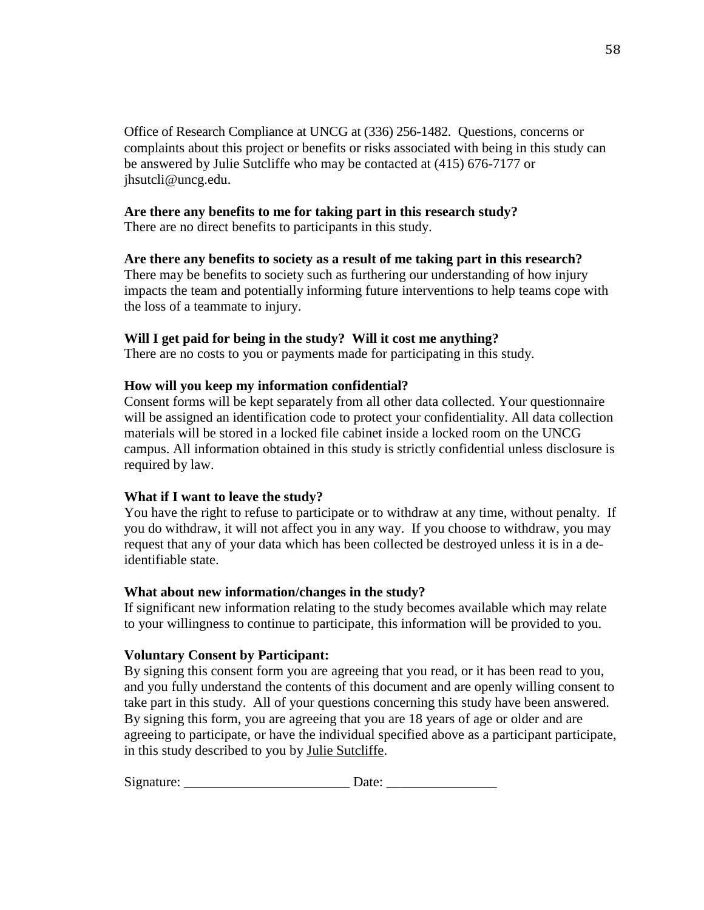Office of Research Compliance at UNCG at (336) 256-1482. Questions, concerns or complaints about this project or benefits or risks associated with being in this study can be answered by Julie Sutcliffe who may be contacted at (415) 676-7177 or jhsutcli@uncg.edu.

**Are there any benefits to me for taking part in this research study?**
There are no direct benefits to participants in this study.

**Are there any benefits to society as a result of me taking part in this research?**
There may be benefits to society such as furthering our understanding of how injury impacts the team and potentially informing future interventions to help teams cope with the loss of a teammate to injury.

**Will I get paid for being in the study? Will it cost me anything?**
There are no costs to you or payments made for participating in this study.

**How will you keep my information confidential?**
Consent forms will be kept separately from all other data collected. Your questionnaire will be assigned an identification code to protect your confidentiality. All data collection materials will be stored in a locked file cabinet inside a locked room on the UNCG campus. All information obtained in this study is strictly confidential unless disclosure is required by law.

**What if I want to leave the study?**
You have the right to refuse to participate or to withdraw at any time, without penalty. If you do withdraw, it will not affect you in any way. If you choose to withdraw, you may request that any of your data which has been collected be destroyed unless it is in a de-identifiable state.

**What about new information/changes in the study?**
If significant new information relating to the study becomes available which may relate to your willingness to continue to participate, this information will be provided to you.

**Voluntary Consent by Participant:**
By signing this consent form you are agreeing that you read, or it has been read to you, and you fully understand the contents of this document and are openly willing consent to take part in this study. All of your questions concerning this study have been answered. By signing this form, you are agreeing that you are 18 years of age or older and are agreeing to participate, or have the individual specified above as a participant participate, in this study described to you by Julie Sutcliffe.

Signature: ________________________ Date: ________________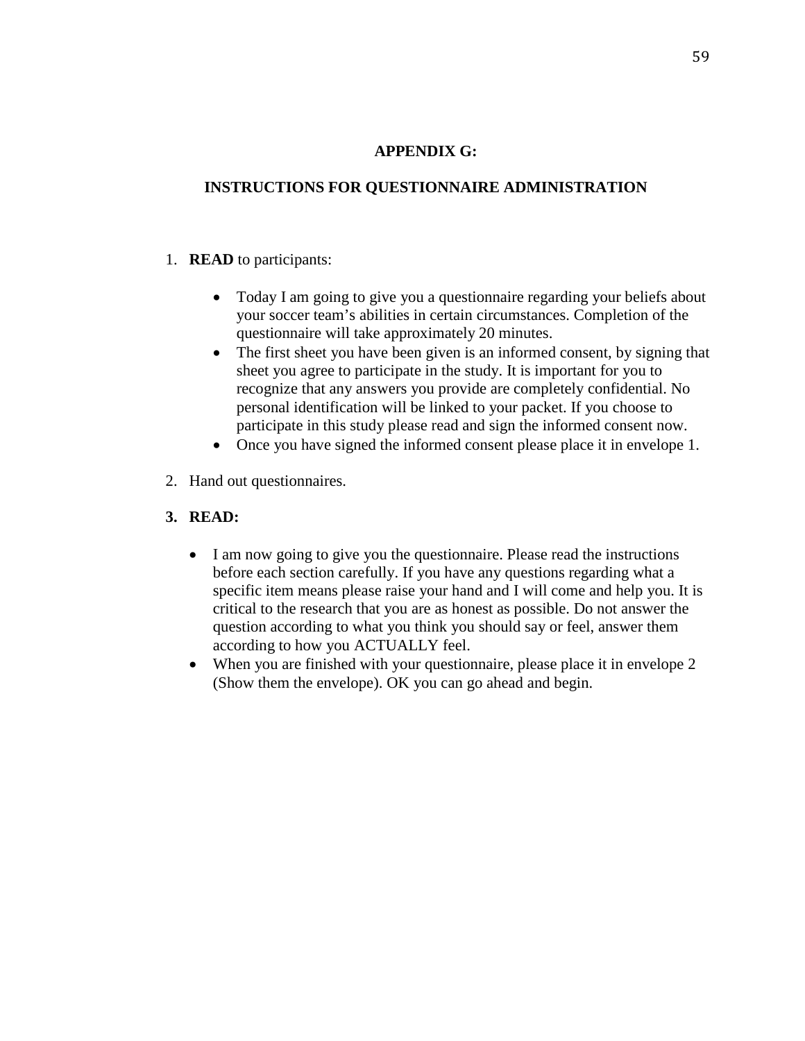# APPENDIX G:

## INSTRUCTIONS FOR QUESTIONNAIRE ADMINISTRATION

1. **READ** to participants:

   - Today I am going to give you a questionnaire regarding your beliefs about your soccer team's abilities in certain circumstances. Completion of the questionnaire will take approximately 20 minutes.
   - The first sheet you have been given is an informed consent, by signing that sheet you agree to participate in the study. It is important for you to recognize that any answers you provide are completely confidential. No personal identification will be linked to your packet. If you choose to participate in this study please read and sign the informed consent now.
   - Once you have signed the informed consent please place it in envelope 1.

2. Hand out questionnaires.

3. **READ:**

   - I am now going to give you the questionnaire. Please read the instructions before each section carefully. If you have any questions regarding what a specific item means please raise your hand and I will come and help you. It is critical to the research that you are as honest as possible. Do not answer the question according to what you think you should say or feel, answer them according to how you ACTUALLY feel.
   - When you are finished with your questionnaire, please place it in envelope 2 (Show them the envelope). OK you can go ahead and begin.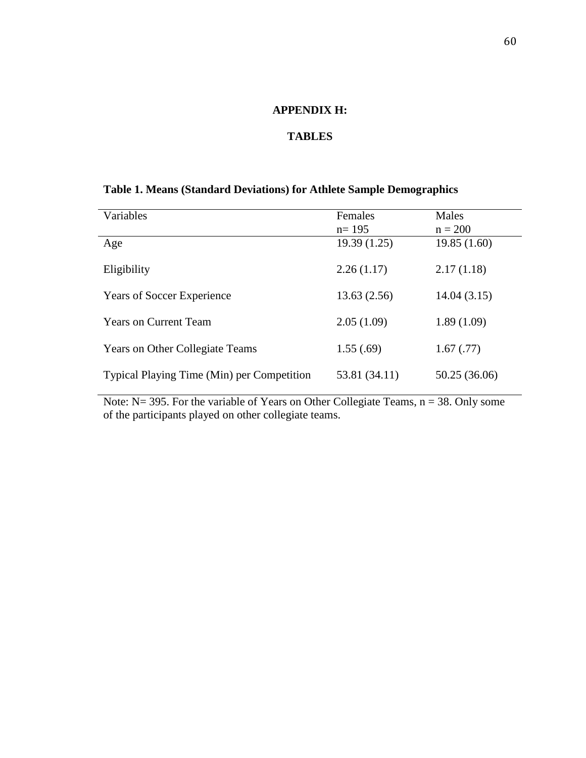# APPENDIX H:

# TABLES

**Table 1. Means (Standard Deviations) for Athlete Sample Demographics**

| Variables | Females n= 195 | Males n = 200 |
|---|---|---|
| Age | 19.39 (1.25) | 19.85 (1.60) |
| Eligibility | 2.26 (1.17) | 2.17 (1.18) |
| Years of Soccer Experience | 13.63 (2.56) | 14.04 (3.15) |
| Years on Current Team | 2.05 (1.09) | 1.89 (1.09) |
| Years on Other Collegiate Teams | 1.55 (.69) | 1.67 (.77) |
| Typical Playing Time (Min) per Competition | 53.81 (34.11) | 50.25 (36.06) |

Note: N= 395. For the variable of Years on Other Collegiate Teams, n = 38. Only some of the participants played on other collegiate teams.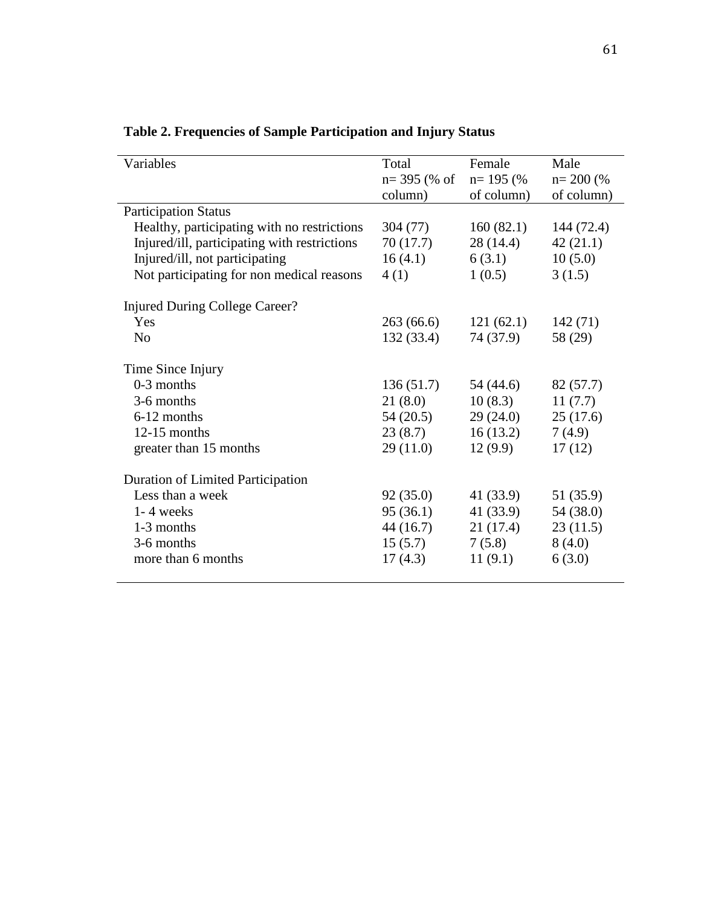**Table 2. Frequencies of Sample Participation and Injury Status**

| Variables | Total n= 395 (% of column) | Female n= 195 (% of column) | Male n= 200 (% of column) |
|---|---|---|---|
| Participation Status | | | |
| Healthy, participating with no restrictions | 304 (77) | 160 (82.1) | 144 (72.4) |
| Injured/ill, participating with restrictions | 70 (17.7) | 28 (14.4) | 42 (21.1) |
| Injured/ill, not participating | 16 (4.1) | 6 (3.1) | 10 (5.0) |
| Not participating for non medical reasons | 4 (1) | 1 (0.5) | 3 (1.5) |
| Injured During College Career? | | | |
| Yes | 263 (66.6) | 121 (62.1) | 142 (71) |
| No | 132 (33.4) | 74 (37.9) | 58 (29) |
| Time Since Injury | | | |
| 0-3 months | 136 (51.7) | 54 (44.6) | 82 (57.7) |
| 3-6 months | 21 (8.0) | 10 (8.3) | 11 (7.7) |
| 6-12 months | 54 (20.5) | 29 (24.0) | 25 (17.6) |
| 12-15 months | 23 (8.7) | 16 (13.2) | 7 (4.9) |
| greater than 15 months | 29 (11.0) | 12 (9.9) | 17 (12) |
| Duration of Limited Participation | | | |
| Less than a week | 92 (35.0) | 41 (33.9) | 51 (35.9) |
| 1- 4 weeks | 95 (36.1) | 41 (33.9) | 54 (38.0) |
| 1-3 months | 44 (16.7) | 21 (17.4) | 23 (11.5) |
| 3-6 months | 15 (5.7) | 7 (5.8) | 8 (4.0) |
| more than 6 months | 17 (4.3) | 11 (9.1) | 6 (3.0) |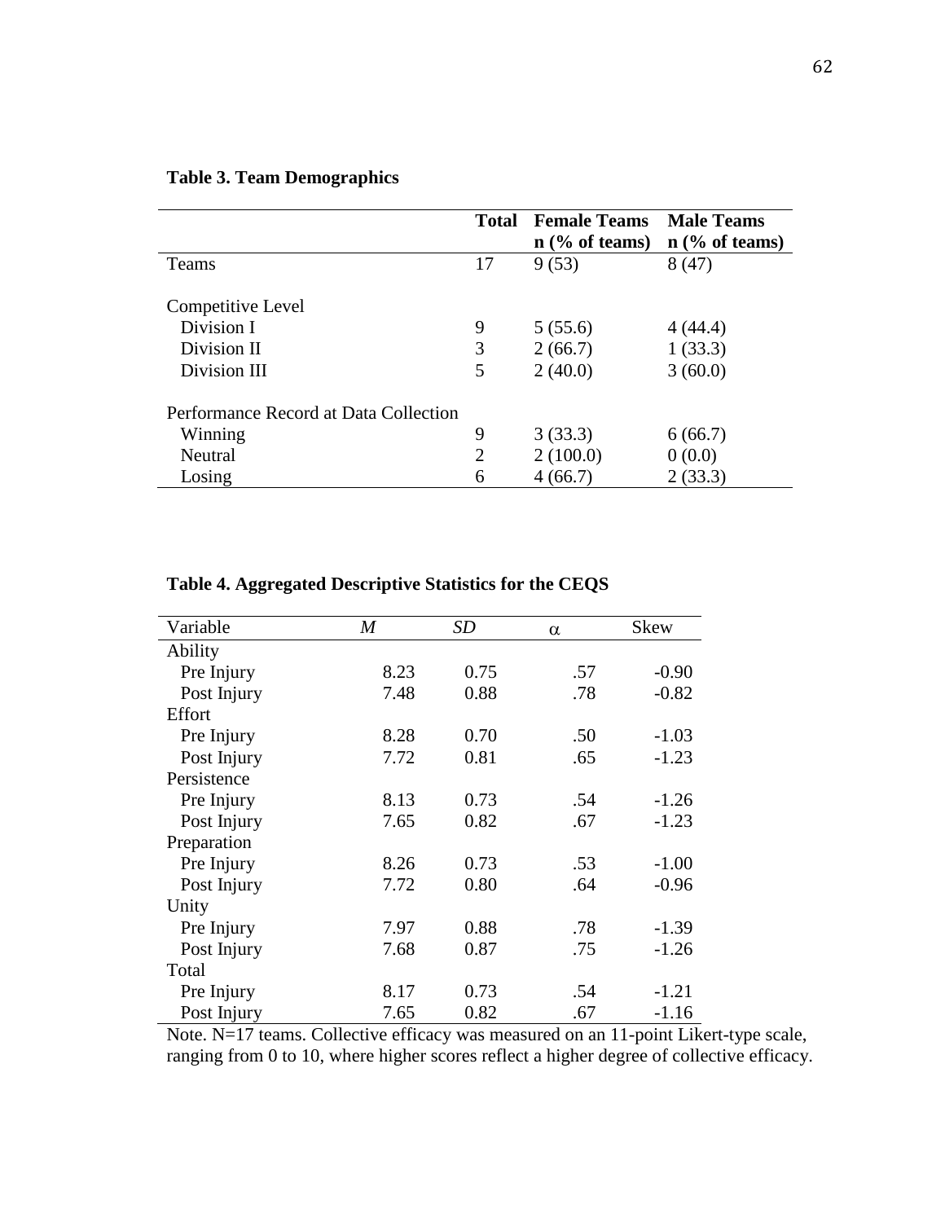**Table 3. Team Demographics**

| | Total | Female Teams n (% of teams) | Male Teams n (% of teams) |
|---|---|---|---|
| Teams | 17 | 9 (53) | 8 (47) |
| | | | |
| Competitive Level | | | |
| Division I | 9 | 5 (55.6) | 4 (44.4) |
| Division II | 3 | 2 (66.7) | 1 (33.3) |
| Division III | 5 | 2 (40.0) | 3 (60.0) |
| | | | |
| Performance Record at Data Collection | | | |
| Winning | 9 | 3 (33.3) | 6 (66.7) |
| Neutral | 2 | 2 (100.0) | 0 (0.0) |
| Losing | 6 | 4 (66.7) | 2 (33.3) |

**Table 4. Aggregated Descriptive Statistics for the CEQS**

| Variable | *M* | *SD* | $\alpha$ | Skew |
|---|---|---|---|---|
| Ability | | | | |
| Pre Injury | 8.23 | 0.75 | .57 | -0.90 |
| Post Injury | 7.48 | 0.88 | .78 | -0.82 |
| Effort | | | | |
| Pre Injury | 8.28 | 0.70 | .50 | -1.03 |
| Post Injury | 7.72 | 0.81 | .65 | -1.23 |
| Persistence | | | | |
| Pre Injury | 8.13 | 0.73 | .54 | -1.26 |
| Post Injury | 7.65 | 0.82 | .67 | -1.23 |
| Preparation | | | | |
| Pre Injury | 8.26 | 0.73 | .53 | -1.00 |
| Post Injury | 7.72 | 0.80 | .64 | -0.96 |
| Unity | | | | |
| Pre Injury | 7.97 | 0.88 | .78 | -1.39 |
| Post Injury | 7.68 | 0.87 | .75 | -1.26 |
| Total | | | | |
| Pre Injury | 8.17 | 0.73 | .54 | -1.21 |
| Post Injury | 7.65 | 0.82 | .67 | -1.16 |

Note. N=17 teams. Collective efficacy was measured on an 11-point Likert-type scale, ranging from 0 to 10, where higher scores reflect a higher degree of collective efficacy.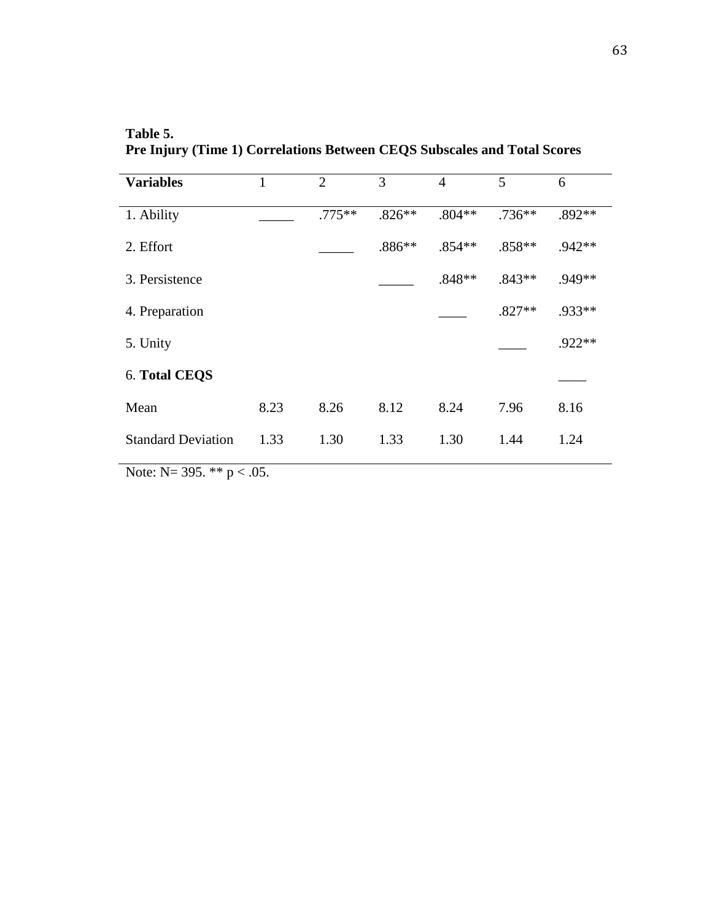**Table 5.**
**Pre Injury (Time 1) Correlations Between CEQS Subscales and Total Scores**

| Variables | 1 | 2 | 3 | 4 | 5 | 6 |
|---|---|---|---|---|---|---|
| 1. Ability | _____ | .775** | .826** | .804** | .736** | .892** |
| 2. Effort | | _____ | .886** | .854** | .858** | .942** |
| 3. Persistence | | | _____ | .848** | .843** | .949** |
| 4. Preparation | | | | ____ | .827** | .933** |
| 5. Unity | | | | | ____ | .922** |
| 6. **Total CEQS** | | | | | | ____ |
| Mean | 8.23 | 8.26 | 8.12 | 8.24 | 7.96 | 8.16 |
| Standard Deviation | 1.33 | 1.30 | 1.33 | 1.30 | 1.44 | 1.24 |

Note: N= 395. ** $p < .05$.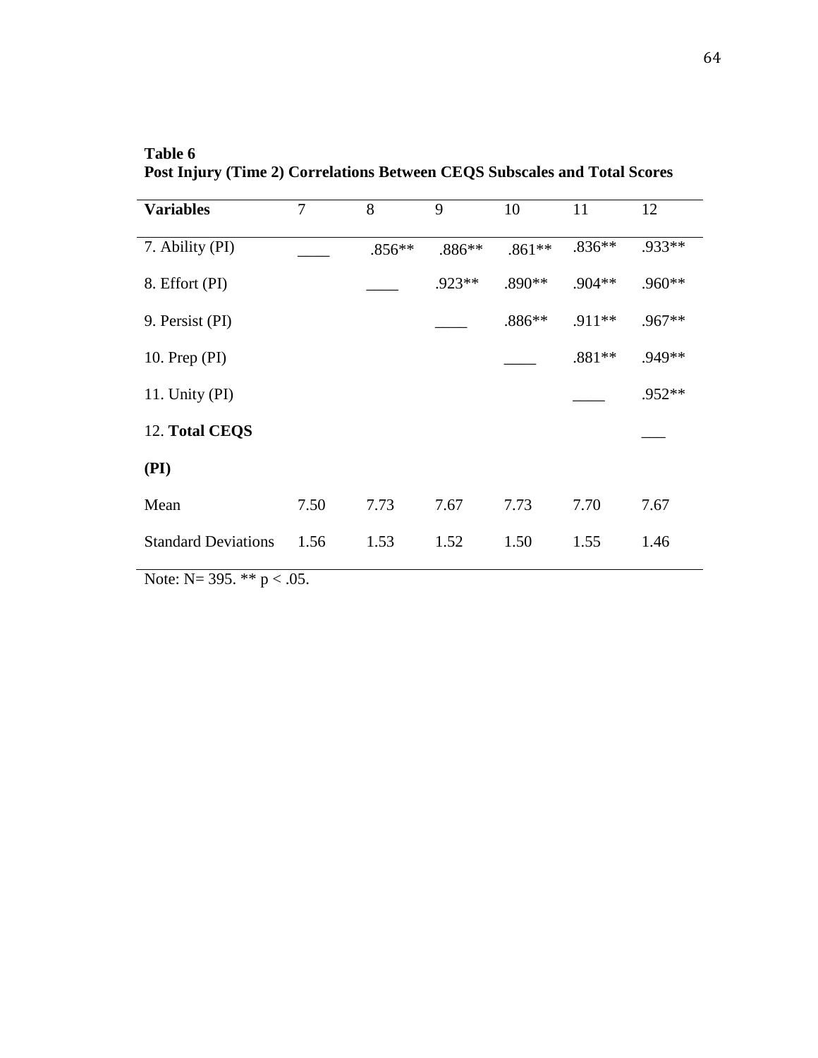**Table 6**
**Post Injury (Time 2) Correlations Between CEQS Subscales and Total Scores**

| **Variables** | 7 | 8 | 9 | 10 | 11 | 12 |
|---|---|---|---|---|---|---|
| 7. Ability (PI) | ____ | .856** | .886** | .861** | .836** | .933** |
| 8. Effort (PI) | | ____ | .923** | .890** | .904** | .960** |
| 9. Persist (PI) | | | ____ | .886** | .911** | .967** |
| 10. Prep (PI) | | | | ____ | .881** | .949** |
| 11. Unity (PI) | | | | | ____ | .952** |
| 12. **Total CEQS (PI)** | | | | | | ___ |
| Mean | 7.50 | 7.73 | 7.67 | 7.73 | 7.70 | 7.67 |
| Standard Deviations | 1.56 | 1.53 | 1.52 | 1.50 | 1.55 | 1.46 |

Note: N= 395. ** $p < .05$.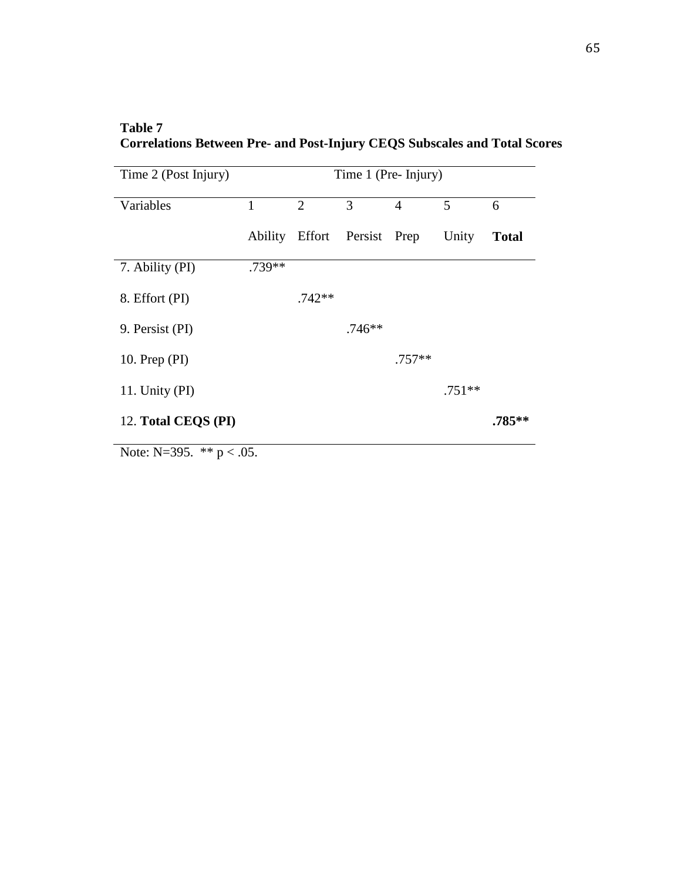**Table 7**
**Correlations Between Pre- and Post-Injury CEQS Subscales and Total Scores**

| Time 2 (Post Injury) | Time 1 (Pre- Injury) | | | | | |
|---|---|---|---|---|---|---|
| Variables | 1 | 2 | 3 | 4 | 5 | 6 |
| | Ability | Effort | Persist | Prep | Unity | **Total** |
| 7. Ability (PI) | .739** | | | | | |
| 8. Effort (PI) | | .742** | | | | |
| 9. Persist (PI) | | | .746** | | | |
| 10. Prep (PI) | | | | .757** | | |
| 11. Unity (PI) | | | | | .751** | |
| 12. **Total CEQS (PI)** | | | | | | **.785**** |

Note: N=395. ** $p < .05$.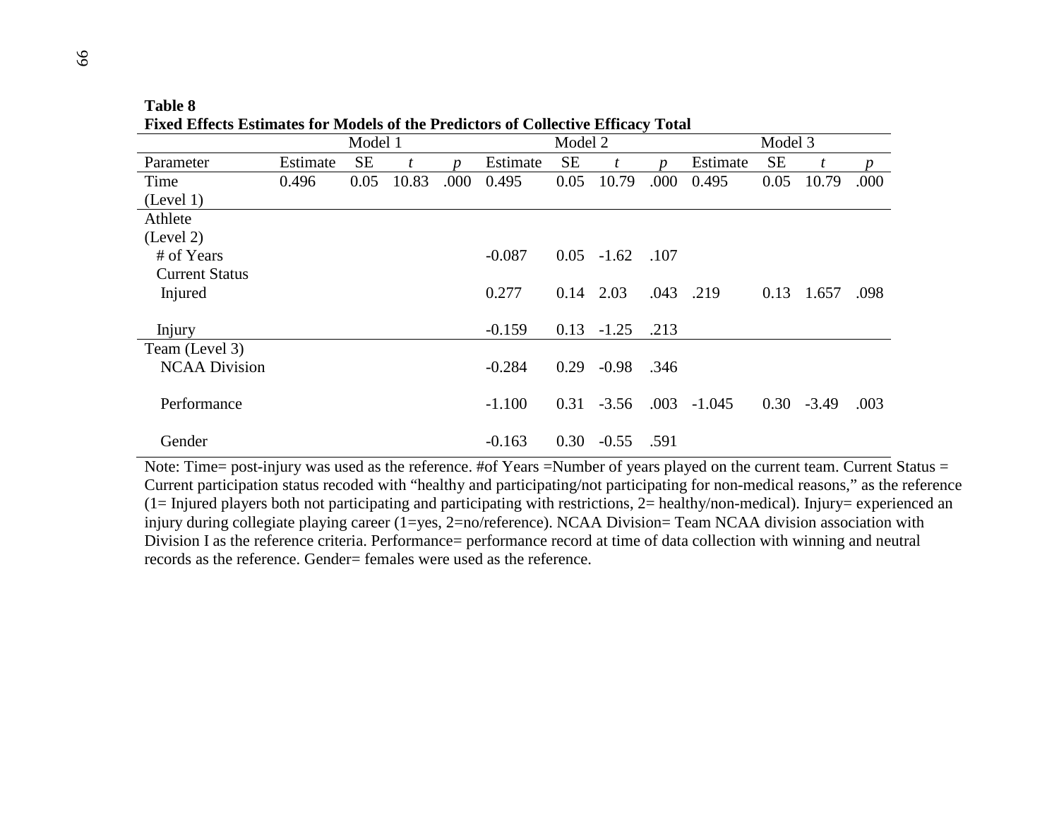**Table 8**

**Fixed Effects Estimates for Models of the Predictors of Collective Efficacy Total**

| | Model 1 | | | | Model 2 | | | | Model 3 | | | |
|---|---|---|---|---|---|---|---|---|---|---|---|---|
| Parameter | Estimate | SE | *t* | *p* | Estimate | SE | *t* | *p* | Estimate | SE | *t* | *p* |
| Time (Level 1) | 0.496 | 0.05 | 10.83 | .000 | 0.495 | 0.05 | 10.79 | .000 | 0.495 | 0.05 | 10.79 | .000 |
| Athlete (Level 2) | | | | | | | | | | | | |
| # of Years | | | | | -0.087 | 0.05 | -1.62 | .107 | | | | |
| Current Status | | | | | | | | | | | | |
| Injured | | | | | 0.277 | 0.14 | 2.03 | .043 | .219 | 0.13 | 1.657 | .098 |
| Injury | | | | | -0.159 | 0.13 | -1.25 | .213 | | | | |
| Team (Level 3) | | | | | | | | | | | | |
| NCAA Division | | | | | -0.284 | 0.29 | -0.98 | .346 | | | | |
| Performance | | | | | -1.100 | 0.31 | -3.56 | .003 | -1.045 | 0.30 | -3.49 | .003 |
| Gender | | | | | -0.163 | 0.30 | -0.55 | .591 | | | | |

Note: Time= post-injury was used as the reference. #of Years =Number of years played on the current team. Current Status = Current participation status recoded with "healthy and participating/not participating for non-medical reasons," as the reference (1= Injured players both not participating and participating with restrictions, 2= healthy/non-medical). Injury= experienced an injury during collegiate playing career (1=yes, 2=no/reference). NCAA Division= Team NCAA division association with Division I as the reference criteria. Performance= performance record at time of data collection with winning and neutral records as the reference. Gender= females were used as the reference.